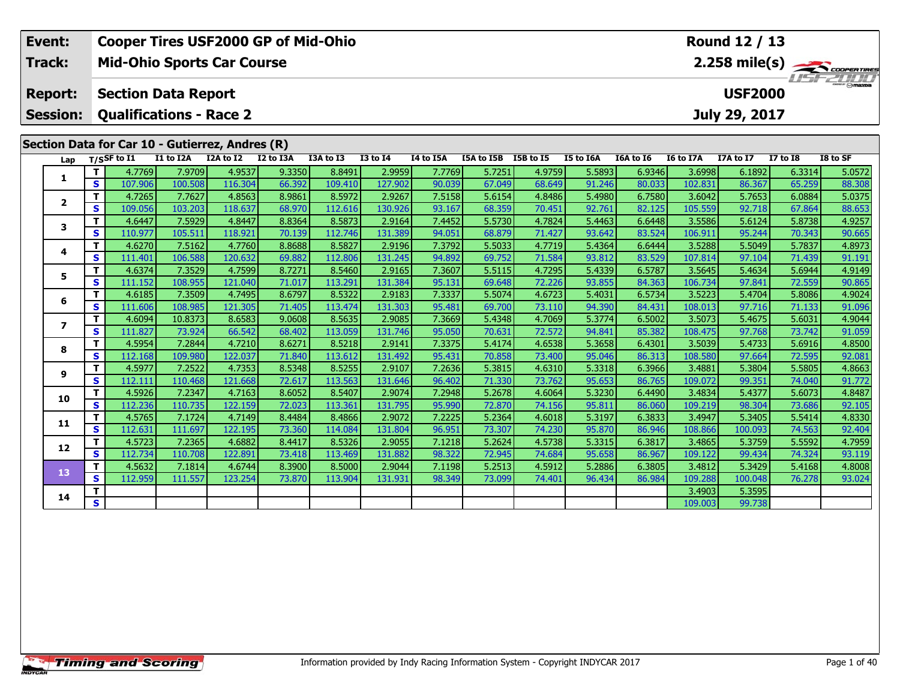| Event: | Cooper Tires USF2000 GP of Mid-Ohio | Round 12 / 13 |
|---|---|---|
| Track: | Mid-Ohio Sports Car Course | 2.258 mile(s) |
| Report: | Section Data Report | USF2000 |
| Session: | Qualifications - Race 2 | July 29, 2017 |

## Section Data for Car 10 - Gutierrez, Andres (R)

| Lap | T/S | SF to I1 | I1 to I2A | I2A to I2 | I2 to I3A | I3A to I3 | I3 to I4 | I4 to I5A | I5A to I5B | I5B to I5 | I5 to I6A | I6A to I6 | I6 to I7A | I7A to I7 | I7 to I8 | I8 to SF |
|---|---|---|---|---|---|---|---|---|---|---|---|---|---|---|---|---|
| 1 | T | 4.7769 | 7.9709 | 4.9537 | 9.3350 | 8.8491 | 2.9959 | 7.7769 | 5.7251 | 4.9759 | 5.5893 | 6.9346 | 3.6998 | 6.1892 | 6.3314 | 5.0572 |
| | S | 107.906 | 100.508 | 116.304 | 66.392 | 109.410 | 127.902 | 90.039 | 67.049 | 68.649 | 91.246 | 80.033 | 102.831 | 86.367 | 65.259 | 88.308 |
| 2 | T | 4.7265 | 7.7627 | 4.8563 | 8.9861 | 8.5972 | 2.9267 | 7.5158 | 5.6154 | 4.8486 | 5.4980 | 6.7580 | 3.6042 | 5.7653 | 6.0884 | 5.0375 |
| | S | 109.056 | 103.203 | 118.637 | 68.970 | 112.616 | 130.926 | 93.167 | 68.359 | 70.451 | 92.761 | 82.125 | 105.559 | 92.718 | 67.864 | 88.653 |
| 3 | T | 4.6447 | 7.5929 | 4.8447 | 8.8364 | 8.5873 | 2.9164 | 7.4452 | 5.5730 | 4.7824 | 5.4463 | 6.6448 | 3.5586 | 5.6124 | 5.8738 | 4.9257 |
| | S | 110.977 | 105.511 | 118.921 | 70.139 | 112.746 | 131.389 | 94.051 | 68.879 | 71.427 | 93.642 | 83.524 | 106.911 | 95.244 | 70.343 | 90.665 |
| 4 | T | 4.6270 | 7.5162 | 4.7760 | 8.8688 | 8.5827 | 2.9196 | 7.3792 | 5.5033 | 4.7719 | 5.4364 | 6.6444 | 3.5288 | 5.5049 | 5.7837 | 4.8973 |
| | S | 111.401 | 106.588 | 120.632 | 69.882 | 112.806 | 131.245 | 94.892 | 69.752 | 71.584 | 93.812 | 83.529 | 107.814 | 97.104 | 71.439 | 91.191 |
| 5 | T | 4.6374 | 7.3529 | 4.7599 | 8.7271 | 8.5460 | 2.9165 | 7.3607 | 5.5115 | 4.7295 | 5.4339 | 6.5787 | 3.5645 | 5.4634 | 5.6944 | 4.9149 |
| | S | 111.152 | 108.955 | 121.040 | 71.017 | 113.291 | 131.384 | 95.131 | 69.648 | 72.226 | 93.855 | 84.363 | 106.734 | 97.841 | 72.559 | 90.865 |
| 6 | T | 4.6185 | 7.3509 | 4.7495 | 8.6797 | 8.5322 | 2.9183 | 7.3337 | 5.5074 | 4.6723 | 5.4031 | 6.5734 | 3.5223 | 5.4704 | 5.8086 | 4.9024 |
| | S | 111.606 | 108.985 | 121.305 | 71.405 | 113.474 | 131.303 | 95.481 | 69.700 | 73.110 | 94.390 | 84.431 | 108.013 | 97.716 | 71.133 | 91.096 |
| 7 | T | 4.6094 | 10.8373 | 8.6583 | 9.0608 | 8.5635 | 2.9085 | 7.3669 | 5.4348 | 4.7069 | 5.3774 | 6.5002 | 3.5073 | 5.4675 | 5.6031 | 4.9044 |
| | S | 111.827 | 73.924 | 66.542 | 68.402 | 113.059 | 131.746 | 95.050 | 70.631 | 72.572 | 94.841 | 85.382 | 108.475 | 97.768 | 73.742 | 91.059 |
| 8 | T | 4.5954 | 7.2844 | 4.7210 | 8.6271 | 8.5218 | 2.9141 | 7.3375 | 5.4174 | 4.6538 | 5.3658 | 6.4301 | 3.5039 | 5.4733 | 5.6916 | 4.8500 |
| | S | 112.168 | 109.980 | 122.037 | 71.840 | 113.612 | 131.492 | 95.431 | 70.858 | 73.400 | 95.046 | 86.313 | 108.580 | 97.664 | 72.595 | 92.081 |
| 9 | T | 4.5977 | 7.2522 | 4.7353 | 8.5348 | 8.5255 | 2.9107 | 7.2636 | 5.3815 | 4.6310 | 5.3318 | 6.3966 | 3.4881 | 5.3804 | 5.5805 | 4.8663 |
| | S | 112.111 | 110.468 | 121.668 | 72.617 | 113.563 | 131.646 | 96.402 | 71.330 | 73.762 | 95.653 | 86.765 | 109.072 | 99.351 | 74.040 | 91.772 |
| 10 | T | 4.5926 | 7.2347 | 4.7163 | 8.6052 | 8.5407 | 2.9074 | 7.2948 | 5.2678 | 4.6064 | 5.3230 | 6.4490 | 3.4834 | 5.4377 | 5.6073 | 4.8487 |
| | S | 112.236 | 110.735 | 122.159 | 72.023 | 113.361 | 131.795 | 95.990 | 72.870 | 74.156 | 95.811 | 86.060 | 109.219 | 98.304 | 73.686 | 92.105 |
| 11 | T | 4.5765 | 7.1724 | 4.7149 | 8.4484 | 8.4866 | 2.9072 | 7.2225 | 5.2364 | 4.6018 | 5.3197 | 6.3833 | 3.4947 | 5.3405 | 5.5414 | 4.8330 |
| | S | 112.631 | 111.697 | 122.195 | 73.360 | 114.084 | 131.804 | 96.951 | 73.307 | 74.230 | 95.870 | 86.946 | 108.866 | 100.093 | 74.563 | 92.404 |
| 12 | T | 4.5723 | 7.2365 | 4.6882 | 8.4417 | 8.5326 | 2.9055 | 7.1218 | 5.2624 | 4.5738 | 5.3315 | 6.3817 | 3.4865 | 5.3759 | 5.5592 | 4.7959 |
| | S | 112.734 | 110.708 | 122.891 | 73.418 | 113.469 | 131.882 | 98.322 | 72.945 | 74.684 | 95.658 | 86.967 | 109.122 | 99.434 | 74.324 | 93.119 |
| 13 | T | 4.5632 | 7.1814 | 4.6744 | 8.3900 | 8.5000 | 2.9044 | 7.1198 | 5.2513 | 4.5912 | 5.2886 | 6.3805 | 3.4812 | 5.3429 | 5.4168 | 4.8008 |
| | S | 112.959 | 111.557 | 123.254 | 73.870 | 113.904 | 131.931 | 98.349 | 73.099 | 74.401 | 96.434 | 86.984 | 109.288 | 100.048 | 76.278 | 93.024 |
| 14 | T | | | | | | | | | | | | 3.4903 | 5.3595 | | |
| | S | | | | | | | | | | | | 109.003 | 99.738 | | |

Information provided by Indy Racing Information System - Copyright INDYCAR 2017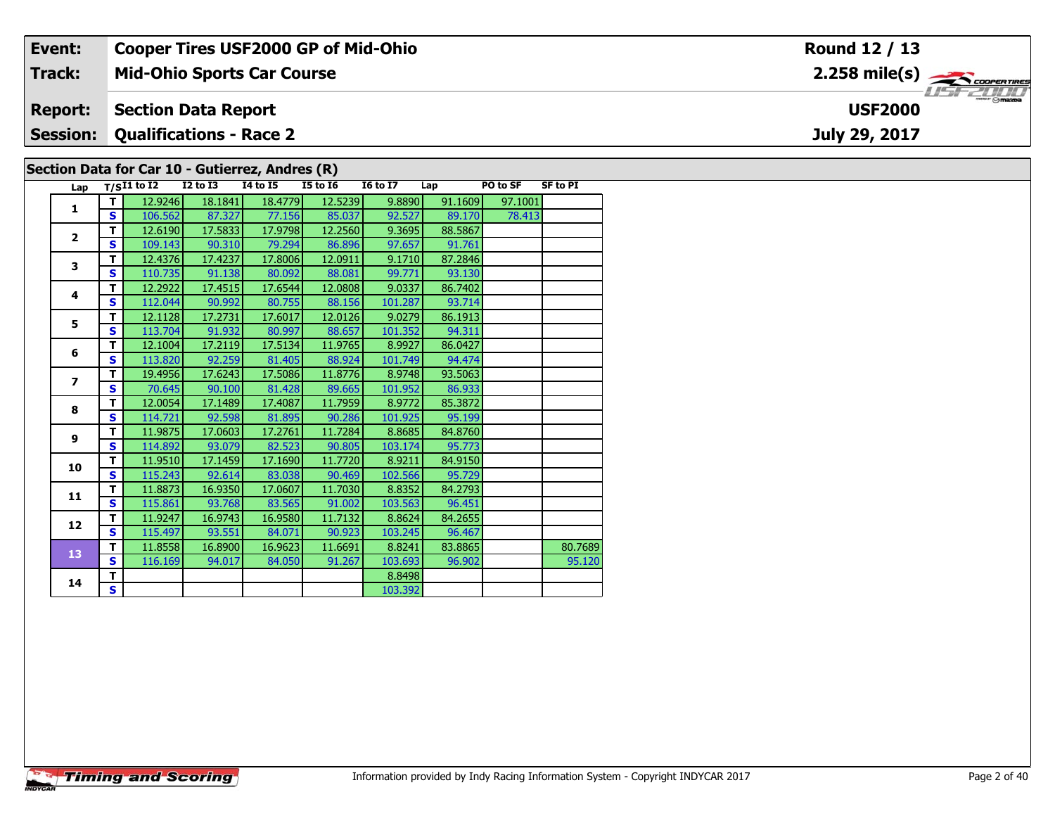| Event: | Cooper Tires USF2000 GP of Mid-Ohio | Round 12 / 13 |
|---|---|---|
| Track: | Mid-Ohio Sports Car Course | 2.258 mile(s) |
| Report: | Section Data Report | USF2000 |
| Session: | Qualifications - Race 2 | July 29, 2017 |

## Section Data for Car 10 - Gutierrez, Andres (R)

| Lap | T/S | I1 to I2 | I2 to I3 | I4 to I5 | I5 to I6 | I6 to I7 | Lap | PO to SF | SF to PI |
|---|---|---|---|---|---|---|---|---|---|
| 1 | T | 12.9246 | 18.1841 | 18.4779 | 12.5239 | 9.8890 | 91.1609 | 97.1001 | |
| | S | 106.562 | 87.327 | 77.156 | 85.037 | 92.527 | 89.170 | 78.413 | |
| 2 | T | 12.6190 | 17.5833 | 17.9798 | 12.2560 | 9.3695 | 88.5867 | | |
| | S | 109.143 | 90.310 | 79.294 | 86.896 | 97.657 | 91.761 | | |
| 3 | T | 12.4376 | 17.4237 | 17.8006 | 12.0911 | 9.1710 | 87.2846 | | |
| | S | 110.735 | 91.138 | 80.092 | 88.081 | 99.771 | 93.130 | | |
| 4 | T | 12.2922 | 17.4515 | 17.6544 | 12.0808 | 9.0337 | 86.7402 | | |
| | S | 112.044 | 90.992 | 80.755 | 88.156 | 101.287 | 93.714 | | |
| 5 | T | 12.1128 | 17.2731 | 17.6017 | 12.0126 | 9.0279 | 86.1913 | | |
| | S | 113.704 | 91.932 | 80.997 | 88.657 | 101.352 | 94.311 | | |
| 6 | T | 12.1004 | 17.2119 | 17.5134 | 11.9765 | 8.9927 | 86.0427 | | |
| | S | 113.820 | 92.259 | 81.405 | 88.924 | 101.749 | 94.474 | | |
| 7 | T | 19.4956 | 17.6243 | 17.5086 | 11.8776 | 8.9748 | 93.5063 | | |
| | S | 70.645 | 90.100 | 81.428 | 89.665 | 101.952 | 86.933 | | |
| 8 | T | 12.0054 | 17.1489 | 17.4087 | 11.7959 | 8.9772 | 85.3872 | | |
| | S | 114.721 | 92.598 | 81.895 | 90.286 | 101.925 | 95.199 | | |
| 9 | T | 11.9875 | 17.0603 | 17.2761 | 11.7284 | 8.8685 | 84.8760 | | |
| | S | 114.892 | 93.079 | 82.523 | 90.805 | 103.174 | 95.773 | | |
| 10 | T | 11.9510 | 17.1459 | 17.1690 | 11.7720 | 8.9211 | 84.9150 | | |
| | S | 115.243 | 92.614 | 83.038 | 90.469 | 102.566 | 95.729 | | |
| 11 | T | 11.8873 | 16.9350 | 17.0607 | 11.7030 | 8.8352 | 84.2793 | | |
| | S | 115.861 | 93.768 | 83.565 | 91.002 | 103.563 | 96.451 | | |
| 12 | T | 11.9247 | 16.9743 | 16.9580 | 11.7132 | 8.8624 | 84.2655 | | |
| | S | 115.497 | 93.551 | 84.071 | 90.923 | 103.245 | 96.467 | | |
| 13 | T | 11.8558 | 16.8900 | 16.9623 | 11.6691 | 8.8241 | 83.8865 | | 80.7689 |
| | S | 116.169 | 94.017 | 84.050 | 91.267 | 103.693 | 96.902 | | 95.120 |
| 14 | T | | | | | 8.8498 | | | |
| | S | | | | | 103.392 | | | |

Information provided by Indy Racing Information System - Copyright INDYCAR 2017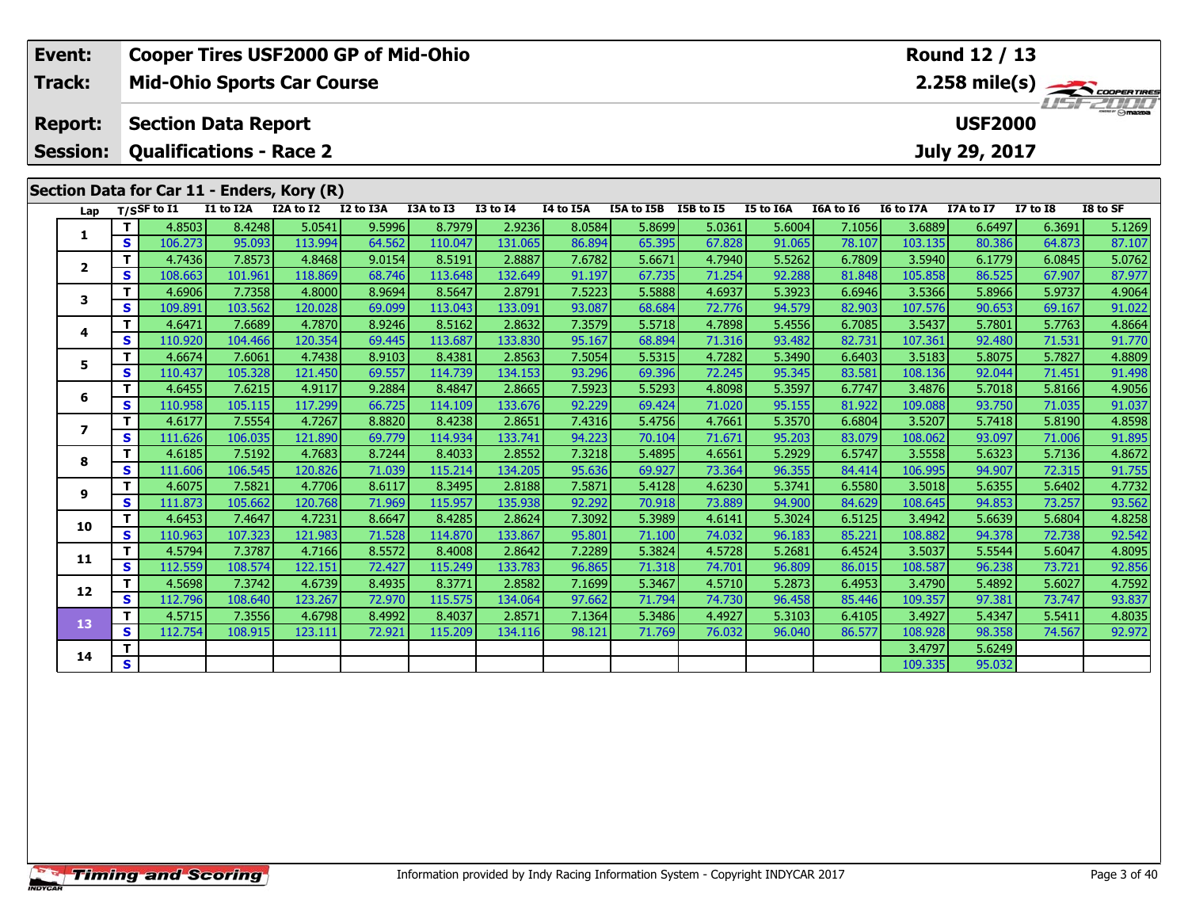| Event: | Cooper Tires USF2000 GP of Mid-Ohio | Round 12 / 13 |
|---|---|---|
| Track: | Mid-Ohio Sports Car Course | 2.258 mile(s) |
| Report: | Section Data Report | USF2000 |
| Session: | Qualifications - Race 2 | July 29, 2017 |

## Section Data for Car 11 - Enders, Kory (R)

| Lap | T/S | SF to I1 | I1 to I2A | I2A to I2 | I2 to I3A | I3A to I3 | I3 to I4 | I4 to I5A | I5A to I5B | I5B to I5 | I5 to I6A | I6A to I6 | I6 to I7A | I7A to I7 | I7 to I8 | I8 to SF |
|---|---|---|---|---|---|---|---|---|---|---|---|---|---|---|---|---|
| 1 | T | 4.8503 | 8.4248 | 5.0541 | 9.5996 | 8.7979 | 2.9236 | 8.0584 | 5.8699 | 5.0361 | 5.6004 | 7.1056 | 3.6889 | 6.6497 | 6.3691 | 5.1269 |
| | S | 106.273 | 95.093 | 113.994 | 64.562 | 110.047 | 131.065 | 86.894 | 65.395 | 67.828 | 91.065 | 78.107 | 103.135 | 80.386 | 64.873 | 87.107 |
| 2 | T | 4.7436 | 7.8573 | 4.8468 | 9.0154 | 8.5191 | 2.8887 | 7.6782 | 5.6671 | 4.7940 | 5.5262 | 6.7809 | 3.5940 | 6.1779 | 6.0845 | 5.0762 |
| | S | 108.663 | 101.961 | 118.869 | 68.746 | 113.648 | 132.649 | 91.197 | 67.735 | 71.254 | 92.288 | 81.848 | 105.858 | 86.525 | 67.907 | 87.977 |
| 3 | T | 4.6906 | 7.7358 | 4.8000 | 8.9694 | 8.5647 | 2.8791 | 7.5223 | 5.5888 | 4.6937 | 5.3923 | 6.6946 | 3.5366 | 5.8966 | 5.9737 | 4.9064 |
| | S | 109.891 | 103.562 | 120.028 | 69.099 | 113.043 | 133.091 | 93.087 | 68.684 | 72.776 | 94.579 | 82.903 | 107.576 | 90.653 | 69.167 | 91.022 |
| 4 | T | 4.6471 | 7.6689 | 4.7870 | 8.9246 | 8.5162 | 2.8632 | 7.3579 | 5.5718 | 4.7898 | 5.4556 | 6.7085 | 3.5437 | 5.7801 | 5.7763 | 4.8664 |
| | S | 110.920 | 104.466 | 120.354 | 69.445 | 113.687 | 133.830 | 95.167 | 68.894 | 71.316 | 93.482 | 82.731 | 107.361 | 92.480 | 71.531 | 91.770 |
| 5 | T | 4.6674 | 7.6061 | 4.7438 | 8.9103 | 8.4381 | 2.8563 | 7.5054 | 5.5315 | 4.7282 | 5.3490 | 6.6403 | 3.5183 | 5.8075 | 5.7827 | 4.8809 |
| | S | 110.437 | 105.328 | 121.450 | 69.557 | 114.739 | 134.153 | 93.296 | 69.396 | 72.245 | 95.345 | 83.581 | 108.136 | 92.044 | 71.451 | 91.498 |
| 6 | T | 4.6455 | 7.6215 | 4.9117 | 9.2884 | 8.4847 | 2.8665 | 7.5923 | 5.5293 | 4.8098 | 5.3597 | 6.7747 | 3.4876 | 5.7018 | 5.8166 | 4.9056 |
| | S | 110.958 | 105.115 | 117.299 | 66.725 | 114.109 | 133.676 | 92.229 | 69.424 | 71.020 | 95.155 | 81.922 | 109.088 | 93.750 | 71.035 | 91.037 |
| 7 | T | 4.6177 | 7.5554 | 4.7267 | 8.8820 | 8.4238 | 2.8651 | 7.4316 | 5.4756 | 4.7661 | 5.3570 | 6.6804 | 3.5207 | 5.7418 | 5.8190 | 4.8598 |
| | S | 111.626 | 106.035 | 121.890 | 69.779 | 114.934 | 133.741 | 94.223 | 70.104 | 71.671 | 95.203 | 83.079 | 108.062 | 93.097 | 71.006 | 91.895 |
| 8 | T | 4.6185 | 7.5192 | 4.7683 | 8.7244 | 8.4033 | 2.8552 | 7.3218 | 5.4895 | 4.6561 | 5.2929 | 6.5747 | 3.5558 | 5.6323 | 5.7136 | 4.8672 |
| | S | 111.606 | 106.545 | 120.826 | 71.039 | 115.214 | 134.205 | 95.636 | 69.927 | 73.364 | 96.355 | 84.414 | 106.995 | 94.907 | 72.315 | 91.755 |
| 9 | T | 4.6075 | 7.5821 | 4.7706 | 8.6117 | 8.3495 | 2.8188 | 7.5871 | 5.4128 | 4.6230 | 5.3741 | 6.5580 | 3.5018 | 5.6355 | 5.6402 | 4.7732 |
| | S | 111.873 | 105.662 | 120.768 | 71.969 | 115.957 | 135.938 | 92.292 | 70.918 | 73.889 | 94.900 | 84.629 | 108.645 | 94.853 | 73.257 | 93.562 |
| 10 | T | 4.6453 | 7.4647 | 4.7231 | 8.6647 | 8.4285 | 2.8624 | 7.3092 | 5.3989 | 4.6141 | 5.3024 | 6.5125 | 3.4942 | 5.6639 | 5.6804 | 4.8258 |
| | S | 110.963 | 107.323 | 121.983 | 71.528 | 114.870 | 133.867 | 95.801 | 71.100 | 74.032 | 96.183 | 85.221 | 108.882 | 94.378 | 72.738 | 92.542 |
| 11 | T | 4.5794 | 7.3787 | 4.7166 | 8.5572 | 8.4008 | 2.8642 | 7.2289 | 5.3824 | 4.5728 | 5.2681 | 6.4524 | 3.5037 | 5.5544 | 5.6047 | 4.8095 |
| | S | 112.559 | 108.574 | 122.151 | 72.427 | 115.249 | 133.783 | 96.865 | 71.318 | 74.701 | 96.809 | 86.015 | 108.587 | 96.238 | 73.721 | 92.856 |
| 12 | T | 4.5698 | 7.3742 | 4.6739 | 8.4935 | 8.3771 | 2.8582 | 7.1699 | 5.3467 | 4.5710 | 5.2873 | 6.4953 | 3.4790 | 5.4892 | 5.6027 | 4.7592 |
| | S | 112.796 | 108.640 | 123.267 | 72.970 | 115.575 | 134.064 | 97.662 | 71.794 | 74.730 | 96.458 | 85.446 | 109.357 | 97.381 | 73.747 | 93.837 |
| 13 | T | 4.5715 | 7.3556 | 4.6798 | 8.4992 | 8.4037 | 2.8571 | 7.1364 | 5.3486 | 4.4927 | 5.3103 | 6.4105 | 3.4927 | 5.4347 | 5.5411 | 4.8035 |
| | S | 112.754 | 108.915 | 123.111 | 72.921 | 115.209 | 134.116 | 98.121 | 71.769 | 76.032 | 96.040 | 86.577 | 108.928 | 98.358 | 74.567 | 92.972 |
| 14 | T | | | | | | | | | | | | 3.4797 | 5.6249 | | |
| | S | | | | | | | | | | | | 109.335 | 95.032 | | |

Information provided by Indy Racing Information System - Copyright INDYCAR 2017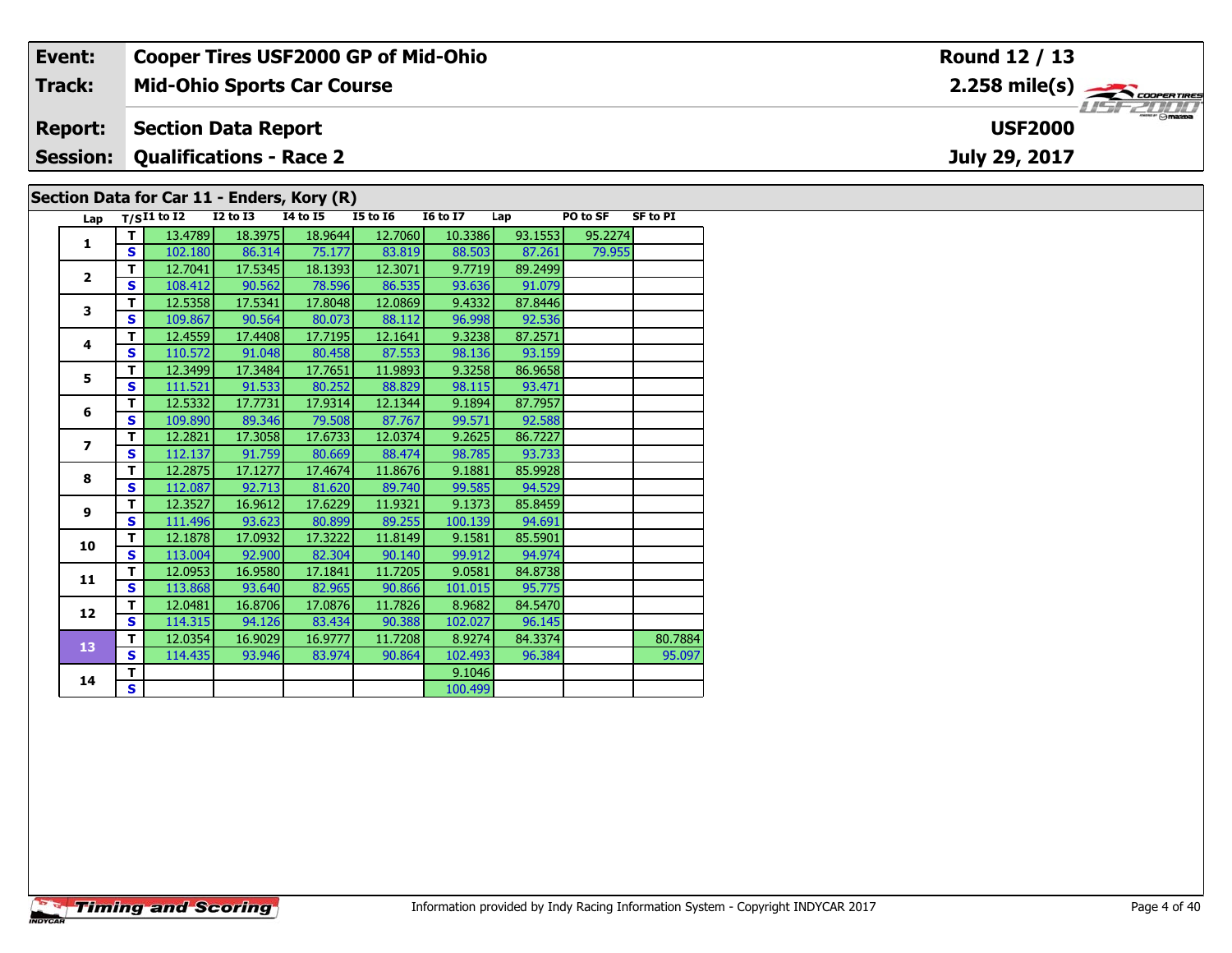| Event: | Cooper Tires USF2000 GP of Mid-Ohio | Round 12 / 13 |
|---|---|---|
| Track: | Mid-Ohio Sports Car Course | 2.258 mile(s) |
| Report: | Section Data Report | USF2000 |
| Session: | Qualifications - Race 2 | July 29, 2017 |

## Section Data for Car 11 - Enders, Kory (R)

| Lap | T/S | I1 to I2 | I2 to I3 | I4 to I5 | I5 to I6 | I6 to I7 | Lap | PO to SF | SF to PI |
|---|---|---|---|---|---|---|---|---|---|
| 1 | T | 13.4789 | 18.3975 | 18.9644 | 12.7060 | 10.3386 | 93.1553 | 95.2274 | |
| | S | 102.180 | 86.314 | 75.177 | 83.819 | 88.503 | 87.261 | 79.955 | |
| 2 | T | 12.7041 | 17.5345 | 18.1393 | 12.3071 | 9.7719 | 89.2499 | | |
| | S | 108.412 | 90.562 | 78.596 | 86.535 | 93.636 | 91.079 | | |
| 3 | T | 12.5358 | 17.5341 | 17.8048 | 12.0869 | 9.4332 | 87.8446 | | |
| | S | 109.867 | 90.564 | 80.073 | 88.112 | 96.998 | 92.536 | | |
| 4 | T | 12.4559 | 17.4408 | 17.7195 | 12.1641 | 9.3238 | 87.2571 | | |
| | S | 110.572 | 91.048 | 80.458 | 87.553 | 98.136 | 93.159 | | |
| 5 | T | 12.3499 | 17.3484 | 17.7651 | 11.9893 | 9.3258 | 86.9658 | | |
| | S | 111.521 | 91.533 | 80.252 | 88.829 | 98.115 | 93.471 | | |
| 6 | T | 12.5332 | 17.7731 | 17.9314 | 12.1344 | 9.1894 | 87.7957 | | |
| | S | 109.890 | 89.346 | 79.508 | 87.767 | 99.571 | 92.588 | | |
| 7 | T | 12.2821 | 17.3058 | 17.6733 | 12.0374 | 9.2625 | 86.7227 | | |
| | S | 112.137 | 91.759 | 80.669 | 88.474 | 98.785 | 93.733 | | |
| 8 | T | 12.2875 | 17.1277 | 17.4674 | 11.8676 | 9.1881 | 85.9928 | | |
| | S | 112.087 | 92.713 | 81.620 | 89.740 | 99.585 | 94.529 | | |
| 9 | T | 12.3527 | 16.9612 | 17.6229 | 11.9321 | 9.1373 | 85.8459 | | |
| | S | 111.496 | 93.623 | 80.899 | 89.255 | 100.139 | 94.691 | | |
| 10 | T | 12.1878 | 17.0932 | 17.3222 | 11.8149 | 9.1581 | 85.5901 | | |
| | S | 113.004 | 92.900 | 82.304 | 90.140 | 99.912 | 94.974 | | |
| 11 | T | 12.0953 | 16.9580 | 17.1841 | 11.7205 | 9.0581 | 84.8738 | | |
| | S | 113.868 | 93.640 | 82.965 | 90.866 | 101.015 | 95.775 | | |
| 12 | T | 12.0481 | 16.8706 | 17.0876 | 11.7826 | 8.9682 | 84.5470 | | |
| | S | 114.315 | 94.126 | 83.434 | 90.388 | 102.027 | 96.145 | | |
| 13 | T | 12.0354 | 16.9029 | 16.9777 | 11.7208 | 8.9274 | 84.3374 | | 80.7884 |
| | S | 114.435 | 93.946 | 83.974 | 90.864 | 102.493 | 96.384 | | 95.097 |
| 14 | T | | | | | 9.1046 | | | |
| | S | | | | | 100.499 | | | |

Information provided by Indy Racing Information System - Copyright INDYCAR 2017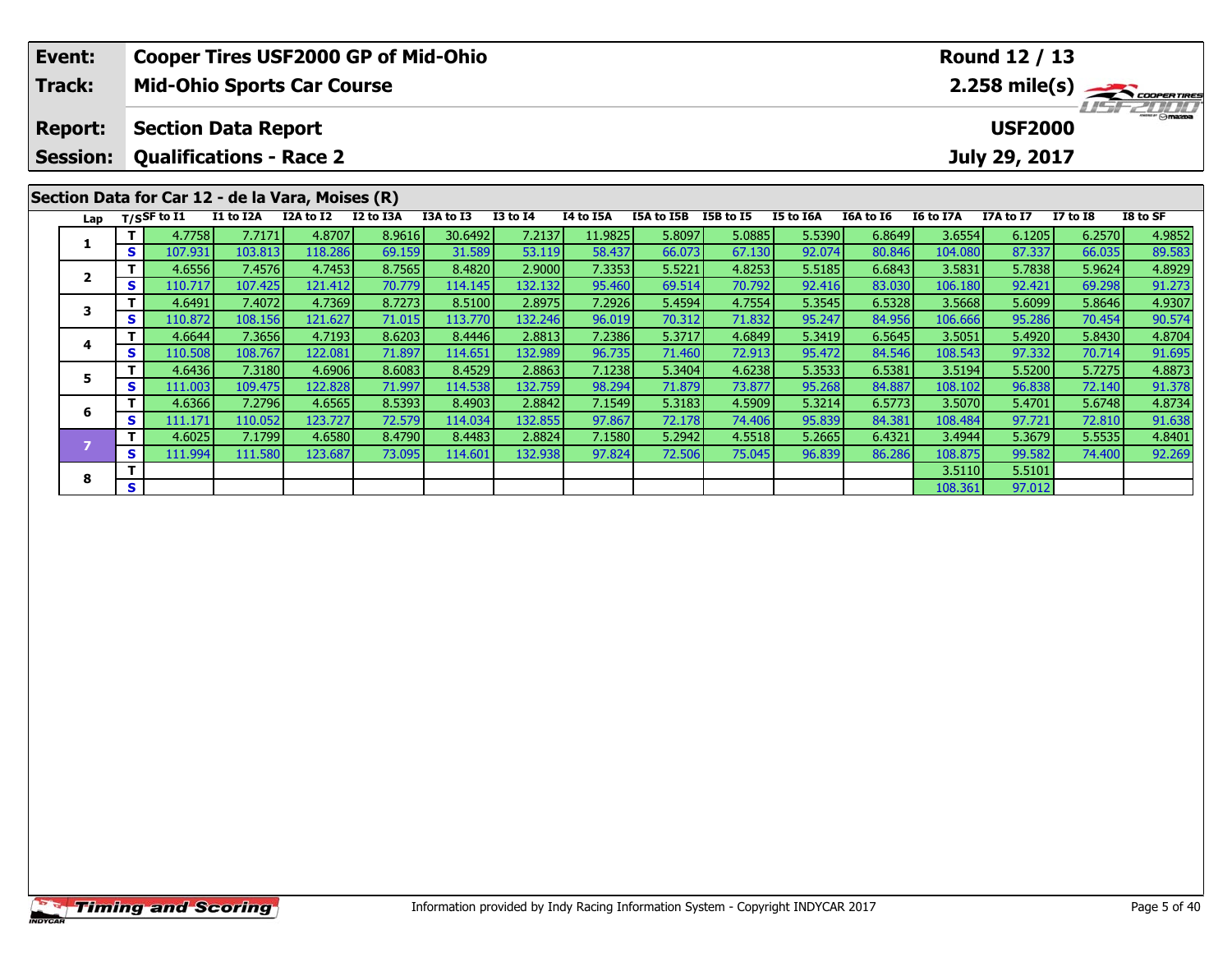| Event: | Cooper Tires USF2000 GP of Mid-Ohio | Round 12 / 13 |
|---|---|---|
| Track: | Mid-Ohio Sports Car Course | 2.258 mile(s) |
| Report: | Section Data Report | USF2000 |
| Session: | Qualifications - Race 2 | July 29, 2017 |

## Section Data for Car 12 - de la Vara, Moises (R)

| Lap | T/S | SF to I1 | I1 to I2A | I2A to I2 | I2 to I3A | I3A to I3 | I3 to I4 | I4 to I5A | I5A to I5B | I5B to I5 | I5 to I6A | I6A to I6 | I6 to I7A | I7A to I7 | I7 to I8 | I8 to SF |
|---|---|---|---|---|---|---|---|---|---|---|---|---|---|---|---|---|
| 1 | T | 4.7758 | 7.7171 | 4.8707 | 8.9616 | 30.6492 | 7.2137 | 11.9825 | 5.8097 | 5.0885 | 5.5390 | 6.8649 | 3.6554 | 6.1205 | 6.2570 | 4.9852 |
| | S | 107.931 | 103.813 | 118.286 | 69.159 | 31.589 | 53.119 | 58.437 | 66.073 | 67.130 | 92.074 | 80.846 | 104.080 | 87.337 | 66.035 | 89.583 |
| 2 | T | 4.6556 | 7.4576 | 4.7453 | 8.7565 | 8.4820 | 2.9000 | 7.3353 | 5.5221 | 4.8253 | 5.5185 | 6.6843 | 3.5831 | 5.7838 | 5.9624 | 4.8929 |
| | S | 110.717 | 107.425 | 121.412 | 70.779 | 114.145 | 132.132 | 95.460 | 69.514 | 70.792 | 92.416 | 83.030 | 106.180 | 92.421 | 69.298 | 91.273 |
| 3 | T | 4.6491 | 7.4072 | 4.7369 | 8.7273 | 8.5100 | 2.8975 | 7.2926 | 5.4594 | 4.7554 | 5.3545 | 6.5328 | 3.5668 | 5.6099 | 5.8646 | 4.9307 |
| | S | 110.872 | 108.156 | 121.627 | 71.015 | 113.770 | 132.246 | 96.019 | 70.312 | 71.832 | 95.247 | 84.956 | 106.666 | 95.286 | 70.454 | 90.574 |
| 4 | T | 4.6644 | 7.3656 | 4.7193 | 8.6203 | 8.4446 | 2.8813 | 7.2386 | 5.3717 | 4.6849 | 5.3419 | 6.5645 | 3.5051 | 5.4920 | 5.8430 | 4.8704 |
| | S | 110.508 | 108.767 | 122.081 | 71.897 | 114.651 | 132.989 | 96.735 | 71.460 | 72.913 | 95.472 | 84.546 | 108.543 | 97.332 | 70.714 | 91.695 |
| 5 | T | 4.6436 | 7.3180 | 4.6906 | 8.6083 | 8.4529 | 2.8863 | 7.1238 | 5.3404 | 4.6238 | 5.3533 | 6.5381 | 3.5194 | 5.5200 | 5.7275 | 4.8873 |
| | S | 111.003 | 109.475 | 122.828 | 71.997 | 114.538 | 132.759 | 98.294 | 71.879 | 73.877 | 95.268 | 84.887 | 108.102 | 96.838 | 72.140 | 91.378 |
| 6 | T | 4.6366 | 7.2796 | 4.6565 | 8.5393 | 8.4903 | 2.8842 | 7.1549 | 5.3183 | 4.5909 | 5.3214 | 6.5773 | 3.5070 | 5.4701 | 5.6748 | 4.8734 |
| | S | 111.171 | 110.052 | 123.727 | 72.579 | 114.034 | 132.855 | 97.867 | 72.178 | 74.406 | 95.839 | 84.381 | 108.484 | 97.721 | 72.810 | 91.638 |
| 7 | T | 4.6025 | 7.1799 | 4.6580 | 8.4790 | 8.4483 | 2.8824 | 7.1580 | 5.2942 | 4.5518 | 5.2665 | 6.4321 | 3.4944 | 5.3679 | 5.5535 | 4.8401 |
| | S | 111.994 | 111.580 | 123.687 | 73.095 | 114.601 | 132.938 | 97.824 | 72.506 | 75.045 | 96.839 | 86.286 | 108.875 | 99.582 | 74.400 | 92.269 |
| 8 | T | | | | | | | | | | | | 3.5110 | 5.5101 | | |
| | S | | | | | | | | | | | | 108.361 | 97.012 | | |

Information provided by Indy Racing Information System - Copyright INDYCAR 2017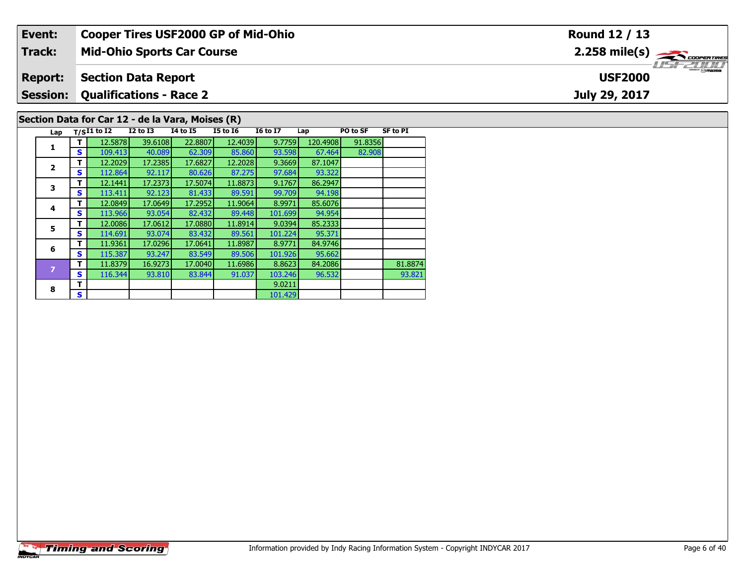| Event: | Cooper Tires USF2000 GP of Mid-Ohio | Round 12 / 13 |
|---|---|---|
| Track: | Mid-Ohio Sports Car Course | 2.258 mile(s) |
| Report: | Section Data Report | USF2000 |
| Session: | Qualifications - Race 2 | July 29, 2017 |

## Section Data for Car 12 - de la Vara, Moises (R)

| Lap | T/S | I1 to I2 | I2 to I3 | I4 to I5 | I5 to I6 | I6 to I7 | Lap | PO to SF | SF to PI |
|---|---|---|---|---|---|---|---|---|---|
| 1 | T | 12.5878 | 39.6108 | 22.8807 | 12.4039 | 9.7759 | 120.4908 | 91.8356 | |
| | S | 109.413 | 40.089 | 62.309 | 85.860 | 93.598 | 67.464 | 82.908 | |
| 2 | T | 12.2029 | 17.2385 | 17.6827 | 12.2028 | 9.3669 | 87.1047 | | |
| | S | 112.864 | 92.117 | 80.626 | 87.275 | 97.684 | 93.322 | | |
| 3 | T | 12.1441 | 17.2373 | 17.5074 | 11.8873 | 9.1767 | 86.2947 | | |
| | S | 113.411 | 92.123 | 81.433 | 89.591 | 99.709 | 94.198 | | |
| 4 | T | 12.0849 | 17.0649 | 17.2952 | 11.9064 | 8.9971 | 85.6076 | | |
| | S | 113.966 | 93.054 | 82.432 | 89.448 | 101.699 | 94.954 | | |
| 5 | T | 12.0086 | 17.0612 | 17.0880 | 11.8914 | 9.0394 | 85.2333 | | |
| | S | 114.691 | 93.074 | 83.432 | 89.561 | 101.224 | 95.371 | | |
| 6 | T | 11.9361 | 17.0296 | 17.0641 | 11.8987 | 8.9771 | 84.9746 | | |
| | S | 115.387 | 93.247 | 83.549 | 89.506 | 101.926 | 95.662 | | |
| 7 | T | 11.8379 | 16.9273 | 17.0040 | 11.6986 | 8.8623 | 84.2086 | | 81.8874 |
| | S | 116.344 | 93.810 | 83.844 | 91.037 | 103.246 | 96.532 | | 93.821 |
| 8 | T | | | | | 9.0211 | | | |
| | S | | | | | 101.429 | | | |

Information provided by Indy Racing Information System - Copyright INDYCAR 2017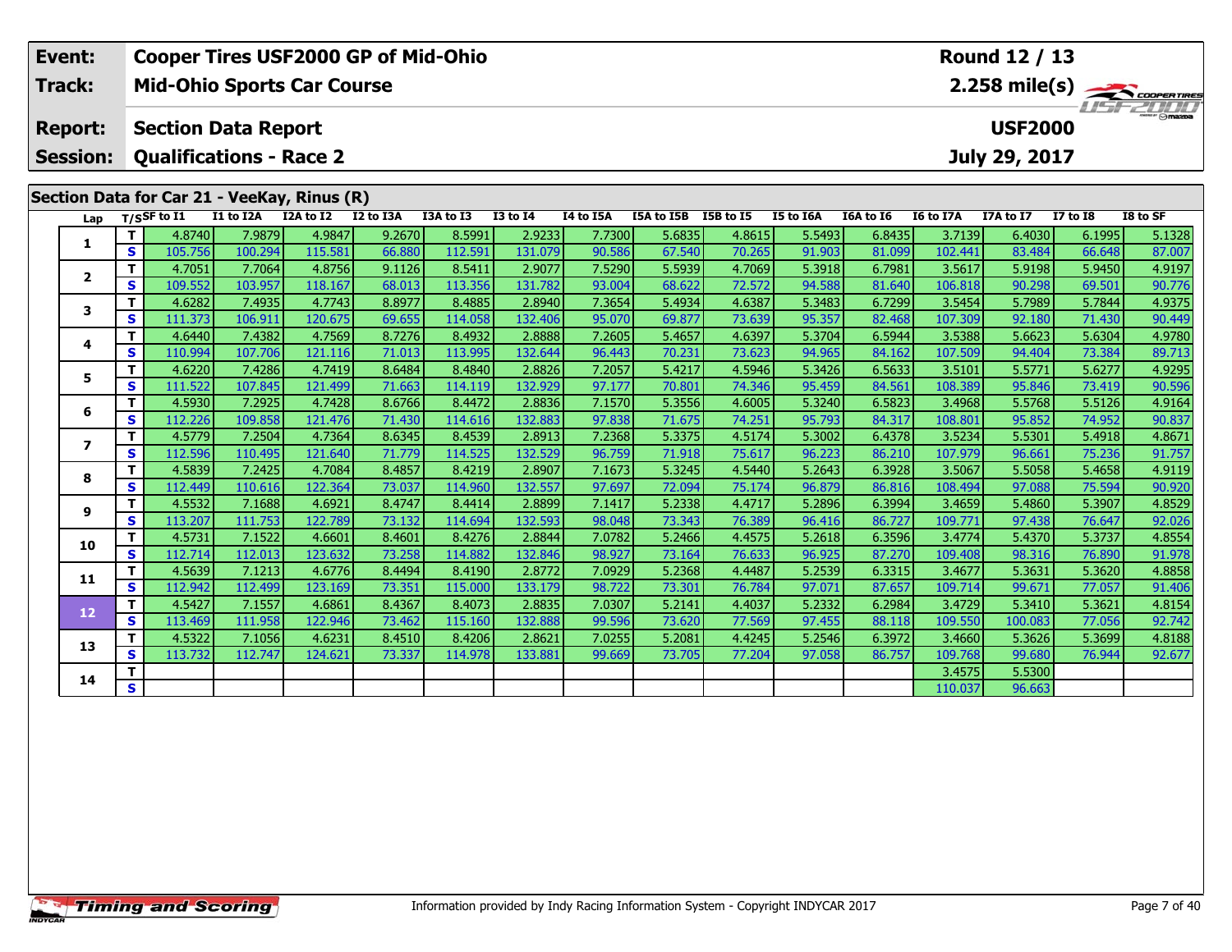| Event: | Cooper Tires USF2000 GP of Mid-Ohio | Round 12 / 13 |
|---|---|---|
| Track: | Mid-Ohio Sports Car Course | 2.258 mile(s) |
| Report: | Section Data Report | USF2000 |
| Session: | Qualifications - Race 2 | July 29, 2017 |

## Section Data for Car 21 - VeeKay, Rinus (R)

| Lap | T/S | SF to I1 | I1 to I2A | I2A to I2 | I2 to I3A | I3A to I3 | I3 to I4 | I4 to I5A | I5A to I5B | I5B to I5 | I5 to I6A | I6A to I6 | I6 to I7A | I7A to I7 | I7 to I8 | I8 to SF |
|---|---|---|---|---|---|---|---|---|---|---|---|---|---|---|---|---|
| 1 | T | 4.8740 | 7.9879 | 4.9847 | 9.2670 | 8.5991 | 2.9233 | 7.7300 | 5.6835 | 4.8615 | 5.5493 | 6.8435 | 3.7139 | 6.4030 | 6.1995 | 5.1328 |
| | S | 105.756 | 100.294 | 115.581 | 66.880 | 112.591 | 131.079 | 90.586 | 67.540 | 70.265 | 91.903 | 81.099 | 102.441 | 83.484 | 66.648 | 87.007 |
| 2 | T | 4.7051 | 7.7064 | 4.8756 | 9.1126 | 8.5411 | 2.9077 | 7.5290 | 5.5939 | 4.7069 | 5.3918 | 6.7981 | 3.5617 | 5.9198 | 5.9450 | 4.9197 |
| | S | 109.552 | 103.957 | 118.167 | 68.013 | 113.356 | 131.782 | 93.004 | 68.622 | 72.572 | 94.588 | 81.640 | 106.818 | 90.298 | 69.501 | 90.776 |
| 3 | T | 4.6282 | 7.4935 | 4.7743 | 8.8977 | 8.4885 | 2.8940 | 7.3654 | 5.4934 | 4.6387 | 5.3483 | 6.7299 | 3.5454 | 5.7989 | 5.7844 | 4.9375 |
| | S | 111.373 | 106.911 | 120.675 | 69.655 | 114.058 | 132.406 | 95.070 | 69.877 | 73.639 | 95.357 | 82.468 | 107.309 | 92.180 | 71.430 | 90.449 |
| 4 | T | 4.6440 | 7.4382 | 4.7569 | 8.7276 | 8.4932 | 2.8888 | 7.2605 | 5.4657 | 4.6397 | 5.3704 | 6.5944 | 3.5388 | 5.6623 | 5.6304 | 4.9780 |
| | S | 110.994 | 107.706 | 121.116 | 71.013 | 113.995 | 132.644 | 96.443 | 70.231 | 73.623 | 94.965 | 84.162 | 107.509 | 94.404 | 73.384 | 89.713 |
| 5 | T | 4.6220 | 7.4286 | 4.7419 | 8.6484 | 8.4840 | 2.8826 | 7.2057 | 5.4217 | 4.5946 | 5.3426 | 6.5633 | 3.5101 | 5.5771 | 5.6277 | 4.9295 |
| | S | 111.522 | 107.845 | 121.499 | 71.663 | 114.119 | 132.929 | 97.177 | 70.801 | 74.346 | 95.459 | 84.561 | 108.389 | 95.846 | 73.419 | 90.596 |
| 6 | T | 4.5930 | 7.2925 | 4.7428 | 8.6766 | 8.4472 | 2.8836 | 7.1570 | 5.3556 | 4.6005 | 5.3240 | 6.5823 | 3.4968 | 5.5768 | 5.5126 | 4.9164 |
| | S | 112.226 | 109.858 | 121.476 | 71.430 | 114.616 | 132.883 | 97.838 | 71.675 | 74.251 | 95.793 | 84.317 | 108.801 | 95.852 | 74.952 | 90.837 |
| 7 | T | 4.5779 | 7.2504 | 4.7364 | 8.6345 | 8.4539 | 2.8913 | 7.2368 | 5.3375 | 4.5174 | 5.3002 | 6.4378 | 3.5234 | 5.5301 | 5.4918 | 4.8671 |
| | S | 112.596 | 110.495 | 121.640 | 71.779 | 114.525 | 132.529 | 96.759 | 71.918 | 75.617 | 96.223 | 86.210 | 107.979 | 96.661 | 75.236 | 91.757 |
| 8 | T | 4.5839 | 7.2425 | 4.7084 | 8.4857 | 8.4219 | 2.8907 | 7.1673 | 5.3245 | 4.5440 | 5.2643 | 6.3928 | 3.5067 | 5.5058 | 5.4658 | 4.9119 |
| | S | 112.449 | 110.616 | 122.364 | 73.037 | 114.960 | 132.557 | 97.697 | 72.094 | 75.174 | 96.879 | 86.816 | 108.494 | 97.088 | 75.594 | 90.920 |
| 9 | T | 4.5532 | 7.1688 | 4.6921 | 8.4747 | 8.4414 | 2.8899 | 7.1417 | 5.2338 | 4.4717 | 5.2896 | 6.3994 | 3.4659 | 5.4860 | 5.3907 | 4.8529 |
| | S | 113.207 | 111.753 | 122.789 | 73.132 | 114.694 | 132.593 | 98.048 | 73.343 | 76.389 | 96.416 | 86.727 | 109.771 | 97.438 | 76.647 | 92.026 |
| 10 | T | 4.5731 | 7.1522 | 4.6601 | 8.4601 | 8.4276 | 2.8844 | 7.0782 | 5.2466 | 4.4575 | 5.2618 | 6.3596 | 3.4774 | 5.4370 | 5.3737 | 4.8554 |
| | S | 112.714 | 112.013 | 123.632 | 73.258 | 114.882 | 132.846 | 98.927 | 73.164 | 76.633 | 96.925 | 87.270 | 109.408 | 98.316 | 76.890 | 91.978 |
| 11 | T | 4.5639 | 7.1213 | 4.6776 | 8.4494 | 8.4190 | 2.8772 | 7.0929 | 5.2368 | 4.4487 | 5.2539 | 6.3315 | 3.4677 | 5.3631 | 5.3620 | 4.8858 |
| | S | 112.942 | 112.499 | 123.169 | 73.351 | 115.000 | 133.179 | 98.722 | 73.301 | 76.784 | 97.071 | 87.657 | 109.714 | 99.671 | 77.057 | 91.406 |
| 12 | T | 4.5427 | 7.1557 | 4.6861 | 8.4367 | 8.4073 | 2.8835 | 7.0307 | 5.2141 | 4.4037 | 5.2332 | 6.2984 | 3.4729 | 5.3410 | 5.3621 | 4.8154 |
| | S | 113.469 | 111.958 | 122.946 | 73.462 | 115.160 | 132.888 | 99.596 | 73.620 | 77.569 | 97.455 | 88.118 | 109.550 | 100.083 | 77.056 | 92.742 |
| 13 | T | 4.5322 | 7.1056 | 4.6231 | 8.4510 | 8.4206 | 2.8621 | 7.0255 | 5.2081 | 4.4245 | 5.2546 | 6.3972 | 3.4660 | 5.3626 | 5.3699 | 4.8188 |
| | S | 113.732 | 112.747 | 124.621 | 73.337 | 114.978 | 133.881 | 99.669 | 73.705 | 77.204 | 97.058 | 86.757 | 109.768 | 99.680 | 76.944 | 92.677 |
| 14 | T | | | | | | | | | | | | 3.4575 | 5.5300 | | |
| | S | | | | | | | | | | | | 110.037 | 96.663 | | |

Information provided by Indy Racing Information System - Copyright INDYCAR 2017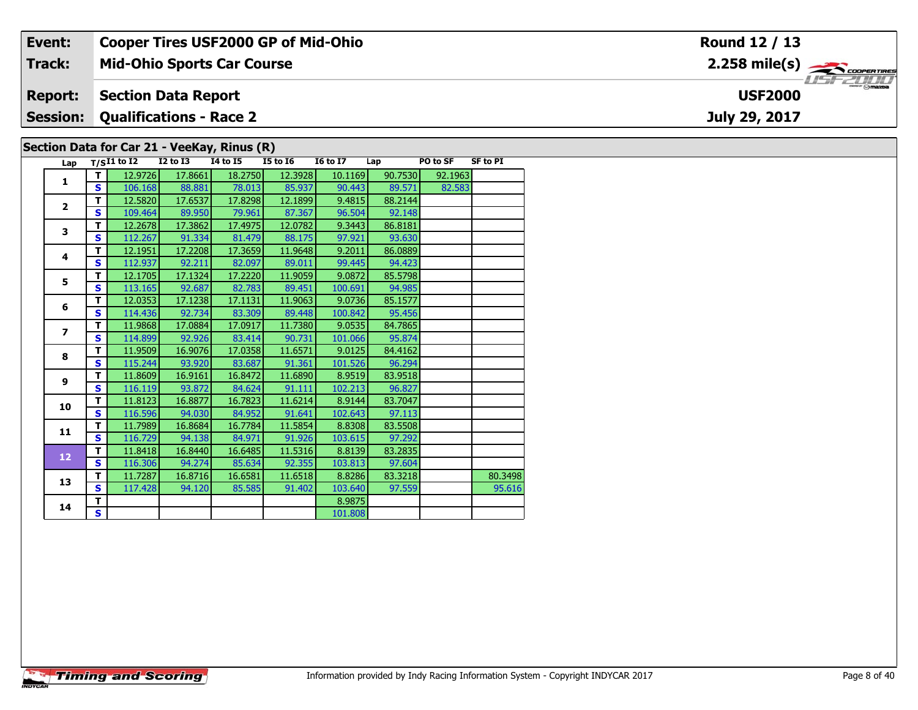| Event: | Cooper Tires USF2000 GP of Mid-Ohio | Round 12 / 13 |
|---|---|---|
| Track: | Mid-Ohio Sports Car Course | 2.258 mile(s) |
| Report: | Section Data Report | USF2000 |
| Session: | Qualifications - Race 2 | July 29, 2017 |

## Section Data for Car 21 - VeeKay, Rinus (R)

| Lap | T/S | I1 to I2 | I2 to I3 | I4 to I5 | I5 to I6 | I6 to I7 | Lap | PO to SF | SF to PI |
|---|---|---|---|---|---|---|---|---|---|
| 1 | T | 12.9726 | 17.8661 | 18.2750 | 12.3928 | 10.1169 | 90.7530 | 92.1963 | |
| | S | 106.168 | 88.881 | 78.013 | 85.937 | 90.443 | 89.571 | 82.583 | |
| 2 | T | 12.5820 | 17.6537 | 17.8298 | 12.1899 | 9.4815 | 88.2144 | | |
| | S | 109.464 | 89.950 | 79.961 | 87.367 | 96.504 | 92.148 | | |
| 3 | T | 12.2678 | 17.3862 | 17.4975 | 12.0782 | 9.3443 | 86.8181 | | |
| | S | 112.267 | 91.334 | 81.479 | 88.175 | 97.921 | 93.630 | | |
| 4 | T | 12.1951 | 17.2208 | 17.3659 | 11.9648 | 9.2011 | 86.0889 | | |
| | S | 112.937 | 92.211 | 82.097 | 89.011 | 99.445 | 94.423 | | |
| 5 | T | 12.1705 | 17.1324 | 17.2220 | 11.9059 | 9.0872 | 85.5798 | | |
| | S | 113.165 | 92.687 | 82.783 | 89.451 | 100.691 | 94.985 | | |
| 6 | T | 12.0353 | 17.1238 | 17.1131 | 11.9063 | 9.0736 | 85.1577 | | |
| | S | 114.436 | 92.734 | 83.309 | 89.448 | 100.842 | 95.456 | | |
| 7 | T | 11.9868 | 17.0884 | 17.0917 | 11.7380 | 9.0535 | 84.7865 | | |
| | S | 114.899 | 92.926 | 83.414 | 90.731 | 101.066 | 95.874 | | |
| 8 | T | 11.9509 | 16.9076 | 17.0358 | 11.6571 | 9.0125 | 84.4162 | | |
| | S | 115.244 | 93.920 | 83.687 | 91.361 | 101.526 | 96.294 | | |
| 9 | T | 11.8609 | 16.9161 | 16.8472 | 11.6890 | 8.9519 | 83.9518 | | |
| | S | 116.119 | 93.872 | 84.624 | 91.111 | 102.213 | 96.827 | | |
| 10 | T | 11.8123 | 16.8877 | 16.7823 | 11.6214 | 8.9144 | 83.7047 | | |
| | S | 116.596 | 94.030 | 84.952 | 91.641 | 102.643 | 97.113 | | |
| 11 | T | 11.7989 | 16.8684 | 16.7784 | 11.5854 | 8.8308 | 83.5508 | | |
| | S | 116.729 | 94.138 | 84.971 | 91.926 | 103.615 | 97.292 | | |
| 12 | T | 11.8418 | 16.8440 | 16.6485 | 11.5316 | 8.8139 | 83.2835 | | |
| | S | 116.306 | 94.274 | 85.634 | 92.355 | 103.813 | 97.604 | | |
| 13 | T | 11.7287 | 16.8716 | 16.6581 | 11.6518 | 8.8286 | 83.3218 | | 80.3498 |
| | S | 117.428 | 94.120 | 85.585 | 91.402 | 103.640 | 97.559 | | 95.616 |
| 14 | T | | | | | 8.9875 | | | |
| | S | | | | | 101.808 | | | |

Information provided by Indy Racing Information System - Copyright INDYCAR 2017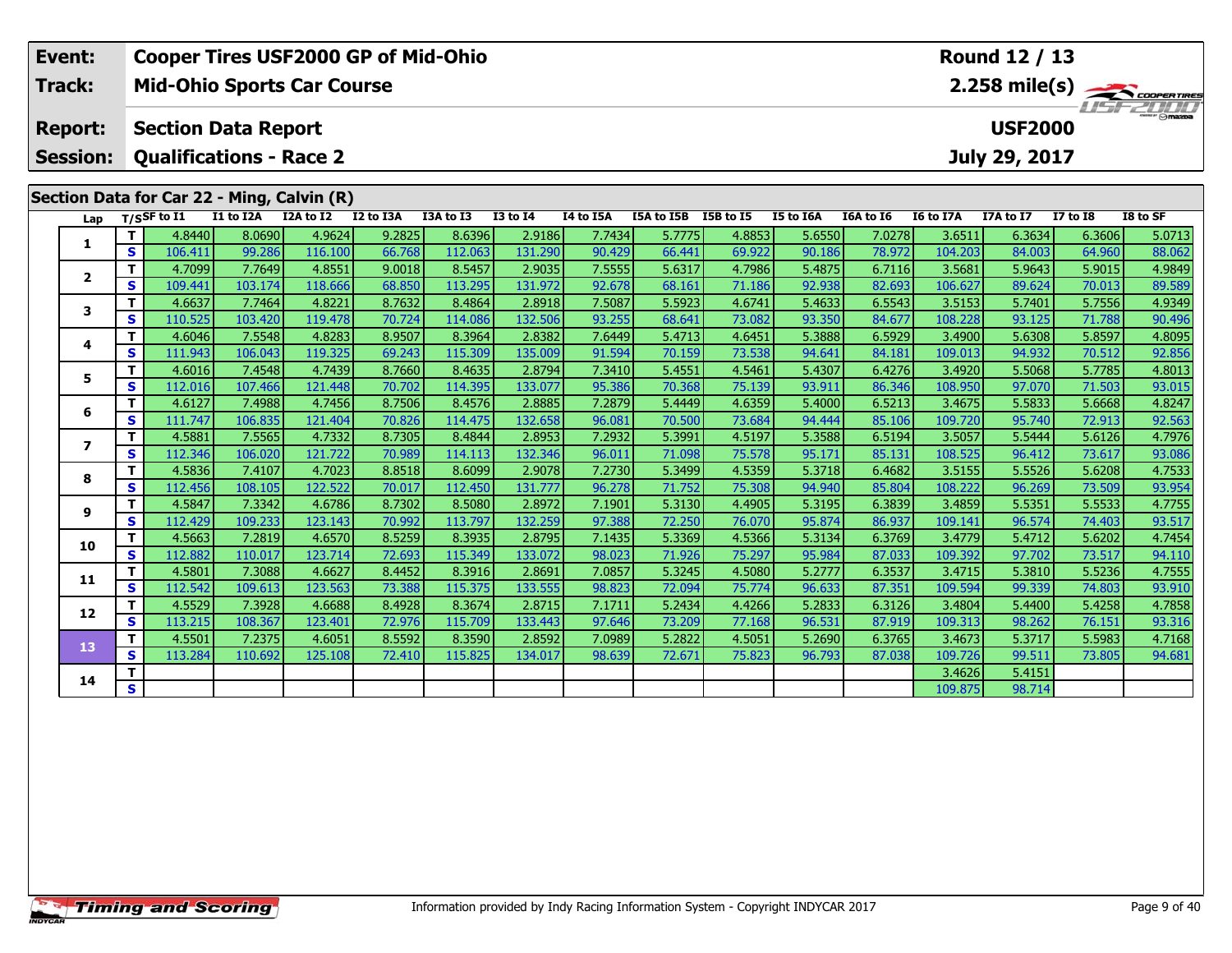| Event: | Cooper Tires USF2000 GP of Mid-Ohio | Round 12 / 13 |
|---|---|---|
| Track: | Mid-Ohio Sports Car Course | 2.258 mile(s) |
| Report: | Section Data Report | USF2000 |
| Session: | Qualifications - Race 2 | July 29, 2017 |

## Section Data for Car 22 - Ming, Calvin (R)

| Lap | T/S | SF to I1 | I1 to I2A | I2A to I2 | I2 to I3A | I3A to I3 | I3 to I4 | I4 to I5A | I5A to I5B | I5B to I5 | I5 to I6A | I6A to I6 | I6 to I7A | I7A to I7 | I7 to I8 | I8 to SF |
|---|---|---|---|---|---|---|---|---|---|---|---|---|---|---|---|---|
| 1 | T | 4.8440 | 8.0690 | 4.9624 | 9.2825 | 8.6396 | 2.9186 | 7.7434 | 5.7775 | 4.8853 | 5.6550 | 7.0278 | 3.6511 | 6.3634 | 6.3606 | 5.0713 |
| | S | 106.411 | 99.286 | 116.100 | 66.768 | 112.063 | 131.290 | 90.429 | 66.441 | 69.922 | 90.186 | 78.972 | 104.203 | 84.003 | 64.960 | 88.062 |
| 2 | T | 4.7099 | 7.7649 | 4.8551 | 9.0018 | 8.5457 | 2.9035 | 7.5555 | 5.6317 | 4.7986 | 5.4875 | 6.7116 | 3.5681 | 5.9643 | 5.9015 | 4.9849 |
| | S | 109.441 | 103.174 | 118.666 | 68.850 | 113.295 | 131.972 | 92.678 | 68.161 | 71.186 | 92.938 | 82.693 | 106.627 | 89.624 | 70.013 | 89.589 |
| 3 | T | 4.6637 | 7.7464 | 4.8221 | 8.7632 | 8.4864 | 2.8918 | 7.5087 | 5.5923 | 4.6741 | 5.4633 | 6.5543 | 3.5153 | 5.7401 | 5.7556 | 4.9349 |
| | S | 110.525 | 103.420 | 119.478 | 70.724 | 114.086 | 132.506 | 93.255 | 68.641 | 73.082 | 93.350 | 84.677 | 108.228 | 93.125 | 71.788 | 90.496 |
| 4 | T | 4.6046 | 7.5548 | 4.8283 | 8.9507 | 8.3964 | 2.8382 | 7.6449 | 5.4713 | 4.6451 | 5.3888 | 6.5929 | 3.4900 | 5.6308 | 5.8597 | 4.8095 |
| | S | 111.943 | 106.043 | 119.325 | 69.243 | 115.309 | 135.009 | 91.594 | 70.159 | 73.538 | 94.641 | 84.181 | 109.013 | 94.932 | 70.512 | 92.856 |
| 5 | T | 4.6016 | 7.4548 | 4.7439 | 8.7660 | 8.4635 | 2.8794 | 7.3410 | 5.4551 | 4.5461 | 5.4307 | 6.4276 | 3.4920 | 5.5068 | 5.7785 | 4.8013 |
| | S | 112.016 | 107.466 | 121.448 | 70.702 | 114.395 | 133.077 | 95.386 | 70.368 | 75.139 | 93.911 | 86.346 | 108.950 | 97.070 | 71.503 | 93.015 |
| 6 | T | 4.6127 | 7.4988 | 4.7456 | 8.7506 | 8.4576 | 2.8885 | 7.2879 | 5.4449 | 4.6359 | 5.4000 | 6.5213 | 3.4675 | 5.5833 | 5.6668 | 4.8247 |
| | S | 111.747 | 106.835 | 121.404 | 70.826 | 114.475 | 132.658 | 96.081 | 70.500 | 73.684 | 94.444 | 85.106 | 109.720 | 95.740 | 72.913 | 92.563 |
| 7 | T | 4.5881 | 7.5565 | 4.7332 | 8.7305 | 8.4844 | 2.8953 | 7.2932 | 5.3991 | 4.5197 | 5.3588 | 6.5194 | 3.5057 | 5.5444 | 5.6126 | 4.7976 |
| | S | 112.346 | 106.020 | 121.722 | 70.989 | 114.113 | 132.346 | 96.011 | 71.098 | 75.578 | 95.171 | 85.131 | 108.525 | 96.412 | 73.617 | 93.086 |
| 8 | T | 4.5836 | 7.4107 | 4.7023 | 8.8518 | 8.6099 | 2.9078 | 7.2730 | 5.3499 | 4.5359 | 5.3718 | 6.4682 | 3.5155 | 5.5526 | 5.6208 | 4.7533 |
| | S | 112.456 | 108.105 | 122.522 | 70.017 | 112.450 | 131.777 | 96.278 | 71.752 | 75.308 | 94.940 | 85.804 | 108.222 | 96.269 | 73.509 | 93.954 |
| 9 | T | 4.5847 | 7.3342 | 4.6786 | 8.7302 | 8.5080 | 2.8972 | 7.1901 | 5.3130 | 4.4905 | 5.3195 | 6.3839 | 3.4859 | 5.5351 | 5.5533 | 4.7755 |
| | S | 112.429 | 109.233 | 123.143 | 70.992 | 113.797 | 132.259 | 97.388 | 72.250 | 76.070 | 95.874 | 86.937 | 109.141 | 96.574 | 74.403 | 93.517 |
| 10 | T | 4.5663 | 7.2819 | 4.6570 | 8.5259 | 8.3935 | 2.8795 | 7.1435 | 5.3369 | 4.5366 | 5.3134 | 6.3769 | 3.4779 | 5.4712 | 5.6202 | 4.7454 |
| | S | 112.882 | 110.017 | 123.714 | 72.693 | 115.349 | 133.072 | 98.023 | 71.926 | 75.297 | 95.984 | 87.033 | 109.392 | 97.702 | 73.517 | 94.110 |
| 11 | T | 4.5801 | 7.3088 | 4.6627 | 8.4452 | 8.3916 | 2.8691 | 7.0857 | 5.3245 | 4.5080 | 5.2777 | 6.3537 | 3.4715 | 5.3810 | 5.5236 | 4.7555 |
| | S | 112.542 | 109.613 | 123.563 | 73.388 | 115.375 | 133.555 | 98.823 | 72.094 | 75.774 | 96.633 | 87.351 | 109.594 | 99.339 | 74.803 | 93.910 |
| 12 | T | 4.5529 | 7.3928 | 4.6688 | 8.4928 | 8.3674 | 2.8715 | 7.1711 | 5.2434 | 4.4266 | 5.2833 | 6.3126 | 3.4804 | 5.4400 | 5.4258 | 4.7858 |
| | S | 113.215 | 108.367 | 123.401 | 72.976 | 115.709 | 133.443 | 97.646 | 73.209 | 77.168 | 96.531 | 87.919 | 109.313 | 98.262 | 76.151 | 93.316 |
| 13 | T | 4.5501 | 7.2375 | 4.6051 | 8.5592 | 8.3590 | 2.8592 | 7.0989 | 5.2822 | 4.5051 | 5.2690 | 6.3765 | 3.4673 | 5.3717 | 5.5983 | 4.7168 |
| | S | 113.284 | 110.692 | 125.108 | 72.410 | 115.825 | 134.017 | 98.639 | 72.671 | 75.823 | 96.793 | 87.038 | 109.726 | 99.511 | 73.805 | 94.681 |
| 14 | T | | | | | | | | | | | | 3.4626 | 5.4151 | | |
| | S | | | | | | | | | | | | 109.875 | 98.714 | | |

Information provided by Indy Racing Information System - Copyright INDYCAR 2017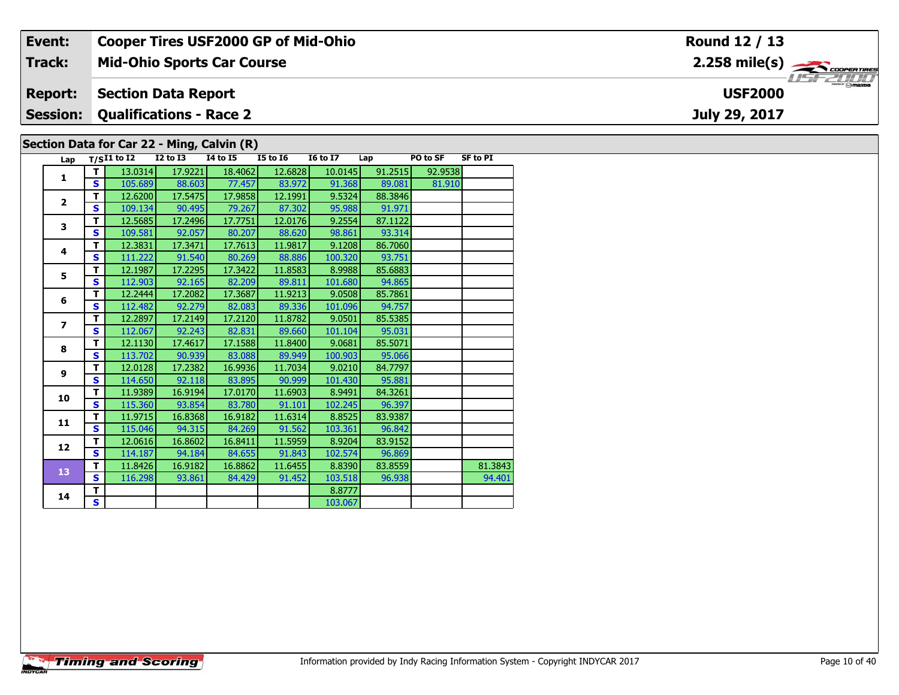| Event: | Cooper Tires USF2000 GP of Mid-Ohio | Round 12 / 13 |
|---|---|---|
| Track: | Mid-Ohio Sports Car Course | 2.258 mile(s) |
| Report: | Section Data Report | USF2000 |
| Session: | Qualifications - Race 2 | July 29, 2017 |

## Section Data for Car 22 - Ming, Calvin (R)

| Lap | T/S | I1 to I2 | I2 to I3 | I4 to I5 | I5 to I6 | I6 to I7 | Lap | PO to SF | SF to PI |
|---|---|---|---|---|---|---|---|---|---|
| 1 | T | 13.0314 | 17.9221 | 18.4062 | 12.6828 | 10.0145 | 91.2515 | 92.9538 | |
| | S | 105.689 | 88.603 | 77.457 | 83.972 | 91.368 | 89.081 | 81.910 | |
| 2 | T | 12.6200 | 17.5475 | 17.9858 | 12.1991 | 9.5324 | 88.3846 | | |
| | S | 109.134 | 90.495 | 79.267 | 87.302 | 95.988 | 91.971 | | |
| 3 | T | 12.5685 | 17.2496 | 17.7751 | 12.0176 | 9.2554 | 87.1122 | | |
| | S | 109.581 | 92.057 | 80.207 | 88.620 | 98.861 | 93.314 | | |
| 4 | T | 12.3831 | 17.3471 | 17.7613 | 11.9817 | 9.1208 | 86.7060 | | |
| | S | 111.222 | 91.540 | 80.269 | 88.886 | 100.320 | 93.751 | | |
| 5 | T | 12.1987 | 17.2295 | 17.3422 | 11.8583 | 8.9988 | 85.6883 | | |
| | S | 112.903 | 92.165 | 82.209 | 89.811 | 101.680 | 94.865 | | |
| 6 | T | 12.2444 | 17.2082 | 17.3687 | 11.9213 | 9.0508 | 85.7861 | | |
| | S | 112.482 | 92.279 | 82.083 | 89.336 | 101.096 | 94.757 | | |
| 7 | T | 12.2897 | 17.2149 | 17.2120 | 11.8782 | 9.0501 | 85.5385 | | |
| | S | 112.067 | 92.243 | 82.831 | 89.660 | 101.104 | 95.031 | | |
| 8 | T | 12.1130 | 17.4617 | 17.1588 | 11.8400 | 9.0681 | 85.5071 | | |
| | S | 113.702 | 90.939 | 83.088 | 89.949 | 100.903 | 95.066 | | |
| 9 | T | 12.0128 | 17.2382 | 16.9936 | 11.7034 | 9.0210 | 84.7797 | | |
| | S | 114.650 | 92.118 | 83.895 | 90.999 | 101.430 | 95.881 | | |
| 10 | T | 11.9389 | 16.9194 | 17.0170 | 11.6903 | 8.9491 | 84.3261 | | |
| | S | 115.360 | 93.854 | 83.780 | 91.101 | 102.245 | 96.397 | | |
| 11 | T | 11.9715 | 16.8368 | 16.9182 | 11.6314 | 8.8525 | 83.9387 | | |
| | S | 115.046 | 94.315 | 84.269 | 91.562 | 103.361 | 96.842 | | |
| 12 | T | 12.0616 | 16.8602 | 16.8411 | 11.5959 | 8.9204 | 83.9152 | | |
| | S | 114.187 | 94.184 | 84.655 | 91.843 | 102.574 | 96.869 | | |
| 13 | T | 11.8426 | 16.9182 | 16.8862 | 11.6455 | 8.8390 | 83.8559 | | 81.3843 |
| | S | 116.298 | 93.861 | 84.429 | 91.452 | 103.518 | 96.938 | | 94.401 |
| 14 | T | | | | | 8.8777 | | | |
| | S | | | | | 103.067 | | | |

Information provided by Indy Racing Information System - Copyright INDYCAR 2017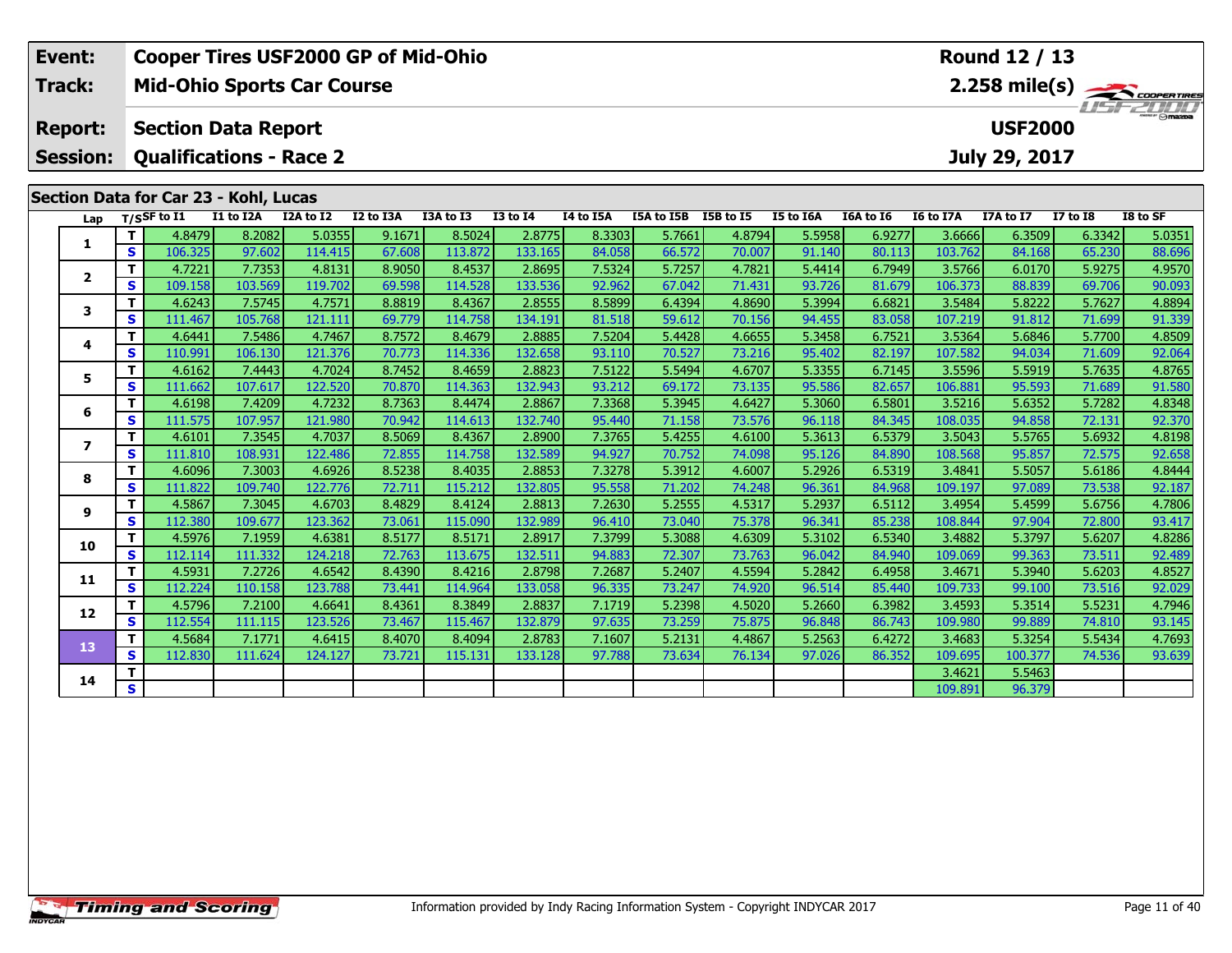| Event: | Cooper Tires USF2000 GP of Mid-Ohio | Round 12 / 13 |
|---|---|---|
| Track: | Mid-Ohio Sports Car Course | 2.258 mile(s) |
| Report: | Section Data Report | USF2000 |
| Session: | Qualifications - Race 2 | July 29, 2017 |

## Section Data for Car 23 - Kohl, Lucas

| Lap | T/S | SF to I1 | I1 to I2A | I2A to I2 | I2 to I3A | I3A to I3 | I3 to I4 | I4 to I5A | I5A to I5B | I5B to I5 | I5 to I6A | I6A to I6 | I6 to I7A | I7A to I7 | I7 to I8 | I8 to SF |
|---|---|---|---|---|---|---|---|---|---|---|---|---|---|---|---|---|
| 1 | T | 4.8479 | 8.2082 | 5.0355 | 9.1671 | 8.5024 | 2.8775 | 8.3303 | 5.7661 | 4.8794 | 5.5958 | 6.9277 | 3.6666 | 6.3509 | 6.3342 | 5.0351 |
| | S | 106.325 | 97.602 | 114.415 | 67.608 | 113.872 | 133.165 | 84.058 | 66.572 | 70.007 | 91.140 | 80.113 | 103.762 | 84.168 | 65.230 | 88.696 |
| 2 | T | 4.7221 | 7.7353 | 4.8131 | 8.9050 | 8.4537 | 2.8695 | 7.5324 | 5.7257 | 4.7821 | 5.4414 | 6.7949 | 3.5766 | 6.0170 | 5.9275 | 4.9570 |
| | S | 109.158 | 103.569 | 119.702 | 69.598 | 114.528 | 133.536 | 92.962 | 67.042 | 71.431 | 93.726 | 81.679 | 106.373 | 88.839 | 69.706 | 90.093 |
| 3 | T | 4.6243 | 7.5745 | 4.7571 | 8.8819 | 8.4367 | 2.8555 | 8.5899 | 6.4394 | 4.8690 | 5.3994 | 6.6821 | 3.5484 | 5.8222 | 5.7627 | 4.8894 |
| | S | 111.467 | 105.768 | 121.111 | 69.779 | 114.758 | 134.191 | 81.518 | 59.612 | 70.156 | 94.455 | 83.058 | 107.219 | 91.812 | 71.699 | 91.339 |
| 4 | T | 4.6441 | 7.5486 | 4.7467 | 8.7572 | 8.4679 | 2.8885 | 7.5204 | 5.4428 | 4.6655 | 5.3458 | 6.7521 | 3.5364 | 5.6846 | 5.7700 | 4.8509 |
| | S | 110.991 | 106.130 | 121.376 | 70.773 | 114.336 | 132.658 | 93.110 | 70.527 | 73.216 | 95.402 | 82.197 | 107.582 | 94.034 | 71.609 | 92.064 |
| 5 | T | 4.6162 | 7.4443 | 4.7024 | 8.7452 | 8.4659 | 2.8823 | 7.5122 | 5.5494 | 4.6707 | 5.3355 | 6.7145 | 3.5596 | 5.5919 | 5.7635 | 4.8765 |
| | S | 111.662 | 107.617 | 122.520 | 70.870 | 114.363 | 132.943 | 93.212 | 69.172 | 73.135 | 95.586 | 82.657 | 106.881 | 95.593 | 71.689 | 91.580 |
| 6 | T | 4.6198 | 7.4209 | 4.7232 | 8.7363 | 8.4474 | 2.8867 | 7.3368 | 5.3945 | 4.6427 | 5.3060 | 6.5801 | 3.5216 | 5.6352 | 5.7282 | 4.8348 |
| | S | 111.575 | 107.957 | 121.980 | 70.942 | 114.613 | 132.740 | 95.440 | 71.158 | 73.576 | 96.118 | 84.345 | 108.035 | 94.858 | 72.131 | 92.370 |
| 7 | T | 4.6101 | 7.3545 | 4.7037 | 8.5069 | 8.4367 | 2.8900 | 7.3765 | 5.4255 | 4.6100 | 5.3613 | 6.5379 | 3.5043 | 5.5765 | 5.6932 | 4.8198 |
| | S | 111.810 | 108.931 | 122.486 | 72.855 | 114.758 | 132.589 | 94.927 | 70.752 | 74.098 | 95.126 | 84.890 | 108.568 | 95.857 | 72.575 | 92.658 |
| 8 | T | 4.6096 | 7.3003 | 4.6926 | 8.5238 | 8.4035 | 2.8853 | 7.3278 | 5.3912 | 4.6007 | 5.2926 | 6.5319 | 3.4841 | 5.5057 | 5.6186 | 4.8444 |
| | S | 111.822 | 109.740 | 122.776 | 72.711 | 115.212 | 132.805 | 95.558 | 71.202 | 74.248 | 96.361 | 84.968 | 109.197 | 97.089 | 73.538 | 92.187 |
| 9 | T | 4.5867 | 7.3045 | 4.6703 | 8.4829 | 8.4124 | 2.8813 | 7.2630 | 5.2555 | 4.5317 | 5.2937 | 6.5112 | 3.4954 | 5.4599 | 5.6756 | 4.7806 |
| | S | 112.380 | 109.677 | 123.362 | 73.061 | 115.090 | 132.989 | 96.410 | 73.040 | 75.378 | 96.341 | 85.238 | 108.844 | 97.904 | 72.800 | 93.417 |
| 10 | T | 4.5976 | 7.1959 | 4.6381 | 8.5177 | 8.5171 | 2.8917 | 7.3799 | 5.3088 | 4.6309 | 5.3102 | 6.5340 | 3.4882 | 5.3797 | 5.6207 | 4.8286 |
| | S | 112.114 | 111.332 | 124.218 | 72.763 | 113.675 | 132.511 | 94.883 | 72.307 | 73.763 | 96.042 | 84.940 | 109.069 | 99.363 | 73.511 | 92.489 |
| 11 | T | 4.5931 | 7.2726 | 4.6542 | 8.4390 | 8.4216 | 2.8798 | 7.2687 | 5.2407 | 4.5594 | 5.2842 | 6.4958 | 3.4671 | 5.3940 | 5.6203 | 4.8527 |
| | S | 112.224 | 110.158 | 123.788 | 73.441 | 114.964 | 133.058 | 96.335 | 73.247 | 74.920 | 96.514 | 85.440 | 109.733 | 99.100 | 73.516 | 92.029 |
| 12 | T | 4.5796 | 7.2100 | 4.6641 | 8.4361 | 8.3849 | 2.8837 | 7.1719 | 5.2398 | 4.5020 | 5.2660 | 6.3982 | 3.4593 | 5.3514 | 5.5231 | 4.7946 |
| | S | 112.554 | 111.115 | 123.526 | 73.467 | 115.467 | 132.879 | 97.635 | 73.259 | 75.875 | 96.848 | 86.743 | 109.980 | 99.889 | 74.810 | 93.145 |
| 13 | T | 4.5684 | 7.1771 | 4.6415 | 8.4070 | 8.4094 | 2.8783 | 7.1607 | 5.2131 | 4.4867 | 5.2563 | 6.4272 | 3.4683 | 5.3254 | 5.5434 | 4.7693 |
| | S | 112.830 | 111.624 | 124.127 | 73.721 | 115.131 | 133.128 | 97.788 | 73.634 | 76.134 | 97.026 | 86.352 | 109.695 | 100.377 | 74.536 | 93.639 |
| 14 | T | | | | | | | | | | | | 3.4621 | 5.5463 | | |
| | S | | | | | | | | | | | | 109.891 | 96.379 | | |

Information provided by Indy Racing Information System - Copyright INDYCAR 2017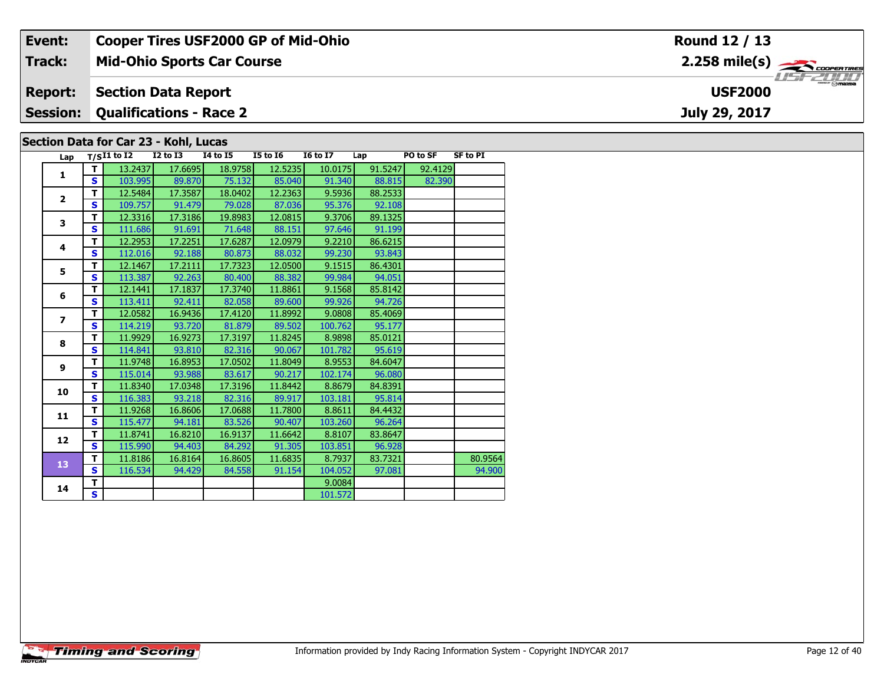| Event: | Cooper Tires USF2000 GP of Mid-Ohio | Round 12 / 13 |
|---|---|---|
| Track: | Mid-Ohio Sports Car Course | 2.258 mile(s) |
| Report: | Section Data Report | USF2000 |
| Session: | Qualifications - Race 2 | July 29, 2017 |

## Section Data for Car 23 - Kohl, Lucas

| Lap | T/S | I1 to I2 | I2 to I3 | I4 to I5 | I5 to I6 | I6 to I7 | Lap | PO to SF | SF to PI |
|---|---|---|---|---|---|---|---|---|---|
| 1 | T | 13.2437 | 17.6695 | 18.9758 | 12.5235 | 10.0175 | 91.5247 | 92.4129 | |
| | S | 103.995 | 89.870 | 75.132 | 85.040 | 91.340 | 88.815 | 82.390 | |
| 2 | T | 12.5484 | 17.3587 | 18.0402 | 12.2363 | 9.5936 | 88.2533 | | |
| | S | 109.757 | 91.479 | 79.028 | 87.036 | 95.376 | 92.108 | | |
| 3 | T | 12.3316 | 17.3186 | 19.8983 | 12.0815 | 9.3706 | 89.1325 | | |
| | S | 111.686 | 91.691 | 71.648 | 88.151 | 97.646 | 91.199 | | |
| 4 | T | 12.2953 | 17.2251 | 17.6287 | 12.0979 | 9.2210 | 86.6215 | | |
| | S | 112.016 | 92.188 | 80.873 | 88.032 | 99.230 | 93.843 | | |
| 5 | T | 12.1467 | 17.2111 | 17.7323 | 12.0500 | 9.1515 | 86.4301 | | |
| | S | 113.387 | 92.263 | 80.400 | 88.382 | 99.984 | 94.051 | | |
| 6 | T | 12.1441 | 17.1837 | 17.3740 | 11.8861 | 9.1568 | 85.8142 | | |
| | S | 113.411 | 92.411 | 82.058 | 89.600 | 99.926 | 94.726 | | |
| 7 | T | 12.0582 | 16.9436 | 17.4120 | 11.8992 | 9.0808 | 85.4069 | | |
| | S | 114.219 | 93.720 | 81.879 | 89.502 | 100.762 | 95.177 | | |
| 8 | T | 11.9929 | 16.9273 | 17.3197 | 11.8245 | 8.9898 | 85.0121 | | |
| | S | 114.841 | 93.810 | 82.316 | 90.067 | 101.782 | 95.619 | | |
| 9 | T | 11.9748 | 16.8953 | 17.0502 | 11.8049 | 8.9553 | 84.6047 | | |
| | S | 115.014 | 93.988 | 83.617 | 90.217 | 102.174 | 96.080 | | |
| 10 | T | 11.8340 | 17.0348 | 17.3196 | 11.8442 | 8.8679 | 84.8391 | | |
| | S | 116.383 | 93.218 | 82.316 | 89.917 | 103.181 | 95.814 | | |
| 11 | T | 11.9268 | 16.8606 | 17.0688 | 11.7800 | 8.8611 | 84.4432 | | |
| | S | 115.477 | 94.181 | 83.526 | 90.407 | 103.260 | 96.264 | | |
| 12 | T | 11.8741 | 16.8210 | 16.9137 | 11.6642 | 8.8107 | 83.8647 | | |
| | S | 115.990 | 94.403 | 84.292 | 91.305 | 103.851 | 96.928 | | |
| 13 | T | 11.8186 | 16.8164 | 16.8605 | 11.6835 | 8.7937 | 83.7321 | | 80.9564 |
| | S | 116.534 | 94.429 | 84.558 | 91.154 | 104.052 | 97.081 | | 94.900 |
| 14 | T | | | | | 9.0084 | | | |
| | S | | | | | 101.572 | | | |

Timing and Scoring

Information provided by Indy Racing Information System - Copyright INDYCAR 2017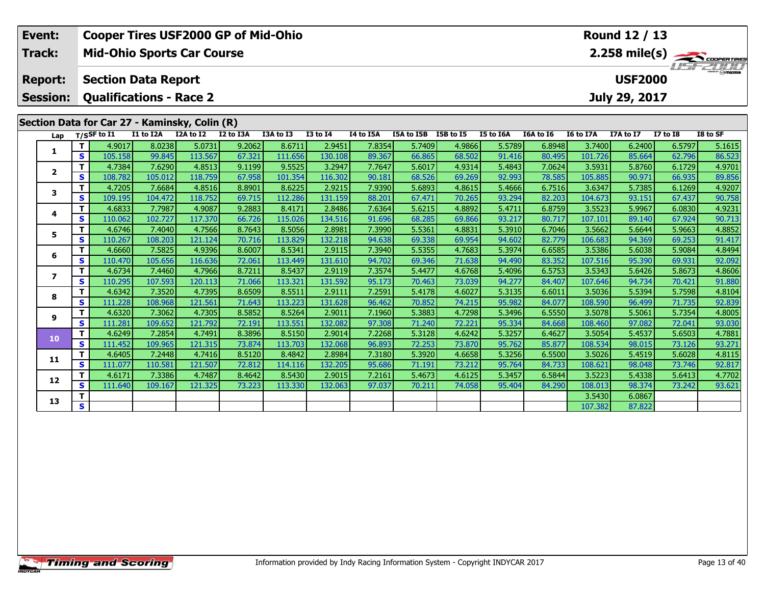| Event: | Cooper Tires USF2000 GP of Mid-Ohio | Round 12 / 13 |
|---|---|---|
| Track: | Mid-Ohio Sports Car Course | 2.258 mile(s) |
| Report: | Section Data Report | USF2000 |
| Session: | Qualifications - Race 2 | July 29, 2017 |

## Section Data for Car 27 - Kaminsky, Colin (R)

| Lap | T/S | SF to I1 | I1 to I2A | I2A to I2 | I2 to I3A | I3A to I3 | I3 to I4 | I4 to I5A | I5A to I5B | I5B to I5 | I5 to I6A | I6A to I6 | I6 to I7A | I7A to I7 | I7 to I8 | I8 to SF |
|---|---|---|---|---|---|---|---|---|---|---|---|---|---|---|---|---|
| 1 | T | 4.9017 | 8.0238 | 5.0731 | 9.2062 | 8.6711 | 2.9451 | 7.8354 | 5.7409 | 4.9866 | 5.5789 | 6.8948 | 3.7400 | 6.2400 | 6.5797 | 5.1615 |
| | S | 105.158 | 99.845 | 113.567 | 67.321 | 111.656 | 130.108 | 89.367 | 66.865 | 68.502 | 91.416 | 80.495 | 101.726 | 85.664 | 62.796 | 86.523 |
| 2 | T | 4.7384 | 7.6290 | 4.8513 | 9.1199 | 9.5525 | 3.2947 | 7.7647 | 5.6017 | 4.9314 | 5.4843 | 7.0624 | 3.5931 | 5.8760 | 6.1729 | 4.9701 |
| | S | 108.782 | 105.012 | 118.759 | 67.958 | 101.354 | 116.302 | 90.181 | 68.526 | 69.269 | 92.993 | 78.585 | 105.885 | 90.971 | 66.935 | 89.856 |
| 3 | T | 4.7205 | 7.6684 | 4.8516 | 8.8901 | 8.6225 | 2.9215 | 7.9390 | 5.6893 | 4.8615 | 5.4666 | 6.7516 | 3.6347 | 5.7385 | 6.1269 | 4.9207 |
| | S | 109.195 | 104.472 | 118.752 | 69.715 | 112.286 | 131.159 | 88.201 | 67.471 | 70.265 | 93.294 | 82.203 | 104.673 | 93.151 | 67.437 | 90.758 |
| 4 | T | 4.6833 | 7.7987 | 4.9087 | 9.2883 | 8.4171 | 2.8486 | 7.6364 | 5.6215 | 4.8892 | 5.4711 | 6.8759 | 3.5523 | 5.9967 | 6.0830 | 4.9231 |
| | S | 110.062 | 102.727 | 117.370 | 66.726 | 115.026 | 134.516 | 91.696 | 68.285 | 69.866 | 93.217 | 80.717 | 107.101 | 89.140 | 67.924 | 90.713 |
| 5 | T | 4.6746 | 7.4040 | 4.7566 | 8.7643 | 8.5056 | 2.8981 | 7.3990 | 5.5361 | 4.8831 | 5.3910 | 6.7046 | 3.5662 | 5.6644 | 5.9663 | 4.8852 |
| | S | 110.267 | 108.203 | 121.124 | 70.716 | 113.829 | 132.218 | 94.638 | 69.338 | 69.954 | 94.602 | 82.779 | 106.683 | 94.369 | 69.253 | 91.417 |
| 6 | T | 4.6660 | 7.5825 | 4.9396 | 8.6007 | 8.5341 | 2.9115 | 7.3940 | 5.5355 | 4.7683 | 5.3974 | 6.6585 | 3.5386 | 5.6038 | 5.9084 | 4.8494 |
| | S | 110.470 | 105.656 | 116.636 | 72.061 | 113.449 | 131.610 | 94.702 | 69.346 | 71.638 | 94.490 | 83.352 | 107.516 | 95.390 | 69.931 | 92.092 |
| 7 | T | 4.6734 | 7.4460 | 4.7966 | 8.7211 | 8.5437 | 2.9119 | 7.3574 | 5.4477 | 4.6768 | 5.4096 | 6.5753 | 3.5343 | 5.6426 | 5.8673 | 4.8606 |
| | S | 110.295 | 107.593 | 120.113 | 71.066 | 113.321 | 131.592 | 95.173 | 70.463 | 73.039 | 94.277 | 84.407 | 107.646 | 94.734 | 70.421 | 91.880 |
| 8 | T | 4.6342 | 7.3520 | 4.7395 | 8.6509 | 8.5511 | 2.9111 | 7.2591 | 5.4178 | 4.6027 | 5.3135 | 6.6011 | 3.5036 | 5.5394 | 5.7598 | 4.8104 |
| | S | 111.228 | 108.968 | 121.561 | 71.643 | 113.223 | 131.628 | 96.462 | 70.852 | 74.215 | 95.982 | 84.077 | 108.590 | 96.499 | 71.735 | 92.839 |
| 9 | T | 4.6320 | 7.3062 | 4.7305 | 8.5852 | 8.5264 | 2.9011 | 7.1960 | 5.3883 | 4.7298 | 5.3496 | 6.5550 | 3.5078 | 5.5061 | 5.7354 | 4.8005 |
| | S | 111.281 | 109.652 | 121.792 | 72.191 | 113.551 | 132.082 | 97.308 | 71.240 | 72.221 | 95.334 | 84.668 | 108.460 | 97.082 | 72.041 | 93.030 |
| 10 | T | 4.6249 | 7.2854 | 4.7491 | 8.3896 | 8.5150 | 2.9014 | 7.2268 | 5.3128 | 4.6242 | 5.3257 | 6.4627 | 3.5054 | 5.4537 | 5.6503 | 4.7881 |
| | S | 111.452 | 109.965 | 121.315 | 73.874 | 113.703 | 132.068 | 96.893 | 72.253 | 73.870 | 95.762 | 85.877 | 108.534 | 98.015 | 73.126 | 93.271 |
| 11 | T | 4.6405 | 7.2448 | 4.7416 | 8.5120 | 8.4842 | 2.8984 | 7.3180 | 5.3920 | 4.6658 | 5.3256 | 6.5500 | 3.5026 | 5.4519 | 5.6028 | 4.8115 |
| | S | 111.077 | 110.581 | 121.507 | 72.812 | 114.116 | 132.205 | 95.686 | 71.191 | 73.212 | 95.764 | 84.733 | 108.621 | 98.048 | 73.746 | 92.817 |
| 12 | T | 4.6171 | 7.3386 | 4.7487 | 8.4642 | 8.5430 | 2.9015 | 7.2161 | 5.4673 | 4.6125 | 5.3457 | 6.5844 | 3.5223 | 5.4338 | 5.6413 | 4.7702 |
| | S | 111.640 | 109.167 | 121.325 | 73.223 | 113.330 | 132.063 | 97.037 | 70.211 | 74.058 | 95.404 | 84.290 | 108.013 | 98.374 | 73.242 | 93.621 |
| 13 | T | | | | | | | | | | | | 3.5430 | 6.0867 | | |
| | S | | | | | | | | | | | | 107.382 | 87.822 | | |

Information provided by Indy Racing Information System - Copyright INDYCAR 2017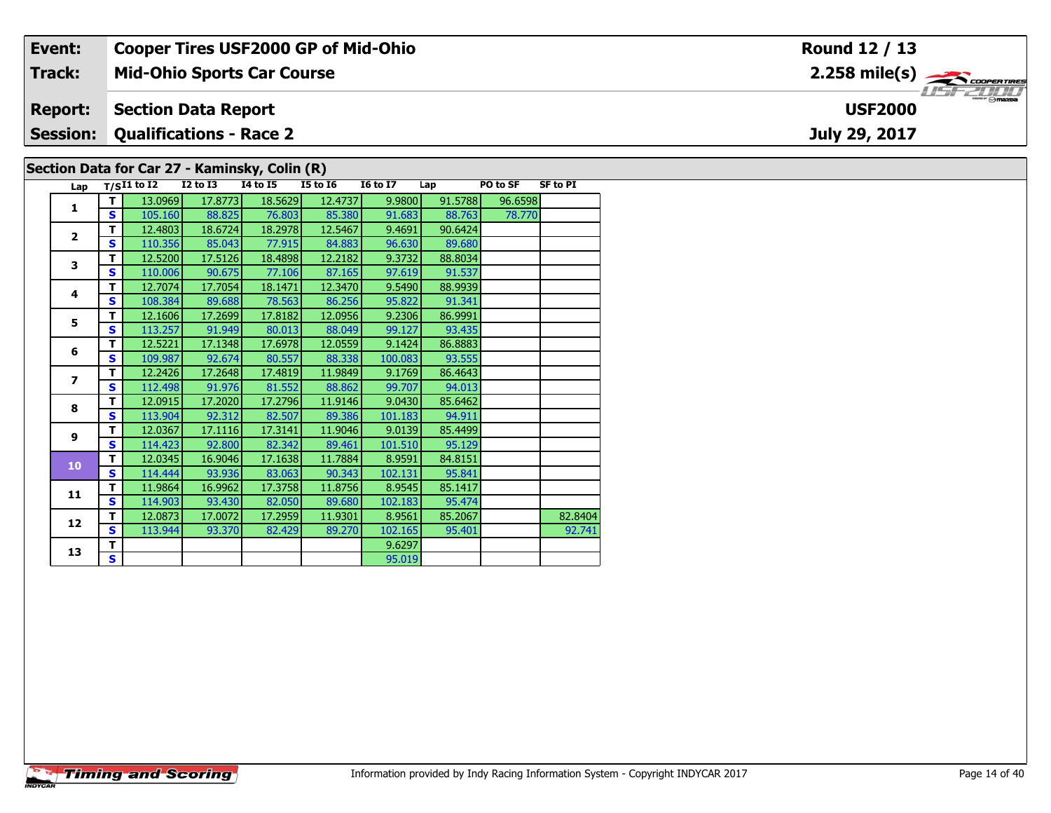| Event: | Cooper Tires USF2000 GP of Mid-Ohio | Round 12 / 13 |
|---|---|---|
| Track: | Mid-Ohio Sports Car Course | 2.258 mile(s) |
| Report: | Section Data Report | USF2000 |
| Session: | Qualifications - Race 2 | July 29, 2017 |

## Section Data for Car 27 - Kaminsky, Colin (R)

| Lap | T/S | I1 to I2 | I2 to I3 | I4 to I5 | I5 to I6 | I6 to I7 | Lap | PO to SF | SF to PI |
|---|---|---|---|---|---|---|---|---|---|
| 1 | T | 13.0969 | 17.8773 | 18.5629 | 12.4737 | 9.9800 | 91.5788 | 96.6598 | |
| | S | 105.160 | 88.825 | 76.803 | 85.380 | 91.683 | 88.763 | 78.770 | |
| 2 | T | 12.4803 | 18.6724 | 18.2978 | 12.5467 | 9.4691 | 90.6424 | | |
| | S | 110.356 | 85.043 | 77.915 | 84.883 | 96.630 | 89.680 | | |
| 3 | T | 12.5200 | 17.5126 | 18.4898 | 12.2182 | 9.3732 | 88.8034 | | |
| | S | 110.006 | 90.675 | 77.106 | 87.165 | 97.619 | 91.537 | | |
| 4 | T | 12.7074 | 17.7054 | 18.1471 | 12.3470 | 9.5490 | 88.9939 | | |
| | S | 108.384 | 89.688 | 78.563 | 86.256 | 95.822 | 91.341 | | |
| 5 | T | 12.1606 | 17.2699 | 17.8182 | 12.0956 | 9.2306 | 86.9991 | | |
| | S | 113.257 | 91.949 | 80.013 | 88.049 | 99.127 | 93.435 | | |
| 6 | T | 12.5221 | 17.1348 | 17.6978 | 12.0559 | 9.1424 | 86.8883 | | |
| | S | 109.987 | 92.674 | 80.557 | 88.338 | 100.083 | 93.555 | | |
| 7 | T | 12.2426 | 17.2648 | 17.4819 | 11.9849 | 9.1769 | 86.4643 | | |
| | S | 112.498 | 91.976 | 81.552 | 88.862 | 99.707 | 94.013 | | |
| 8 | T | 12.0915 | 17.2020 | 17.2796 | 11.9146 | 9.0430 | 85.6462 | | |
| | S | 113.904 | 92.312 | 82.507 | 89.386 | 101.183 | 94.911 | | |
| 9 | T | 12.0367 | 17.1116 | 17.3141 | 11.9046 | 9.0139 | 85.4499 | | |
| | S | 114.423 | 92.800 | 82.342 | 89.461 | 101.510 | 95.129 | | |
| 10 | T | 12.0345 | 16.9046 | 17.1638 | 11.7884 | 8.9591 | 84.8151 | | |
| | S | 114.444 | 93.936 | 83.063 | 90.343 | 102.131 | 95.841 | | |
| 11 | T | 11.9864 | 16.9962 | 17.3758 | 11.8756 | 8.9545 | 85.1417 | | |
| | S | 114.903 | 93.430 | 82.050 | 89.680 | 102.183 | 95.474 | | |
| 12 | T | 12.0873 | 17.0072 | 17.2959 | 11.9301 | 8.9561 | 85.2067 | | 82.8404 |
| | S | 113.944 | 93.370 | 82.429 | 89.270 | 102.165 | 95.401 | | 92.741 |
| 13 | T | | | | | 9.6297 | | | |
| | S | | | | | 95.019 | | | |

Information provided by Indy Racing Information System - Copyright INDYCAR 2017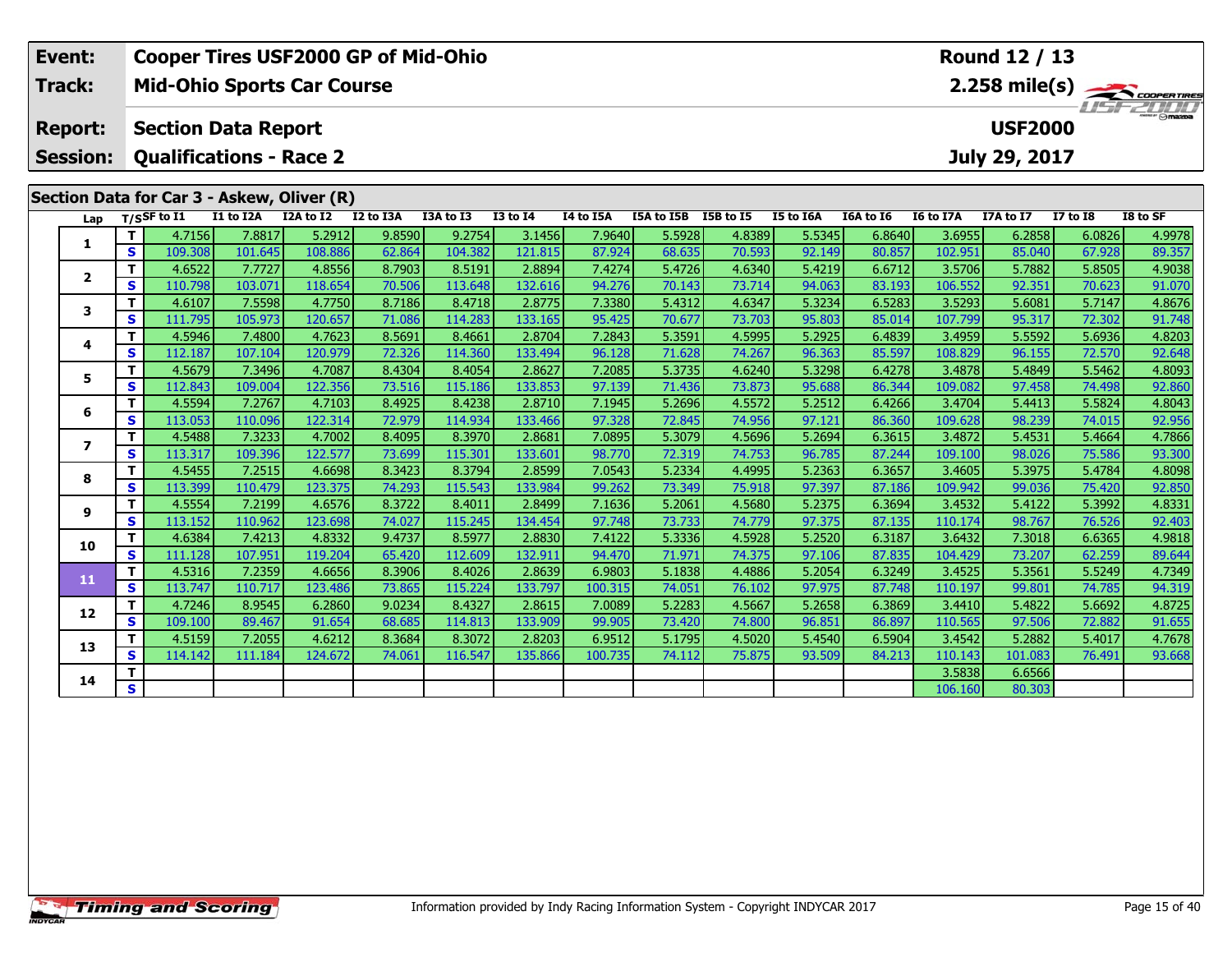| Event: | Cooper Tires USF2000 GP of Mid-Ohio | Round 12 / 13 |
|---|---|---|
| Track: | Mid-Ohio Sports Car Course | 2.258 mile(s) |
| Report: | Section Data Report | USF2000 |
| Session: | Qualifications - Race 2 | July 29, 2017 |

## Section Data for Car 3 - Askew, Oliver (R)

| Lap | T/S | SF to I1 | I1 to I2A | I2A to I2 | I2 to I3A | I3A to I3 | I3 to I4 | I4 to I5A | I5A to I5B | I5B to I5 | I5 to I6A | I6A to I6 | I6 to I7A | I7A to I7 | I7 to I8 | I8 to SF |
|---|---|---|---|---|---|---|---|---|---|---|---|---|---|---|---|---|
| 1 | T | 4.7156 | 7.8817 | 5.2912 | 9.8590 | 9.2754 | 3.1456 | 7.9640 | 5.5928 | 4.8389 | 5.5345 | 6.8640 | 3.6955 | 6.2858 | 6.0826 | 4.9978 |
| | S | 109.308 | 101.645 | 108.886 | 62.864 | 104.382 | 121.815 | 87.924 | 68.635 | 70.593 | 92.149 | 80.857 | 102.951 | 85.040 | 67.928 | 89.357 |
| 2 | T | 4.6522 | 7.7727 | 4.8556 | 8.7903 | 8.5191 | 2.8894 | 7.4274 | 5.4726 | 4.6340 | 5.4219 | 6.6712 | 3.5706 | 5.7882 | 5.8505 | 4.9038 |
| | S | 110.798 | 103.071 | 118.654 | 70.506 | 113.648 | 132.616 | 94.276 | 70.143 | 73.714 | 94.063 | 83.193 | 106.552 | 92.351 | 70.623 | 91.070 |
| 3 | T | 4.6107 | 7.5598 | 4.7750 | 8.7186 | 8.4718 | 2.8775 | 7.3380 | 5.4312 | 4.6347 | 5.3234 | 6.5283 | 3.5293 | 5.6081 | 5.7147 | 4.8676 |
| | S | 111.795 | 105.973 | 120.657 | 71.086 | 114.283 | 133.165 | 95.425 | 70.677 | 73.703 | 95.803 | 85.014 | 107.799 | 95.317 | 72.302 | 91.748 |
| 4 | T | 4.5946 | 7.4800 | 4.7623 | 8.5691 | 8.4661 | 2.8704 | 7.2843 | 5.3591 | 4.5995 | 5.2925 | 6.4839 | 3.4959 | 5.5592 | 5.6936 | 4.8203 |
| | S | 112.187 | 107.104 | 120.979 | 72.326 | 114.360 | 133.494 | 96.128 | 71.628 | 74.267 | 96.363 | 85.597 | 108.829 | 96.155 | 72.570 | 92.648 |
| 5 | T | 4.5679 | 7.3496 | 4.7087 | 8.4304 | 8.4054 | 2.8627 | 7.2085 | 5.3735 | 4.6240 | 5.3298 | 6.4278 | 3.4878 | 5.4849 | 5.5462 | 4.8093 |
| | S | 112.843 | 109.004 | 122.356 | 73.516 | 115.186 | 133.853 | 97.139 | 71.436 | 73.873 | 95.688 | 86.344 | 109.082 | 97.458 | 74.498 | 92.860 |
| 6 | T | 4.5594 | 7.2767 | 4.7103 | 8.4925 | 8.4238 | 2.8710 | 7.1945 | 5.2696 | 4.5572 | 5.2512 | 6.4266 | 3.4704 | 5.4413 | 5.5824 | 4.8043 |
| | S | 113.053 | 110.096 | 122.314 | 72.979 | 114.934 | 133.466 | 97.328 | 72.845 | 74.956 | 97.121 | 86.360 | 109.628 | 98.239 | 74.015 | 92.956 |
| 7 | T | 4.5488 | 7.3233 | 4.7002 | 8.4095 | 8.3970 | 2.8681 | 7.0895 | 5.3079 | 4.5696 | 5.2694 | 6.3615 | 3.4872 | 5.4531 | 5.4664 | 4.7866 |
| | S | 113.317 | 109.396 | 122.577 | 73.699 | 115.301 | 133.601 | 98.770 | 72.319 | 74.753 | 96.785 | 87.244 | 109.100 | 98.026 | 75.586 | 93.300 |
| 8 | T | 4.5455 | 7.2515 | 4.6698 | 8.3423 | 8.3794 | 2.8599 | 7.0543 | 5.2334 | 4.4995 | 5.2363 | 6.3657 | 3.4605 | 5.3975 | 5.4784 | 4.8098 |
| | S | 113.399 | 110.479 | 123.375 | 74.293 | 115.543 | 133.984 | 99.262 | 73.349 | 75.918 | 97.397 | 87.186 | 109.942 | 99.036 | 75.420 | 92.850 |
| 9 | T | 4.5554 | 7.2199 | 4.6576 | 8.3722 | 8.4011 | 2.8499 | 7.1636 | 5.2061 | 4.5680 | 5.2375 | 6.3694 | 3.4532 | 5.4122 | 5.3992 | 4.8331 |
| | S | 113.152 | 110.962 | 123.698 | 74.027 | 115.245 | 134.454 | 97.748 | 73.733 | 74.779 | 97.375 | 87.135 | 110.174 | 98.767 | 76.526 | 92.403 |
| 10 | T | 4.6384 | 7.4213 | 4.8332 | 9.4737 | 8.5977 | 2.8830 | 7.4122 | 5.3336 | 4.5928 | 5.2520 | 6.3187 | 3.6432 | 7.3018 | 6.6365 | 4.9818 |
| | S | 111.128 | 107.951 | 119.204 | 65.420 | 112.609 | 132.911 | 94.470 | 71.971 | 74.375 | 97.106 | 87.835 | 104.429 | 73.207 | 62.259 | 89.644 |
| 11 | T | 4.5316 | 7.2359 | 4.6656 | 8.3906 | 8.4026 | 2.8639 | 6.9803 | 5.1838 | 4.4886 | 5.2054 | 6.3249 | 3.4525 | 5.3561 | 5.5249 | 4.7349 |
| | S | 113.747 | 110.717 | 123.486 | 73.865 | 115.224 | 133.797 | 100.315 | 74.051 | 76.102 | 97.975 | 87.748 | 110.197 | 99.801 | 74.785 | 94.319 |
| 12 | T | 4.7246 | 8.9545 | 6.2860 | 9.0234 | 8.4327 | 2.8615 | 7.0089 | 5.2283 | 4.5667 | 5.2658 | 6.3869 | 3.4410 | 5.4822 | 5.6692 | 4.8725 |
| | S | 109.100 | 89.467 | 91.654 | 68.685 | 114.813 | 133.909 | 99.905 | 73.420 | 74.800 | 96.851 | 86.897 | 110.565 | 97.506 | 72.882 | 91.655 |
| 13 | T | 4.5159 | 7.2055 | 4.6212 | 8.3684 | 8.3072 | 2.8203 | 6.9512 | 5.1795 | 4.5020 | 5.4540 | 6.5904 | 3.4542 | 5.2882 | 5.4017 | 4.7678 |
| | S | 114.142 | 111.184 | 124.672 | 74.061 | 116.547 | 135.866 | 100.735 | 74.112 | 75.875 | 93.509 | 84.213 | 110.143 | 101.083 | 76.491 | 93.668 |
| 14 | T | | | | | | | | | | | | 3.5838 | 6.6566 | | |
| | S | | | | | | | | | | | | 106.160 | 80.303 | | |

Information provided by Indy Racing Information System - Copyright INDYCAR 2017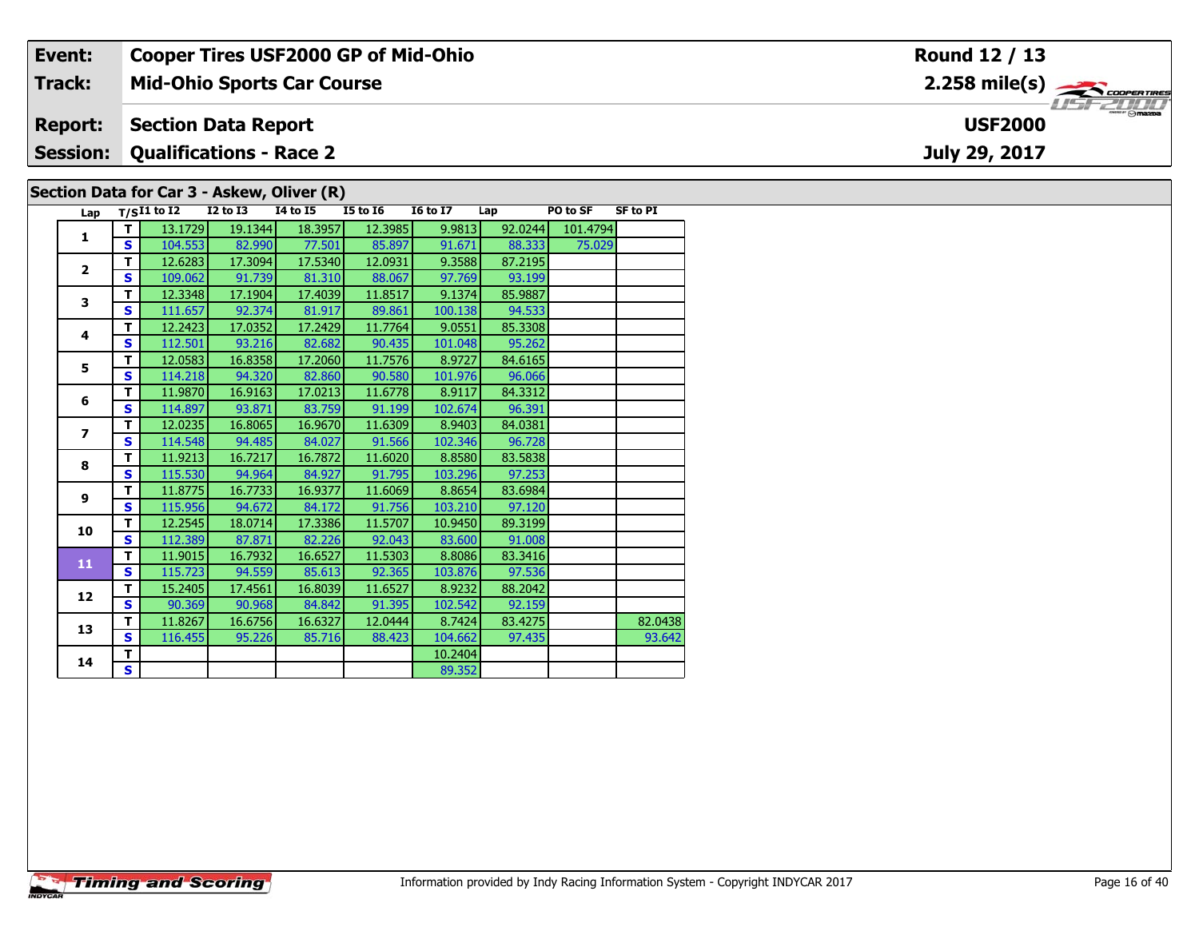| Event: | Cooper Tires USF2000 GP of Mid-Ohio | Round 12 / 13 |
|---|---|---|
| Track: | Mid-Ohio Sports Car Course | 2.258 mile(s) |
| Report: | Section Data Report | USF2000 |
| Session: | Qualifications - Race 2 | July 29, 2017 |

## Section Data for Car 3 - Askew, Oliver (R)

| Lap | T/S | I1 to I2 | I2 to I3 | I4 to I5 | I5 to I6 | I6 to I7 | Lap | PO to SF | SF to PI |
|---|---|---|---|---|---|---|---|---|---|
| 1 | T | 13.1729 | 19.1344 | 18.3957 | 12.3985 | 9.9813 | 92.0244 | 101.4794 | |
| | S | 104.553 | 82.990 | 77.501 | 85.897 | 91.671 | 88.333 | 75.029 | |
| 2 | T | 12.6283 | 17.3094 | 17.5340 | 12.0931 | 9.3588 | 87.2195 | | |
| | S | 109.062 | 91.739 | 81.310 | 88.067 | 97.769 | 93.199 | | |
| 3 | T | 12.3348 | 17.1904 | 17.4039 | 11.8517 | 9.1374 | 85.9887 | | |
| | S | 111.657 | 92.374 | 81.917 | 89.861 | 100.138 | 94.533 | | |
| 4 | T | 12.2423 | 17.0352 | 17.2429 | 11.7764 | 9.0551 | 85.3308 | | |
| | S | 112.501 | 93.216 | 82.682 | 90.435 | 101.048 | 95.262 | | |
| 5 | T | 12.0583 | 16.8358 | 17.2060 | 11.7576 | 8.9727 | 84.6165 | | |
| | S | 114.218 | 94.320 | 82.860 | 90.580 | 101.976 | 96.066 | | |
| 6 | T | 11.9870 | 16.9163 | 17.0213 | 11.6778 | 8.9117 | 84.3312 | | |
| | S | 114.897 | 93.871 | 83.759 | 91.199 | 102.674 | 96.391 | | |
| 7 | T | 12.0235 | 16.8065 | 16.9670 | 11.6309 | 8.9403 | 84.0381 | | |
| | S | 114.548 | 94.485 | 84.027 | 91.566 | 102.346 | 96.728 | | |
| 8 | T | 11.9213 | 16.7217 | 16.7872 | 11.6020 | 8.8580 | 83.5838 | | |
| | S | 115.530 | 94.964 | 84.927 | 91.795 | 103.296 | 97.253 | | |
| 9 | T | 11.8775 | 16.7733 | 16.9377 | 11.6069 | 8.8654 | 83.6984 | | |
| | S | 115.956 | 94.672 | 84.172 | 91.756 | 103.210 | 97.120 | | |
| 10 | T | 12.2545 | 18.0714 | 17.3386 | 11.5707 | 10.9450 | 89.3199 | | |
| | S | 112.389 | 87.871 | 82.226 | 92.043 | 83.600 | 91.008 | | |
| 11 | T | 11.9015 | 16.7932 | 16.6527 | 11.5303 | 8.8086 | 83.3416 | | |
| | S | 115.723 | 94.559 | 85.613 | 92.365 | 103.876 | 97.536 | | |
| 12 | T | 15.2405 | 17.4561 | 16.8039 | 11.6527 | 8.9232 | 88.2042 | | |
| | S | 90.369 | 90.968 | 84.842 | 91.395 | 102.542 | 92.159 | | |
| 13 | T | 11.8267 | 16.6756 | 16.6327 | 12.0444 | 8.7424 | 83.4275 | | 82.0438 |
| | S | 116.455 | 95.226 | 85.716 | 88.423 | 104.662 | 97.435 | | 93.642 |
| 14 | T | | | | | 10.2404 | | | |
| | S | | | | | 89.352 | | | |

Information provided by Indy Racing Information System - Copyright INDYCAR 2017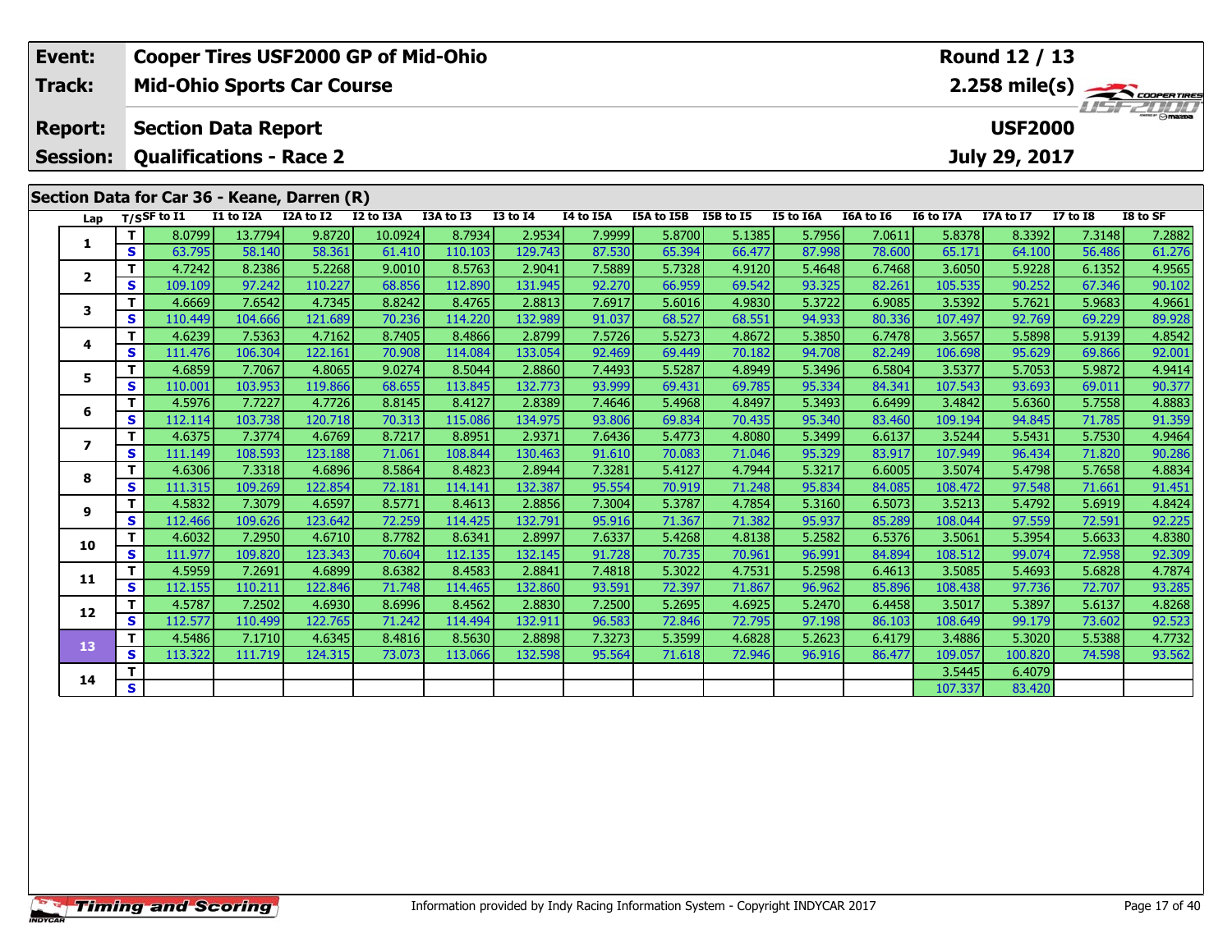| Event: | Cooper Tires USF2000 GP of Mid-Ohio | Round 12 / 13 |
|---|---|---|
| Track: | Mid-Ohio Sports Car Course | 2.258 mile(s) |
| Report: | Section Data Report | USF2000 |
| Session: | Qualifications - Race 2 | July 29, 2017 |

## Section Data for Car 36 - Keane, Darren (R)

| Lap | T/S | SF to I1 | I1 to I2A | I2A to I2 | I2 to I3A | I3A to I3 | I3 to I4 | I4 to I5A | I5A to I5B | I5B to I5 | I5 to I6A | I6A to I6 | I6 to I7A | I7A to I7 | I7 to I8 | I8 to SF |
|---|---|---|---|---|---|---|---|---|---|---|---|---|---|---|---|---|
| 1 | T | 8.0799 | 13.7794 | 9.8720 | 10.0924 | 8.7934 | 2.9534 | 7.9999 | 5.8700 | 5.1385 | 5.7956 | 7.0611 | 5.8378 | 8.3392 | 7.3148 | 7.2882 |
| | S | 63.795 | 58.140 | 58.361 | 61.410 | 110.103 | 129.743 | 87.530 | 65.394 | 66.477 | 87.998 | 78.600 | 65.171 | 64.100 | 56.486 | 61.276 |
| 2 | T | 4.7242 | 8.2386 | 5.2268 | 9.0010 | 8.5763 | 2.9041 | 7.5889 | 5.7328 | 4.9120 | 5.4648 | 6.7468 | 3.6050 | 5.9228 | 6.1352 | 4.9565 |
| | S | 109.109 | 97.242 | 110.227 | 68.856 | 112.890 | 131.945 | 92.270 | 66.959 | 69.542 | 93.325 | 82.261 | 105.535 | 90.252 | 67.346 | 90.102 |
| 3 | T | 4.6669 | 7.6542 | 4.7345 | 8.8242 | 8.4765 | 2.8813 | 7.6917 | 5.6016 | 4.9830 | 5.3722 | 6.9085 | 3.5392 | 5.7621 | 5.9683 | 4.9661 |
| | S | 110.449 | 104.666 | 121.689 | 70.236 | 114.220 | 132.989 | 91.037 | 68.527 | 68.551 | 94.933 | 80.336 | 107.497 | 92.769 | 69.229 | 89.928 |
| 4 | T | 4.6239 | 7.5363 | 4.7162 | 8.7405 | 8.4866 | 2.8799 | 7.5726 | 5.5273 | 4.8672 | 5.3850 | 6.7478 | 3.5657 | 5.5898 | 5.9139 | 4.8542 |
| | S | 111.476 | 106.304 | 122.161 | 70.908 | 114.084 | 133.054 | 92.469 | 69.449 | 70.182 | 94.708 | 82.249 | 106.698 | 95.629 | 69.866 | 92.001 |
| 5 | T | 4.6859 | 7.7067 | 4.8065 | 9.0274 | 8.5044 | 2.8860 | 7.4493 | 5.5287 | 4.8949 | 5.3496 | 6.5804 | 3.5377 | 5.7053 | 5.9872 | 4.9414 |
| | S | 110.001 | 103.953 | 119.866 | 68.655 | 113.845 | 132.773 | 93.999 | 69.431 | 69.785 | 95.334 | 84.341 | 107.543 | 93.693 | 69.011 | 90.377 |
| 6 | T | 4.5976 | 7.7227 | 4.7726 | 8.8145 | 8.4127 | 2.8389 | 7.4646 | 5.4968 | 4.8497 | 5.3493 | 6.6499 | 3.4842 | 5.6360 | 5.7558 | 4.8883 |
| | S | 112.114 | 103.738 | 120.718 | 70.313 | 115.086 | 134.975 | 93.806 | 69.834 | 70.435 | 95.340 | 83.460 | 109.194 | 94.845 | 71.785 | 91.359 |
| 7 | T | 4.6375 | 7.3774 | 4.6769 | 8.7217 | 8.8951 | 2.9371 | 7.6436 | 5.4773 | 4.8080 | 5.3499 | 6.6137 | 3.5244 | 5.5431 | 5.7530 | 4.9464 |
| | S | 111.149 | 108.593 | 123.188 | 71.061 | 108.844 | 130.463 | 91.610 | 70.083 | 71.046 | 95.329 | 83.917 | 107.949 | 96.434 | 71.820 | 90.286 |
| 8 | T | 4.6306 | 7.3318 | 4.6896 | 8.5864 | 8.4823 | 2.8944 | 7.3281 | 5.4127 | 4.7944 | 5.3217 | 6.6005 | 3.5074 | 5.4798 | 5.7658 | 4.8834 |
| | S | 111.315 | 109.269 | 122.854 | 72.181 | 114.141 | 132.387 | 95.554 | 70.919 | 71.248 | 95.834 | 84.085 | 108.472 | 97.548 | 71.661 | 91.451 |
| 9 | T | 4.5832 | 7.3079 | 4.6597 | 8.5771 | 8.4613 | 2.8856 | 7.3004 | 5.3787 | 4.7854 | 5.3160 | 6.5073 | 3.5213 | 5.4792 | 5.6919 | 4.8424 |
| | S | 112.466 | 109.626 | 123.642 | 72.259 | 114.425 | 132.791 | 95.916 | 71.367 | 71.382 | 95.937 | 85.289 | 108.044 | 97.559 | 72.591 | 92.225 |
| 10 | T | 4.6032 | 7.2950 | 4.6710 | 8.7782 | 8.6341 | 2.8997 | 7.6337 | 5.4268 | 4.8138 | 5.2582 | 6.5376 | 3.5061 | 5.3954 | 5.6633 | 4.8380 |
| | S | 111.977 | 109.820 | 123.343 | 70.604 | 112.135 | 132.145 | 91.728 | 70.735 | 70.961 | 96.991 | 84.894 | 108.512 | 99.074 | 72.958 | 92.309 |
| 11 | T | 4.5959 | 7.2691 | 4.6899 | 8.6382 | 8.4583 | 2.8841 | 7.4818 | 5.3022 | 4.7531 | 5.2598 | 6.4613 | 3.5085 | 5.4693 | 5.6828 | 4.7874 |
| | S | 112.155 | 110.211 | 122.846 | 71.748 | 114.465 | 132.860 | 93.591 | 72.397 | 71.867 | 96.962 | 85.896 | 108.438 | 97.736 | 72.707 | 93.285 |
| 12 | T | 4.5787 | 7.2502 | 4.6930 | 8.6996 | 8.4562 | 2.8830 | 7.2500 | 5.2695 | 4.6925 | 5.2470 | 6.4458 | 3.5017 | 5.3897 | 5.6137 | 4.8268 |
| | S | 112.577 | 110.499 | 122.765 | 71.242 | 114.494 | 132.911 | 96.583 | 72.846 | 72.795 | 97.198 | 86.103 | 108.649 | 99.179 | 73.602 | 92.523 |
| 13 | T | 4.5486 | 7.1710 | 4.6345 | 8.4816 | 8.5630 | 2.8898 | 7.3273 | 5.3599 | 4.6828 | 5.2623 | 6.4179 | 3.4886 | 5.3020 | 5.5388 | 4.7732 |
| | S | 113.322 | 111.719 | 124.315 | 73.073 | 113.066 | 132.598 | 95.564 | 71.618 | 72.946 | 96.916 | 86.477 | 109.057 | 100.820 | 74.598 | 93.562 |
| 14 | T | | | | | | | | | | | | 3.5445 | 6.4079 | | |
| | S | | | | | | | | | | | | 107.337 | 83.420 | | |

Information provided by Indy Racing Information System - Copyright INDYCAR 2017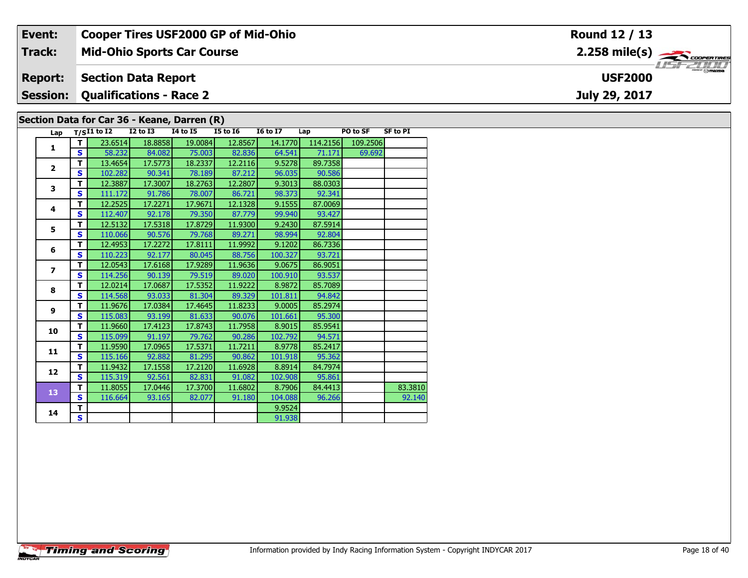| Event: | Cooper Tires USF2000 GP of Mid-Ohio | Round 12 / 13 |
|---|---|---|
| Track: | Mid-Ohio Sports Car Course | 2.258 mile(s) |
| Report: | Section Data Report | USF2000 |
| Session: | Qualifications - Race 2 | July 29, 2017 |

## Section Data for Car 36 - Keane, Darren (R)

| Lap | T/S | I1 to I2 | I2 to I3 | I4 to I5 | I5 to I6 | I6 to I7 | Lap | PO to SF | SF to PI |
|---|---|---|---|---|---|---|---|---|---|
| 1 | T | 23.6514 | 18.8858 | 19.0084 | 12.8567 | 14.1770 | 114.2156 | 109.2506 | |
| | S | 58.232 | 84.082 | 75.003 | 82.836 | 64.541 | 71.171 | 69.692 | |
| 2 | T | 13.4654 | 17.5773 | 18.2337 | 12.2116 | 9.5278 | 89.7358 | | |
| | S | 102.282 | 90.341 | 78.189 | 87.212 | 96.035 | 90.586 | | |
| 3 | T | 12.3887 | 17.3007 | 18.2763 | 12.2807 | 9.3013 | 88.0303 | | |
| | S | 111.172 | 91.786 | 78.007 | 86.721 | 98.373 | 92.341 | | |
| 4 | T | 12.2525 | 17.2271 | 17.9671 | 12.1328 | 9.1555 | 87.0069 | | |
| | S | 112.407 | 92.178 | 79.350 | 87.779 | 99.940 | 93.427 | | |
| 5 | T | 12.5132 | 17.5318 | 17.8729 | 11.9300 | 9.2430 | 87.5914 | | |
| | S | 110.066 | 90.576 | 79.768 | 89.271 | 98.994 | 92.804 | | |
| 6 | T | 12.4953 | 17.2272 | 17.8111 | 11.9992 | 9.1202 | 86.7336 | | |
| | S | 110.223 | 92.177 | 80.045 | 88.756 | 100.327 | 93.721 | | |
| 7 | T | 12.0543 | 17.6168 | 17.9289 | 11.9636 | 9.0675 | 86.9051 | | |
| | S | 114.256 | 90.139 | 79.519 | 89.020 | 100.910 | 93.537 | | |
| 8 | T | 12.0214 | 17.0687 | 17.5352 | 11.9222 | 8.9872 | 85.7089 | | |
| | S | 114.568 | 93.033 | 81.304 | 89.329 | 101.811 | 94.842 | | |
| 9 | T | 11.9676 | 17.0384 | 17.4645 | 11.8233 | 9.0005 | 85.2974 | | |
| | S | 115.083 | 93.199 | 81.633 | 90.076 | 101.661 | 95.300 | | |
| 10 | T | 11.9660 | 17.4123 | 17.8743 | 11.7958 | 8.9015 | 85.9541 | | |
| | S | 115.099 | 91.197 | 79.762 | 90.286 | 102.792 | 94.571 | | |
| 11 | T | 11.9590 | 17.0965 | 17.5371 | 11.7211 | 8.9778 | 85.2417 | | |
| | S | 115.166 | 92.882 | 81.295 | 90.862 | 101.918 | 95.362 | | |
| 12 | T | 11.9432 | 17.1558 | 17.2120 | 11.6928 | 8.8914 | 84.7974 | | |
| | S | 115.319 | 92.561 | 82.831 | 91.082 | 102.908 | 95.861 | | |
| 13 | T | 11.8055 | 17.0446 | 17.3700 | 11.6802 | 8.7906 | 84.4413 | | 83.3810 |
| | S | 116.664 | 93.165 | 82.077 | 91.180 | 104.088 | 96.266 | | 92.140 |
| 14 | T | | | | | 9.9524 | | | |
| | S | | | | | 91.938 | | | |

Timing and Scoring

Information provided by Indy Racing Information System - Copyright INDYCAR 2017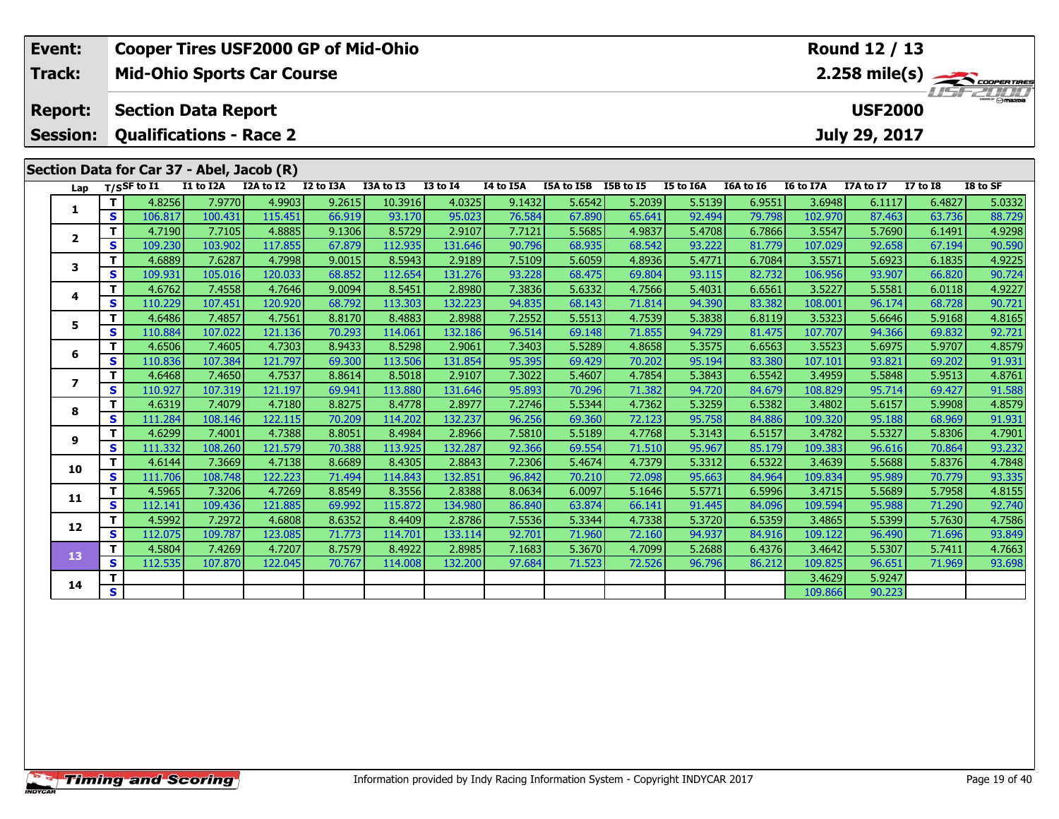| Event: | Cooper Tires USF2000 GP of Mid-Ohio | Round 12 / 13 |
|---|---|---|
| Track: | Mid-Ohio Sports Car Course | 2.258 mile(s) |
| Report: | Section Data Report | USF2000 |
| Session: | Qualifications - Race 2 | July 29, 2017 |

## Section Data for Car 37 - Abel, Jacob (R)

| Lap | T/S | SF to I1 | I1 to I2A | I2A to I2 | I2 to I3A | I3A to I3 | I3 to I4 | I4 to I5A | I5A to I5B | I5B to I5 | I5 to I6A | I6A to I6 | I6 to I7A | I7A to I7 | I7 to I8 | I8 to SF |
|---|---|---|---|---|---|---|---|---|---|---|---|---|---|---|---|---|
| 1 | T | 4.8256 | 7.9770 | 4.9903 | 9.2615 | 10.3916 | 4.0325 | 9.1432 | 5.6542 | 5.2039 | 5.5139 | 6.9551 | 3.6948 | 6.1117 | 6.4827 | 5.0332 |
| | S | 106.817 | 100.431 | 115.451 | 66.919 | 93.170 | 95.023 | 76.584 | 67.890 | 65.641 | 92.494 | 79.798 | 102.970 | 87.463 | 63.736 | 88.729 |
| 2 | T | 4.7190 | 7.7105 | 4.8885 | 9.1306 | 8.5729 | 2.9107 | 7.7121 | 5.5685 | 4.9837 | 5.4708 | 6.7866 | 3.5547 | 5.7690 | 6.1491 | 4.9298 |
| | S | 109.230 | 103.902 | 117.855 | 67.879 | 112.935 | 131.646 | 90.796 | 68.935 | 68.542 | 93.222 | 81.779 | 107.029 | 92.658 | 67.194 | 90.590 |
| 3 | T | 4.6889 | 7.6287 | 4.7998 | 9.0015 | 8.5943 | 2.9189 | 7.5109 | 5.6059 | 4.8936 | 5.4771 | 6.7084 | 3.5571 | 5.6923 | 6.1835 | 4.9225 |
| | S | 109.931 | 105.016 | 120.033 | 68.852 | 112.654 | 131.276 | 93.228 | 68.475 | 69.804 | 93.115 | 82.732 | 106.956 | 93.907 | 66.820 | 90.724 |
| 4 | T | 4.6762 | 7.4558 | 4.7646 | 9.0094 | 8.5451 | 2.8980 | 7.3836 | 5.6332 | 4.7566 | 5.4031 | 6.6561 | 3.5227 | 5.5581 | 6.0118 | 4.9227 |
| | S | 110.229 | 107.451 | 120.920 | 68.792 | 113.303 | 132.223 | 94.835 | 68.143 | 71.814 | 94.390 | 83.382 | 108.001 | 96.174 | 68.728 | 90.721 |
| 5 | T | 4.6486 | 7.4857 | 4.7561 | 8.8170 | 8.4883 | 2.8988 | 7.2552 | 5.5513 | 4.7539 | 5.3838 | 6.8119 | 3.5323 | 5.6646 | 5.9168 | 4.8165 |
| | S | 110.884 | 107.022 | 121.136 | 70.293 | 114.061 | 132.186 | 96.514 | 69.148 | 71.855 | 94.729 | 81.475 | 107.707 | 94.366 | 69.832 | 92.721 |
| 6 | T | 4.6506 | 7.4605 | 4.7303 | 8.9433 | 8.5298 | 2.9061 | 7.3403 | 5.5289 | 4.8658 | 5.3575 | 6.6563 | 3.5523 | 5.6975 | 5.9707 | 4.8579 |
| | S | 110.836 | 107.384 | 121.797 | 69.300 | 113.506 | 131.854 | 95.395 | 69.429 | 70.202 | 95.194 | 83.380 | 107.101 | 93.821 | 69.202 | 91.931 |
| 7 | T | 4.6468 | 7.4650 | 4.7537 | 8.8614 | 8.5018 | 2.9107 | 7.3022 | 5.4607 | 4.7854 | 5.3843 | 6.5542 | 3.4959 | 5.5848 | 5.9513 | 4.8761 |
| | S | 110.927 | 107.319 | 121.197 | 69.941 | 113.880 | 131.646 | 95.893 | 70.296 | 71.382 | 94.720 | 84.679 | 108.829 | 95.714 | 69.427 | 91.588 |
| 8 | T | 4.6319 | 7.4079 | 4.7180 | 8.8275 | 8.4778 | 2.8977 | 7.2746 | 5.5344 | 4.7362 | 5.3259 | 6.5382 | 3.4802 | 5.6157 | 5.9908 | 4.8579 |
| | S | 111.284 | 108.146 | 122.115 | 70.209 | 114.202 | 132.237 | 96.256 | 69.360 | 72.123 | 95.758 | 84.886 | 109.320 | 95.188 | 68.969 | 91.931 |
| 9 | T | 4.6299 | 7.4001 | 4.7388 | 8.8051 | 8.4984 | 2.8966 | 7.5810 | 5.5189 | 4.7768 | 5.3143 | 6.5157 | 3.4782 | 5.5327 | 5.8306 | 4.7901 |
| | S | 111.332 | 108.260 | 121.579 | 70.388 | 113.925 | 132.287 | 92.366 | 69.554 | 71.510 | 95.967 | 85.179 | 109.383 | 96.616 | 70.864 | 93.232 |
| 10 | T | 4.6144 | 7.3669 | 4.7138 | 8.6689 | 8.4305 | 2.8843 | 7.2306 | 5.4674 | 4.7379 | 5.3312 | 6.5322 | 3.4639 | 5.5688 | 5.8376 | 4.7848 |
| | S | 111.706 | 108.748 | 122.223 | 71.494 | 114.843 | 132.851 | 96.842 | 70.210 | 72.098 | 95.663 | 84.964 | 109.834 | 95.989 | 70.779 | 93.335 |
| 11 | T | 4.5965 | 7.3206 | 4.7269 | 8.8549 | 8.3556 | 2.8388 | 8.0634 | 6.0097 | 5.1646 | 5.5771 | 6.5996 | 3.4715 | 5.5689 | 5.7958 | 4.8155 |
| | S | 112.141 | 109.436 | 121.885 | 69.992 | 115.872 | 134.980 | 86.840 | 63.874 | 66.141 | 91.445 | 84.096 | 109.594 | 95.988 | 71.290 | 92.740 |
| 12 | T | 4.5992 | 7.2972 | 4.6808 | 8.6352 | 8.4409 | 2.8786 | 7.5536 | 5.3344 | 4.7338 | 5.3720 | 6.5359 | 3.4865 | 5.5399 | 5.7630 | 4.7586 |
| | S | 112.075 | 109.787 | 123.085 | 71.773 | 114.701 | 133.114 | 92.701 | 71.960 | 72.160 | 94.937 | 84.916 | 109.122 | 96.490 | 71.696 | 93.849 |
| 13 | T | 4.5804 | 7.4269 | 4.7207 | 8.7579 | 8.4922 | 2.8985 | 7.1683 | 5.3670 | 4.7099 | 5.2688 | 6.4376 | 3.4642 | 5.5307 | 5.7411 | 4.7663 |
| | S | 112.535 | 107.870 | 122.045 | 70.767 | 114.008 | 132.200 | 97.684 | 71.523 | 72.526 | 96.796 | 86.212 | 109.825 | 96.651 | 71.969 | 93.698 |
| 14 | T | | | | | | | | | | | | 3.4629 | 5.9247 | | |
| | S | | | | | | | | | | | | 109.866 | 90.223 | | |

Information provided by Indy Racing Information System - Copyright INDYCAR 2017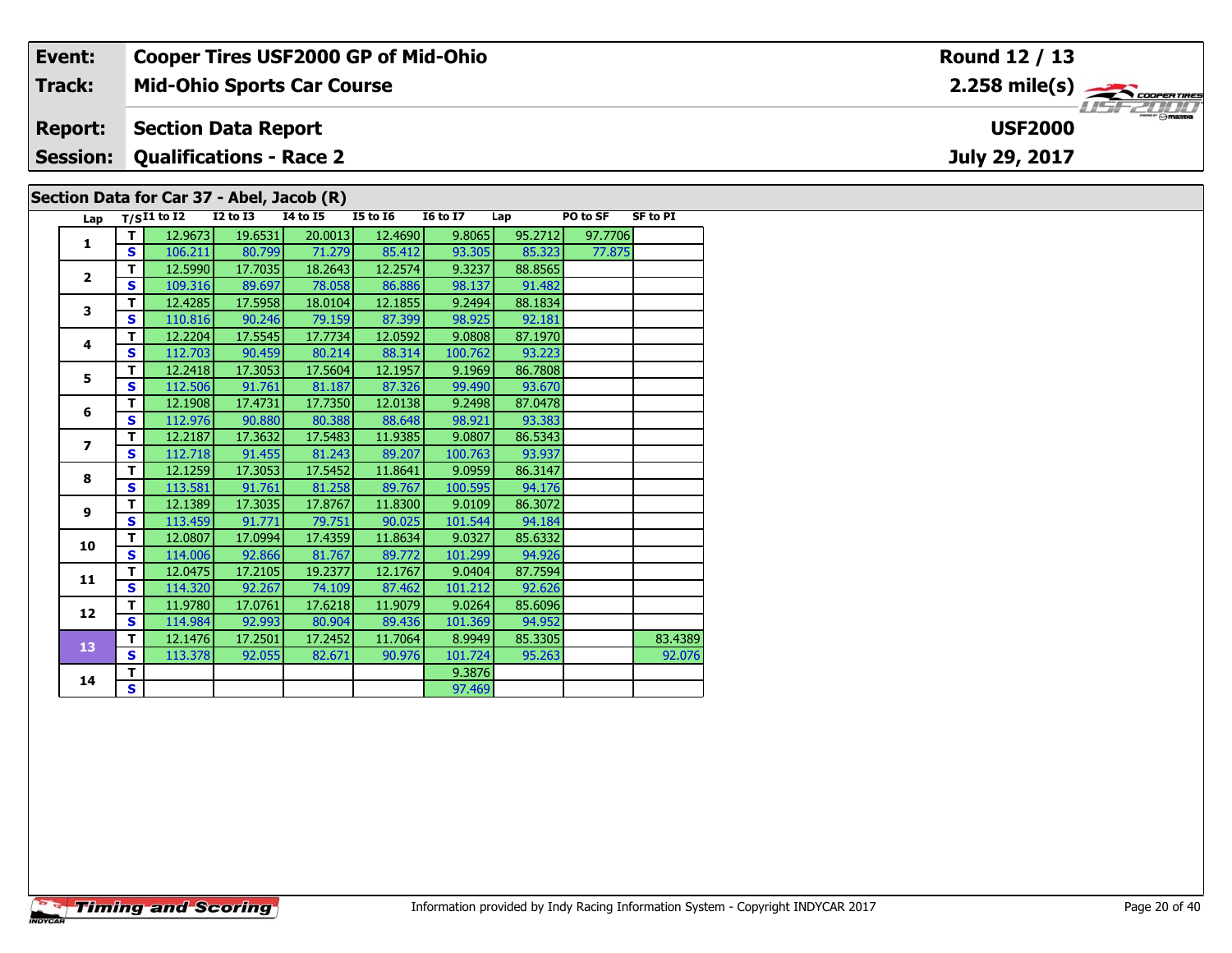| Event: | Cooper Tires USF2000 GP of Mid-Ohio | Round 12 / 13 |
|---|---|---|
| Track: | Mid-Ohio Sports Car Course | 2.258 mile(s) |
| Report: | Section Data Report | USF2000 |
| Session: | Qualifications - Race 2 | July 29, 2017 |

## Section Data for Car 37 - Abel, Jacob (R)

| Lap | T/S | I1 to I2 | I2 to I3 | I4 to I5 | I5 to I6 | I6 to I7 | Lap | PO to SF | SF to PI |
|---|---|---|---|---|---|---|---|---|---|
| 1 | T | 12.9673 | 19.6531 | 20.0013 | 12.4690 | 9.8065 | 95.2712 | 97.7706 | |
| | S | 106.211 | 80.799 | 71.279 | 85.412 | 93.305 | 85.323 | 77.875 | |
| 2 | T | 12.5990 | 17.7035 | 18.2643 | 12.2574 | 9.3237 | 88.8565 | | |
| | S | 109.316 | 89.697 | 78.058 | 86.886 | 98.137 | 91.482 | | |
| 3 | T | 12.4285 | 17.5958 | 18.0104 | 12.1855 | 9.2494 | 88.1834 | | |
| | S | 110.816 | 90.246 | 79.159 | 87.399 | 98.925 | 92.181 | | |
| 4 | T | 12.2204 | 17.5545 | 17.7734 | 12.0592 | 9.0808 | 87.1970 | | |
| | S | 112.703 | 90.459 | 80.214 | 88.314 | 100.762 | 93.223 | | |
| 5 | T | 12.2418 | 17.3053 | 17.5604 | 12.1957 | 9.1969 | 86.7808 | | |
| | S | 112.506 | 91.761 | 81.187 | 87.326 | 99.490 | 93.670 | | |
| 6 | T | 12.1908 | 17.4731 | 17.7350 | 12.0138 | 9.2498 | 87.0478 | | |
| | S | 112.976 | 90.880 | 80.388 | 88.648 | 98.921 | 93.383 | | |
| 7 | T | 12.2187 | 17.3632 | 17.5483 | 11.9385 | 9.0807 | 86.5343 | | |
| | S | 112.718 | 91.455 | 81.243 | 89.207 | 100.763 | 93.937 | | |
| 8 | T | 12.1259 | 17.3053 | 17.5452 | 11.8641 | 9.0959 | 86.3147 | | |
| | S | 113.581 | 91.761 | 81.258 | 89.767 | 100.595 | 94.176 | | |
| 9 | T | 12.1389 | 17.3035 | 17.8767 | 11.8300 | 9.0109 | 86.3072 | | |
| | S | 113.459 | 91.771 | 79.751 | 90.025 | 101.544 | 94.184 | | |
| 10 | T | 12.0807 | 17.0994 | 17.4359 | 11.8634 | 9.0327 | 85.6332 | | |
| | S | 114.006 | 92.866 | 81.767 | 89.772 | 101.299 | 94.926 | | |
| 11 | T | 12.0475 | 17.2105 | 19.2377 | 12.1767 | 9.0404 | 87.7594 | | |
| | S | 114.320 | 92.267 | 74.109 | 87.462 | 101.212 | 92.626 | | |
| 12 | T | 11.9780 | 17.0761 | 17.6218 | 11.9079 | 9.0264 | 85.6096 | | |
| | S | 114.984 | 92.993 | 80.904 | 89.436 | 101.369 | 94.952 | | |
| 13 | T | 12.1476 | 17.2501 | 17.2452 | 11.7064 | 8.9949 | 85.3305 | | 83.4389 |
| | S | 113.378 | 92.055 | 82.671 | 90.976 | 101.724 | 95.263 | | 92.076 |
| 14 | T | | | | | 9.3876 | | | |
| | S | | | | | 97.469 | | | |

Information provided by Indy Racing Information System - Copyright INDYCAR 2017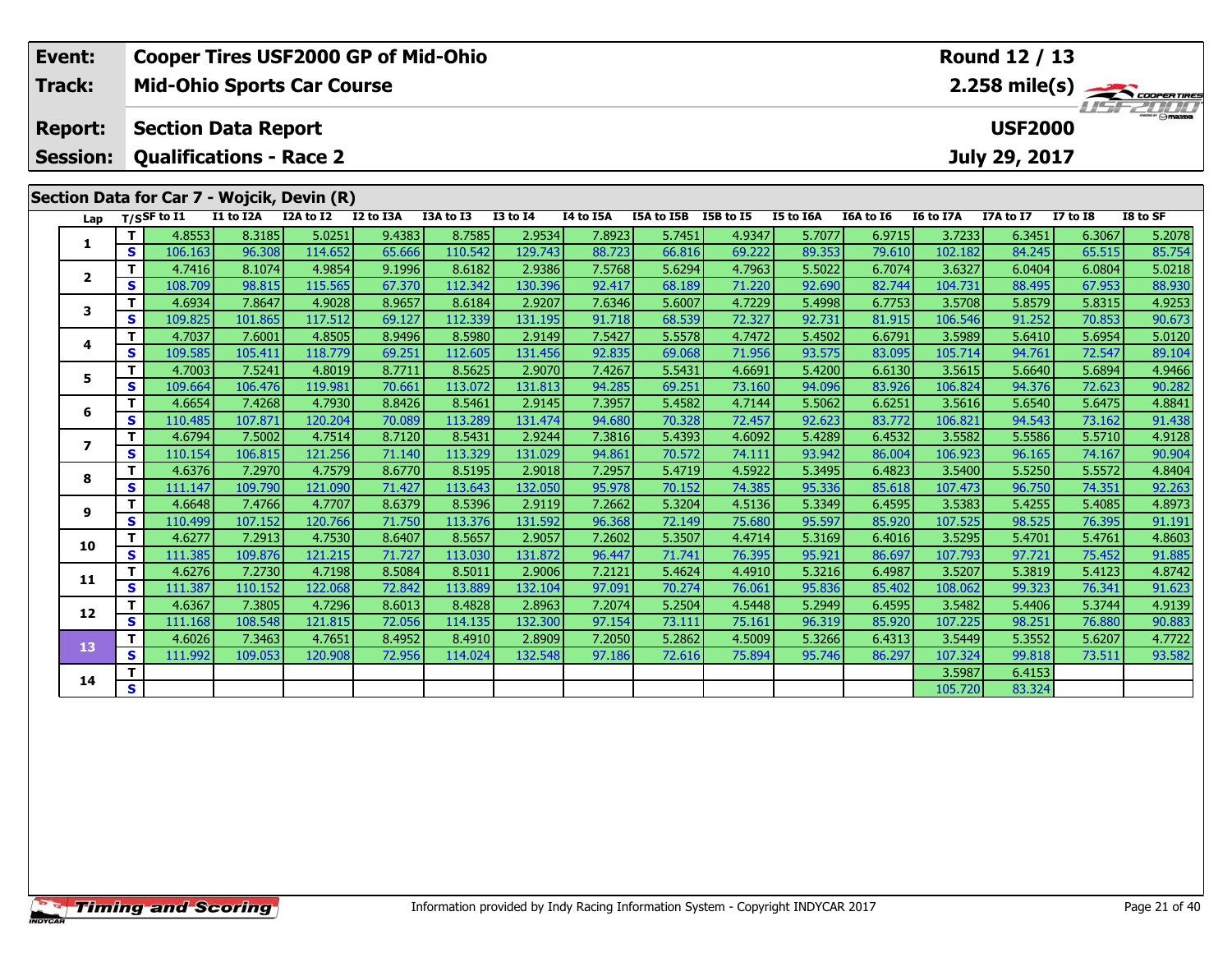| **Event:** | **Cooper Tires USF2000 GP of Mid-Ohio** | **Round 12 / 13** |
|---|---|---|
| **Track:** | **Mid-Ohio Sports Car Course** | **2.258 mile(s)** |
| **Report:** | **Section Data Report** | **USF2000** |
| **Session:** | **Qualifications - Race 2** | **July 29, 2017** |

## Section Data for Car 7 - Wojcik, Devin (R)

| Lap | T/S | SF to I1 | I1 to I2A | I2A to I2 | I2 to I3A | I3A to I3 | I3 to I4 | I4 to I5A | I5A to I5B | I5B to I5 | I5 to I6A | I6A to I6 | I6 to I7A | I7A to I7 | I7 to I8 | I8 to SF |
|---|---|---|---|---|---|---|---|---|---|---|---|---|---|---|---|---|
| 1 | T | 4.8553 | 8.3185 | 5.0251 | 9.4383 | 8.7585 | 2.9534 | 7.8923 | 5.7451 | 4.9347 | 5.7077 | 6.9715 | 3.7233 | 6.3451 | 6.3067 | 5.2078 |
| | S | 106.163 | 96.308 | 114.652 | 65.666 | 110.542 | 129.743 | 88.723 | 66.816 | 69.222 | 89.353 | 79.610 | 102.182 | 84.245 | 65.515 | 85.754 |
| 2 | T | 4.7416 | 8.1074 | 4.9854 | 9.1996 | 8.6182 | 2.9386 | 7.5768 | 5.6294 | 4.7963 | 5.5022 | 6.7074 | 3.6327 | 6.0404 | 6.0804 | 5.0218 |
| | S | 108.709 | 98.815 | 115.565 | 67.370 | 112.342 | 130.396 | 92.417 | 68.189 | 71.220 | 92.690 | 82.744 | 104.731 | 88.495 | 67.953 | 88.930 |
| 3 | T | 4.6934 | 7.8647 | 4.9028 | 8.9657 | 8.6184 | 2.9207 | 7.6346 | 5.6007 | 4.7229 | 5.4998 | 6.7753 | 3.5708 | 5.8579 | 5.8315 | 4.9253 |
| | S | 109.825 | 101.865 | 117.512 | 69.127 | 112.339 | 131.195 | 91.718 | 68.539 | 72.327 | 92.731 | 81.915 | 106.546 | 91.252 | 70.853 | 90.673 |
| 4 | T | 4.7037 | 7.6001 | 4.8505 | 8.9496 | 8.5980 | 2.9149 | 7.5427 | 5.5578 | 4.7472 | 5.4502 | 6.6791 | 3.5989 | 5.6410 | 5.6954 | 5.0120 |
| | S | 109.585 | 105.411 | 118.779 | 69.251 | 112.605 | 131.456 | 92.835 | 69.068 | 71.956 | 93.575 | 83.095 | 105.714 | 94.761 | 72.547 | 89.104 |
| 5 | T | 4.7003 | 7.5241 | 4.8019 | 8.7711 | 8.5625 | 2.9070 | 7.4267 | 5.5431 | 4.6691 | 5.4200 | 6.6130 | 3.5615 | 5.6640 | 5.6894 | 4.9466 |
| | S | 109.664 | 106.476 | 119.981 | 70.661 | 113.072 | 131.813 | 94.285 | 69.251 | 73.160 | 94.096 | 83.926 | 106.824 | 94.376 | 72.623 | 90.282 |
| 6 | T | 4.6654 | 7.4268 | 4.7930 | 8.8426 | 8.5461 | 2.9145 | 7.3957 | 5.4582 | 4.7144 | 5.5062 | 6.6251 | 3.5616 | 5.6540 | 5.6475 | 4.8841 |
| | S | 110.485 | 107.871 | 120.204 | 70.089 | 113.289 | 131.474 | 94.680 | 70.328 | 72.457 | 92.623 | 83.772 | 106.821 | 94.543 | 73.162 | 91.438 |
| 7 | T | 4.6794 | 7.5002 | 4.7514 | 8.7120 | 8.5431 | 2.9244 | 7.3816 | 5.4393 | 4.6092 | 5.4289 | 6.4532 | 3.5582 | 5.5586 | 5.5710 | 4.9128 |
| | S | 110.154 | 106.815 | 121.256 | 71.140 | 113.329 | 131.029 | 94.861 | 70.572 | 74.111 | 93.942 | 86.004 | 106.923 | 96.165 | 74.167 | 90.904 |
| 8 | T | 4.6376 | 7.2970 | 4.7579 | 8.6770 | 8.5195 | 2.9018 | 7.2957 | 5.4719 | 4.5922 | 5.3495 | 6.4823 | 3.5400 | 5.5250 | 5.5572 | 4.8404 |
| | S | 111.147 | 109.790 | 121.090 | 71.427 | 113.643 | 132.050 | 95.978 | 70.152 | 74.385 | 95.336 | 85.618 | 107.473 | 96.750 | 74.351 | 92.263 |
| 9 | T | 4.6648 | 7.4766 | 4.7707 | 8.6379 | 8.5396 | 2.9119 | 7.2662 | 5.3204 | 4.5136 | 5.3349 | 6.4595 | 3.5383 | 5.4255 | 5.4085 | 4.8973 |
| | S | 110.499 | 107.152 | 120.766 | 71.750 | 113.376 | 131.592 | 96.368 | 72.149 | 75.680 | 95.597 | 85.920 | 107.525 | 98.525 | 76.395 | 91.191 |
| 10 | T | 4.6277 | 7.2913 | 4.7530 | 8.6407 | 8.5657 | 2.9057 | 7.2602 | 5.3507 | 4.4714 | 5.3169 | 6.4016 | 3.5295 | 5.4701 | 5.4761 | 4.8603 |
| | S | 111.385 | 109.876 | 121.215 | 71.727 | 113.030 | 131.872 | 96.447 | 71.741 | 76.395 | 95.921 | 86.697 | 107.793 | 97.721 | 75.452 | 91.885 |
| 11 | T | 4.6276 | 7.2730 | 4.7198 | 8.5084 | 8.5011 | 2.9006 | 7.2121 | 5.4624 | 4.4910 | 5.3216 | 6.4987 | 3.5207 | 5.3819 | 5.4123 | 4.8742 |
| | S | 111.387 | 110.152 | 122.068 | 72.842 | 113.889 | 132.104 | 97.091 | 70.274 | 76.061 | 95.836 | 85.402 | 108.062 | 99.323 | 76.341 | 91.623 |
| 12 | T | 4.6367 | 7.3805 | 4.7296 | 8.6013 | 8.4828 | 2.8963 | 7.2074 | 5.2504 | 4.5448 | 5.2949 | 6.4595 | 3.5482 | 5.4406 | 5.3744 | 4.9139 |
| | S | 111.168 | 108.548 | 121.815 | 72.056 | 114.135 | 132.300 | 97.154 | 73.111 | 75.161 | 96.319 | 85.920 | 107.225 | 98.251 | 76.880 | 90.883 |
| 13 | T | 4.6026 | 7.3463 | 4.7651 | 8.4952 | 8.4910 | 2.8909 | 7.2050 | 5.2862 | 4.5009 | 5.3266 | 6.4313 | 3.5449 | 5.3552 | 5.6207 | 4.7722 |
| | S | 111.992 | 109.053 | 120.908 | 72.956 | 114.024 | 132.548 | 97.186 | 72.616 | 75.894 | 95.746 | 86.297 | 107.324 | 99.818 | 73.511 | 93.582 |
| 14 | T | | | | | | | | | | | | 3.5987 | 6.4153 | | |
| | S | | | | | | | | | | | | 105.720 | 83.324 | | |

Information provided by Indy Racing Information System - Copyright INDYCAR 2017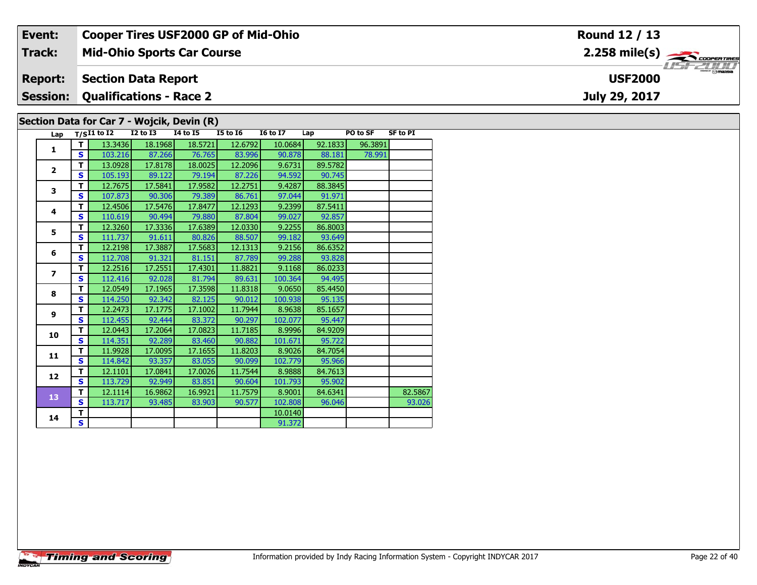| Event: | Cooper Tires USF2000 GP of Mid-Ohio | Round 12 / 13 |
|---|---|---|
| Track: | Mid-Ohio Sports Car Course | 2.258 mile(s) |
| Report: | Section Data Report | USF2000 |
| Session: | Qualifications - Race 2 | July 29, 2017 |

## Section Data for Car 7 - Wojcik, Devin (R)

| Lap | T/S | I1 to I2 | I2 to I3 | I4 to I5 | I5 to I6 | I6 to I7 | Lap | PO to SF | SF to PI |
|---|---|---|---|---|---|---|---|---|---|
| 1 | T | 13.3436 | 18.1968 | 18.5721 | 12.6792 | 10.0684 | 92.1833 | 96.3891 | |
| | S | 103.216 | 87.266 | 76.765 | 83.996 | 90.878 | 88.181 | 78.991 | |
| 2 | T | 13.0928 | 17.8178 | 18.0025 | 12.2096 | 9.6731 | 89.5782 | | |
| | S | 105.193 | 89.122 | 79.194 | 87.226 | 94.592 | 90.745 | | |
| 3 | T | 12.7675 | 17.5841 | 17.9582 | 12.2751 | 9.4287 | 88.3845 | | |
| | S | 107.873 | 90.306 | 79.389 | 86.761 | 97.044 | 91.971 | | |
| 4 | T | 12.4506 | 17.5476 | 17.8477 | 12.1293 | 9.2399 | 87.5411 | | |
| | S | 110.619 | 90.494 | 79.880 | 87.804 | 99.027 | 92.857 | | |
| 5 | T | 12.3260 | 17.3336 | 17.6389 | 12.0330 | 9.2255 | 86.8003 | | |
| | S | 111.737 | 91.611 | 80.826 | 88.507 | 99.182 | 93.649 | | |
| 6 | T | 12.2198 | 17.3887 | 17.5683 | 12.1313 | 9.2156 | 86.6352 | | |
| | S | 112.708 | 91.321 | 81.151 | 87.789 | 99.288 | 93.828 | | |
| 7 | T | 12.2516 | 17.2551 | 17.4301 | 11.8821 | 9.1168 | 86.0233 | | |
| | S | 112.416 | 92.028 | 81.794 | 89.631 | 100.364 | 94.495 | | |
| 8 | T | 12.0549 | 17.1965 | 17.3598 | 11.8318 | 9.0650 | 85.4450 | | |
| | S | 114.250 | 92.342 | 82.125 | 90.012 | 100.938 | 95.135 | | |
| 9 | T | 12.2473 | 17.1775 | 17.1002 | 11.7944 | 8.9638 | 85.1657 | | |
| | S | 112.455 | 92.444 | 83.372 | 90.297 | 102.077 | 95.447 | | |
| 10 | T | 12.0443 | 17.2064 | 17.0823 | 11.7185 | 8.9996 | 84.9209 | | |
| | S | 114.351 | 92.289 | 83.460 | 90.882 | 101.671 | 95.722 | | |
| 11 | T | 11.9928 | 17.0095 | 17.1655 | 11.8203 | 8.9026 | 84.7054 | | |
| | S | 114.842 | 93.357 | 83.055 | 90.099 | 102.779 | 95.966 | | |
| 12 | T | 12.1101 | 17.0841 | 17.0026 | 11.7544 | 8.9888 | 84.7613 | | |
| | S | 113.729 | 92.949 | 83.851 | 90.604 | 101.793 | 95.902 | | |
| 13 | T | 12.1114 | 16.9862 | 16.9921 | 11.7579 | 8.9001 | 84.6341 | | 82.5867 |
| | S | 113.717 | 93.485 | 83.903 | 90.577 | 102.808 | 96.046 | | 93.026 |
| 14 | T | | | | | 10.0140 | | | |
| | S | | | | | 91.372 | | | |

Information provided by Indy Racing Information System - Copyright INDYCAR 2017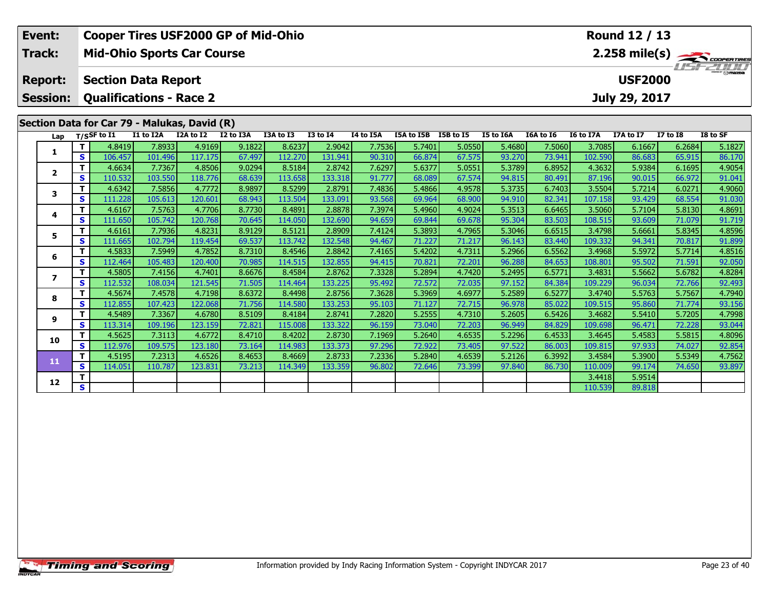| Event: | Cooper Tires USF2000 GP of Mid-Ohio | Round 12 / 13 |
|---|---|---|
| Track: | Mid-Ohio Sports Car Course | 2.258 mile(s) |
| Report: | Section Data Report | USF2000 |
| Session: | Qualifications - Race 2 | July 29, 2017 |

## Section Data for Car 79 - Malukas, David (R)

| Lap | T/S | SF to I1 | I1 to I2A | I2A to I2 | I2 to I3A | I3A to I3 | I3 to I4 | I4 to I5A | I5A to I5B | I5B to I5 | I5 to I6A | I6A to I6 | I6 to I7A | I7A to I7 | I7 to I8 | I8 to SF |
|---|---|---|---|---|---|---|---|---|---|---|---|---|---|---|---|---|
| 1 | T | 4.8419 | 7.8933 | 4.9169 | 9.1822 | 8.6237 | 2.9042 | 7.7536 | 5.7401 | 5.0550 | 5.4680 | 7.5060 | 3.7085 | 6.1667 | 6.2684 | 5.1827 |
| | S | 106.457 | 101.496 | 117.175 | 67.497 | 112.270 | 131.941 | 90.310 | 66.874 | 67.575 | 93.270 | 73.941 | 102.590 | 86.683 | 65.915 | 86.170 |
| 2 | T | 4.6634 | 7.7367 | 4.8506 | 9.0294 | 8.5184 | 2.8742 | 7.6297 | 5.6377 | 5.0551 | 5.3789 | 6.8952 | 4.3632 | 5.9384 | 6.1695 | 4.9054 |
| | S | 110.532 | 103.550 | 118.776 | 68.639 | 113.658 | 133.318 | 91.777 | 68.089 | 67.574 | 94.815 | 80.491 | 87.196 | 90.015 | 66.972 | 91.041 |
| 3 | T | 4.6342 | 7.5856 | 4.7772 | 8.9897 | 8.5299 | 2.8791 | 7.4836 | 5.4866 | 4.9578 | 5.3735 | 6.7403 | 3.5504 | 5.7214 | 6.0271 | 4.9060 |
| | S | 111.228 | 105.613 | 120.601 | 68.943 | 113.504 | 133.091 | 93.568 | 69.964 | 68.900 | 94.910 | 82.341 | 107.158 | 93.429 | 68.554 | 91.030 |
| 4 | T | 4.6167 | 7.5763 | 4.7706 | 8.7730 | 8.4891 | 2.8878 | 7.3974 | 5.4960 | 4.9024 | 5.3513 | 6.6465 | 3.5060 | 5.7104 | 5.8130 | 4.8691 |
| | S | 111.650 | 105.742 | 120.768 | 70.645 | 114.050 | 132.690 | 94.659 | 69.844 | 69.678 | 95.304 | 83.503 | 108.515 | 93.609 | 71.079 | 91.719 |
| 5 | T | 4.6161 | 7.7936 | 4.8231 | 8.9129 | 8.5121 | 2.8909 | 7.4124 | 5.3893 | 4.7965 | 5.3046 | 6.6515 | 3.4798 | 5.6661 | 5.8345 | 4.8596 |
| | S | 111.665 | 102.794 | 119.454 | 69.537 | 113.742 | 132.548 | 94.467 | 71.227 | 71.217 | 96.143 | 83.440 | 109.332 | 94.341 | 70.817 | 91.899 |
| 6 | T | 4.5833 | 7.5949 | 4.7852 | 8.7310 | 8.4546 | 2.8842 | 7.4165 | 5.4202 | 4.7311 | 5.2966 | 6.5562 | 3.4968 | 5.5972 | 5.7714 | 4.8516 |
| | S | 112.464 | 105.483 | 120.400 | 70.985 | 114.515 | 132.855 | 94.415 | 70.821 | 72.201 | 96.288 | 84.653 | 108.801 | 95.502 | 71.591 | 92.050 |
| 7 | T | 4.5805 | 7.4156 | 4.7401 | 8.6676 | 8.4584 | 2.8762 | 7.3328 | 5.2894 | 4.7420 | 5.2495 | 6.5771 | 3.4831 | 5.5662 | 5.6782 | 4.8284 |
| | S | 112.532 | 108.034 | 121.545 | 71.505 | 114.464 | 133.225 | 95.492 | 72.572 | 72.035 | 97.152 | 84.384 | 109.229 | 96.034 | 72.766 | 92.493 |
| 8 | T | 4.5674 | 7.4578 | 4.7198 | 8.6372 | 8.4498 | 2.8756 | 7.3628 | 5.3969 | 4.6977 | 5.2589 | 6.5277 | 3.4740 | 5.5763 | 5.7567 | 4.7940 |
| | S | 112.855 | 107.423 | 122.068 | 71.756 | 114.580 | 133.253 | 95.103 | 71.127 | 72.715 | 96.978 | 85.022 | 109.515 | 95.860 | 71.774 | 93.156 |
| 9 | T | 4.5489 | 7.3367 | 4.6780 | 8.5109 | 8.4184 | 2.8741 | 7.2820 | 5.2555 | 4.7310 | 5.2605 | 6.5426 | 3.4682 | 5.5410 | 5.7205 | 4.7998 |
| | S | 113.314 | 109.196 | 123.159 | 72.821 | 115.008 | 133.322 | 96.159 | 73.040 | 72.203 | 96.949 | 84.829 | 109.698 | 96.471 | 72.228 | 93.044 |
| 10 | T | 4.5625 | 7.3113 | 4.6772 | 8.4710 | 8.4202 | 2.8730 | 7.1969 | 5.2640 | 4.6535 | 5.2296 | 6.4533 | 3.4645 | 5.4583 | 5.5815 | 4.8096 |
| | S | 112.976 | 109.575 | 123.180 | 73.164 | 114.983 | 133.373 | 97.296 | 72.922 | 73.405 | 97.522 | 86.003 | 109.815 | 97.933 | 74.027 | 92.854 |
| 11 | T | 4.5195 | 7.2313 | 4.6526 | 8.4653 | 8.4669 | 2.8733 | 7.2336 | 5.2840 | 4.6539 | 5.2126 | 6.3992 | 3.4584 | 5.3900 | 5.5349 | 4.7562 |
| | S | 114.051 | 110.787 | 123.831 | 73.213 | 114.349 | 133.359 | 96.802 | 72.646 | 73.399 | 97.840 | 86.730 | 110.009 | 99.174 | 74.650 | 93.897 |
| 12 | T | | | | | | | | | | | | 3.4418 | 5.9514 | | |
| | S | | | | | | | | | | | | 110.539 | 89.818 | | |

Information provided by Indy Racing Information System - Copyright INDYCAR 2017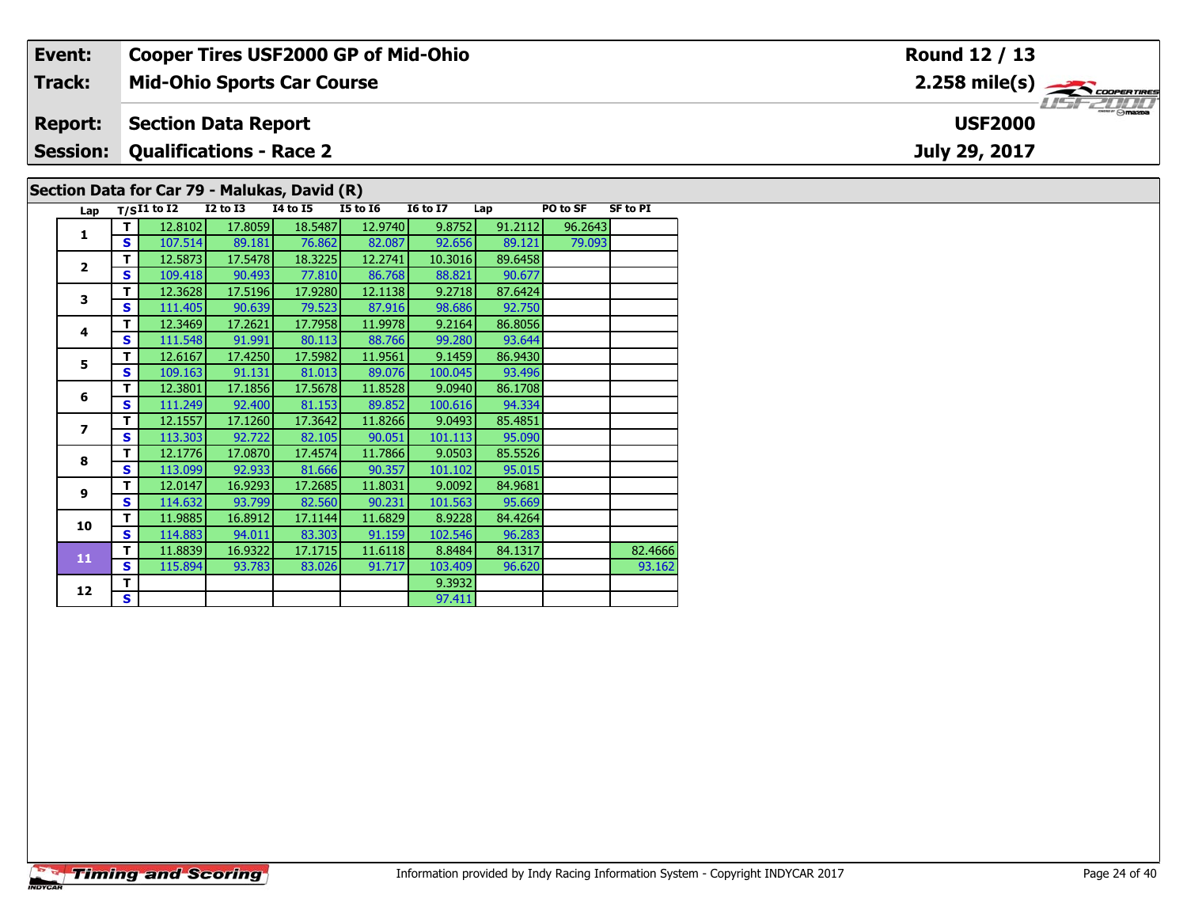| Event: | Cooper Tires USF2000 GP of Mid-Ohio | Round 12 / 13 |
|---|---|---|
| Track: | Mid-Ohio Sports Car Course | 2.258 mile(s) |
| Report: | Section Data Report | USF2000 |
| Session: | Qualifications - Race 2 | July 29, 2017 |

## Section Data for Car 79 - Malukas, David (R)

| Lap | T/S | I1 to I2 | I2 to I3 | I4 to I5 | I5 to I6 | I6 to I7 | Lap | PO to SF | SF to PI |
|---|---|---|---|---|---|---|---|---|---|
| 1 | T | 12.8102 | 17.8059 | 18.5487 | 12.9740 | 9.8752 | 91.2112 | 96.2643 | |
| | S | 107.514 | 89.181 | 76.862 | 82.087 | 92.656 | 89.121 | 79.093 | |
| 2 | T | 12.5873 | 17.5478 | 18.3225 | 12.2741 | 10.3016 | 89.6458 | | |
| | S | 109.418 | 90.493 | 77.810 | 86.768 | 88.821 | 90.677 | | |
| 3 | T | 12.3628 | 17.5196 | 17.9280 | 12.1138 | 9.2718 | 87.6424 | | |
| | S | 111.405 | 90.639 | 79.523 | 87.916 | 98.686 | 92.750 | | |
| 4 | T | 12.3469 | 17.2621 | 17.7958 | 11.9978 | 9.2164 | 86.8056 | | |
| | S | 111.548 | 91.991 | 80.113 | 88.766 | 99.280 | 93.644 | | |
| 5 | T | 12.6167 | 17.4250 | 17.5982 | 11.9561 | 9.1459 | 86.9430 | | |
| | S | 109.163 | 91.131 | 81.013 | 89.076 | 100.045 | 93.496 | | |
| 6 | T | 12.3801 | 17.1856 | 17.5678 | 11.8528 | 9.0940 | 86.1708 | | |
| | S | 111.249 | 92.400 | 81.153 | 89.852 | 100.616 | 94.334 | | |
| 7 | T | 12.1557 | 17.1260 | 17.3642 | 11.8266 | 9.0493 | 85.4851 | | |
| | S | 113.303 | 92.722 | 82.105 | 90.051 | 101.113 | 95.090 | | |
| 8 | T | 12.1776 | 17.0870 | 17.4574 | 11.7866 | 9.0503 | 85.5526 | | |
| | S | 113.099 | 92.933 | 81.666 | 90.357 | 101.102 | 95.015 | | |
| 9 | T | 12.0147 | 16.9293 | 17.2685 | 11.8031 | 9.0092 | 84.9681 | | |
| | S | 114.632 | 93.799 | 82.560 | 90.231 | 101.563 | 95.669 | | |
| 10 | T | 11.9885 | 16.8912 | 17.1144 | 11.6829 | 8.9228 | 84.4264 | | |
| | S | 114.883 | 94.011 | 83.303 | 91.159 | 102.546 | 96.283 | | |
| 11 | T | 11.8839 | 16.9322 | 17.1715 | 11.6118 | 8.8484 | 84.1317 | | 82.4666 |
| | S | 115.894 | 93.783 | 83.026 | 91.717 | 103.409 | 96.620 | | 93.162 |
| 12 | T | | | | | 9.3932 | | | |
| | S | | | | | 97.411 | | | |

Information provided by Indy Racing Information System - Copyright INDYCAR 2017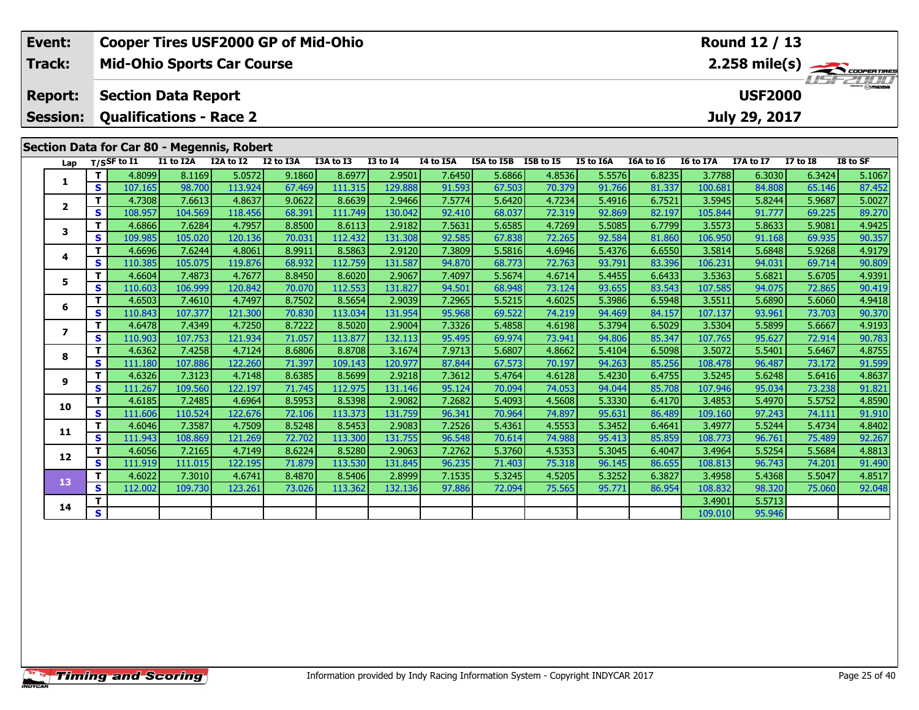| Event: | Cooper Tires USF2000 GP of Mid-Ohio | Round 12 / 13 |
|---|---|---|
| Track: | Mid-Ohio Sports Car Course | 2.258 mile(s) |
| Report: | Section Data Report | USF2000 |
| Session: | Qualifications - Race 2 | July 29, 2017 |

## Section Data for Car 80 - Megennis, Robert

| Lap | T/S | SF to I1 | I1 to I2A | I2A to I2 | I2 to I3A | I3A to I3 | I3 to I4 | I4 to I5A | I5A to I5B | I5B to I5 | I5 to I6A | I6A to I6 | I6 to I7A | I7A to I7 | I7 to I8 | I8 to SF |
|---|---|---|---|---|---|---|---|---|---|---|---|---|---|---|---|---|
| 1 | T | 4.8099 | 8.1169 | 5.0572 | 9.1860 | 8.6977 | 2.9501 | 7.6450 | 5.6866 | 4.8536 | 5.5576 | 6.8235 | 3.7788 | 6.3030 | 6.3424 | 5.1067 |
| | S | 107.165 | 98.700 | 113.924 | 67.469 | 111.315 | 129.888 | 91.593 | 67.503 | 70.379 | 91.766 | 81.337 | 100.681 | 84.808 | 65.146 | 87.452 |
| 2 | T | 4.7308 | 7.6613 | 4.8637 | 9.0622 | 8.6639 | 2.9466 | 7.5774 | 5.6420 | 4.7234 | 5.4916 | 6.7521 | 3.5945 | 5.8244 | 5.9687 | 5.0027 |
| | S | 108.957 | 104.569 | 118.456 | 68.391 | 111.749 | 130.042 | 92.410 | 68.037 | 72.319 | 92.869 | 82.197 | 105.844 | 91.777 | 69.225 | 89.270 |
| 3 | T | 4.6866 | 7.6284 | 4.7957 | 8.8500 | 8.6113 | 2.9182 | 7.5631 | 5.6585 | 4.7269 | 5.5085 | 6.7799 | 3.5573 | 5.8633 | 5.9081 | 4.9425 |
| | S | 109.985 | 105.020 | 120.136 | 70.031 | 112.432 | 131.308 | 92.585 | 67.838 | 72.265 | 92.584 | 81.860 | 106.950 | 91.168 | 69.935 | 90.357 |
| 4 | T | 4.6696 | 7.6244 | 4.8061 | 8.9911 | 8.5863 | 2.9120 | 7.3809 | 5.5816 | 4.6946 | 5.4376 | 6.6550 | 3.5814 | 5.6848 | 5.9268 | 4.9179 |
| | S | 110.385 | 105.075 | 119.876 | 68.932 | 112.759 | 131.587 | 94.870 | 68.773 | 72.763 | 93.791 | 83.396 | 106.231 | 94.031 | 69.714 | 90.809 |
| 5 | T | 4.6604 | 7.4873 | 4.7677 | 8.8450 | 8.6020 | 2.9067 | 7.4097 | 5.5674 | 4.6714 | 5.4455 | 6.6433 | 3.5363 | 5.6821 | 5.6705 | 4.9391 |
| | S | 110.603 | 106.999 | 120.842 | 70.070 | 112.553 | 131.827 | 94.501 | 68.948 | 73.124 | 93.655 | 83.543 | 107.585 | 94.075 | 72.865 | 90.419 |
| 6 | T | 4.6503 | 7.4610 | 4.7497 | 8.7502 | 8.5654 | 2.9039 | 7.2965 | 5.5215 | 4.6025 | 5.3986 | 6.5948 | 3.5511 | 5.6890 | 5.6060 | 4.9418 |
| | S | 110.843 | 107.377 | 121.300 | 70.830 | 113.034 | 131.954 | 95.968 | 69.522 | 74.219 | 94.469 | 84.157 | 107.137 | 93.961 | 73.703 | 90.370 |
| 7 | T | 4.6478 | 7.4349 | 4.7250 | 8.7222 | 8.5020 | 2.9004 | 7.3326 | 5.4858 | 4.6198 | 5.3794 | 6.5029 | 3.5304 | 5.5899 | 5.6667 | 4.9193 |
| | S | 110.903 | 107.753 | 121.934 | 71.057 | 113.877 | 132.113 | 95.495 | 69.974 | 73.941 | 94.806 | 85.347 | 107.765 | 95.627 | 72.914 | 90.783 |
| 8 | T | 4.6362 | 7.4258 | 4.7124 | 8.6806 | 8.8708 | 3.1674 | 7.9713 | 5.6807 | 4.8662 | 5.4104 | 6.5098 | 3.5072 | 5.5401 | 5.6467 | 4.8755 |
| | S | 111.180 | 107.886 | 122.260 | 71.397 | 109.143 | 120.977 | 87.844 | 67.573 | 70.197 | 94.263 | 85.256 | 108.478 | 96.487 | 73.172 | 91.599 |
| 9 | T | 4.6326 | 7.3123 | 4.7148 | 8.6385 | 8.5699 | 2.9218 | 7.3612 | 5.4764 | 4.6128 | 5.4230 | 6.4755 | 3.5245 | 5.6248 | 5.6416 | 4.8637 |
| | S | 111.267 | 109.560 | 122.197 | 71.745 | 112.975 | 131.146 | 95.124 | 70.094 | 74.053 | 94.044 | 85.708 | 107.946 | 95.034 | 73.238 | 91.821 |
| 10 | T | 4.6185 | 7.2485 | 4.6964 | 8.5953 | 8.5398 | 2.9082 | 7.2682 | 5.4093 | 4.5608 | 5.3330 | 6.4170 | 3.4853 | 5.4970 | 5.5752 | 4.8590 |
| | S | 111.606 | 110.524 | 122.676 | 72.106 | 113.373 | 131.759 | 96.341 | 70.964 | 74.897 | 95.631 | 86.489 | 109.160 | 97.243 | 74.111 | 91.910 |
| 11 | T | 4.6046 | 7.3587 | 4.7509 | 8.5248 | 8.5453 | 2.9083 | 7.2526 | 5.4361 | 4.5553 | 5.3452 | 6.4641 | 3.4977 | 5.5244 | 5.4734 | 4.8402 |
| | S | 111.943 | 108.869 | 121.269 | 72.702 | 113.300 | 131.755 | 96.548 | 70.614 | 74.988 | 95.413 | 85.859 | 108.773 | 96.761 | 75.489 | 92.267 |
| 12 | T | 4.6056 | 7.2165 | 4.7149 | 8.6224 | 8.5280 | 2.9063 | 7.2762 | 5.3760 | 4.5353 | 5.3045 | 6.4047 | 3.4964 | 5.5254 | 5.5684 | 4.8813 |
| | S | 111.919 | 111.015 | 122.195 | 71.879 | 113.530 | 131.845 | 96.235 | 71.403 | 75.318 | 96.145 | 86.655 | 108.813 | 96.743 | 74.201 | 91.490 |
| 13 | T | 4.6022 | 7.3010 | 4.6741 | 8.4870 | 8.5406 | 2.8999 | 7.1535 | 5.3245 | 4.5205 | 5.3252 | 6.3827 | 3.4958 | 5.4368 | 5.5047 | 4.8517 |
| | S | 112.002 | 109.730 | 123.261 | 73.026 | 113.362 | 132.136 | 97.886 | 72.094 | 75.565 | 95.771 | 86.954 | 108.832 | 98.320 | 75.060 | 92.048 |
| 14 | T | | | | | | | | | | | | 3.4901 | 5.5713 | | |
| | S | | | | | | | | | | | | 109.010 | 95.946 | | |

Information provided by Indy Racing Information System - Copyright INDYCAR 2017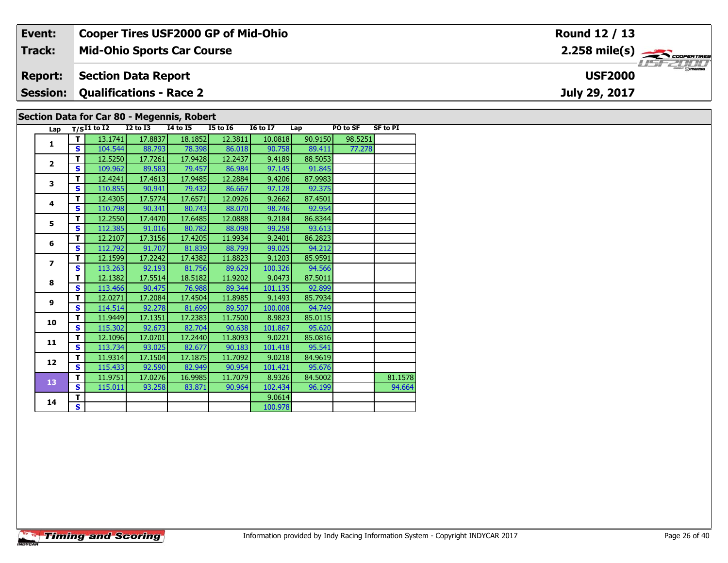| Event: | Cooper Tires USF2000 GP of Mid-Ohio | Round 12 / 13 |
|---|---|---|
| Track: | Mid-Ohio Sports Car Course | 2.258 mile(s) |
| Report: | Section Data Report | USF2000 |
| Session: | Qualifications - Race 2 | July 29, 2017 |

## Section Data for Car 80 - Megennis, Robert

| Lap | T/S | I1 to I2 | I2 to I3 | I4 to I5 | I5 to I6 | I6 to I7 | Lap | PO to SF | SF to PI |
|---|---|---|---|---|---|---|---|---|---|
| 1 | T | 13.1741 | 17.8837 | 18.1852 | 12.3811 | 10.0818 | 90.9150 | 98.5251 | |
| | S | 104.544 | 88.793 | 78.398 | 86.018 | 90.758 | 89.411 | 77.278 | |
| 2 | T | 12.5250 | 17.7261 | 17.9428 | 12.2437 | 9.4189 | 88.5053 | | |
| | S | 109.962 | 89.583 | 79.457 | 86.984 | 97.145 | 91.845 | | |
| 3 | T | 12.4241 | 17.4613 | 17.9485 | 12.2884 | 9.4206 | 87.9983 | | |
| | S | 110.855 | 90.941 | 79.432 | 86.667 | 97.128 | 92.375 | | |
| 4 | T | 12.4305 | 17.5774 | 17.6571 | 12.0926 | 9.2662 | 87.4501 | | |
| | S | 110.798 | 90.341 | 80.743 | 88.070 | 98.746 | 92.954 | | |
| 5 | T | 12.2550 | 17.4470 | 17.6485 | 12.0888 | 9.2184 | 86.8344 | | |
| | S | 112.385 | 91.016 | 80.782 | 88.098 | 99.258 | 93.613 | | |
| 6 | T | 12.2107 | 17.3156 | 17.4205 | 11.9934 | 9.2401 | 86.2823 | | |
| | S | 112.792 | 91.707 | 81.839 | 88.799 | 99.025 | 94.212 | | |
| 7 | T | 12.1599 | 17.2242 | 17.4382 | 11.8823 | 9.1203 | 85.9591 | | |
| | S | 113.263 | 92.193 | 81.756 | 89.629 | 100.326 | 94.566 | | |
| 8 | T | 12.1382 | 17.5514 | 18.5182 | 11.9202 | 9.0473 | 87.5011 | | |
| | S | 113.466 | 90.475 | 76.988 | 89.344 | 101.135 | 92.899 | | |
| 9 | T | 12.0271 | 17.2084 | 17.4504 | 11.8985 | 9.1493 | 85.7934 | | |
| | S | 114.514 | 92.278 | 81.699 | 89.507 | 100.008 | 94.749 | | |
| 10 | T | 11.9449 | 17.1351 | 17.2383 | 11.7500 | 8.9823 | 85.0115 | | |
| | S | 115.302 | 92.673 | 82.704 | 90.638 | 101.867 | 95.620 | | |
| 11 | T | 12.1096 | 17.0701 | 17.2440 | 11.8093 | 9.0221 | 85.0816 | | |
| | S | 113.734 | 93.025 | 82.677 | 90.183 | 101.418 | 95.541 | | |
| 12 | T | 11.9314 | 17.1504 | 17.1875 | 11.7092 | 9.0218 | 84.9619 | | |
| | S | 115.433 | 92.590 | 82.949 | 90.954 | 101.421 | 95.676 | | |
| 13 | T | 11.9751 | 17.0276 | 16.9985 | 11.7079 | 8.9326 | 84.5002 | | 81.1578 |
| | S | 115.011 | 93.258 | 83.871 | 90.964 | 102.434 | 96.199 | | 94.664 |
| 14 | T | | | | | 9.0614 | | | |
| | S | | | | | 100.978 | | | |

Information provided by Indy Racing Information System - Copyright INDYCAR 2017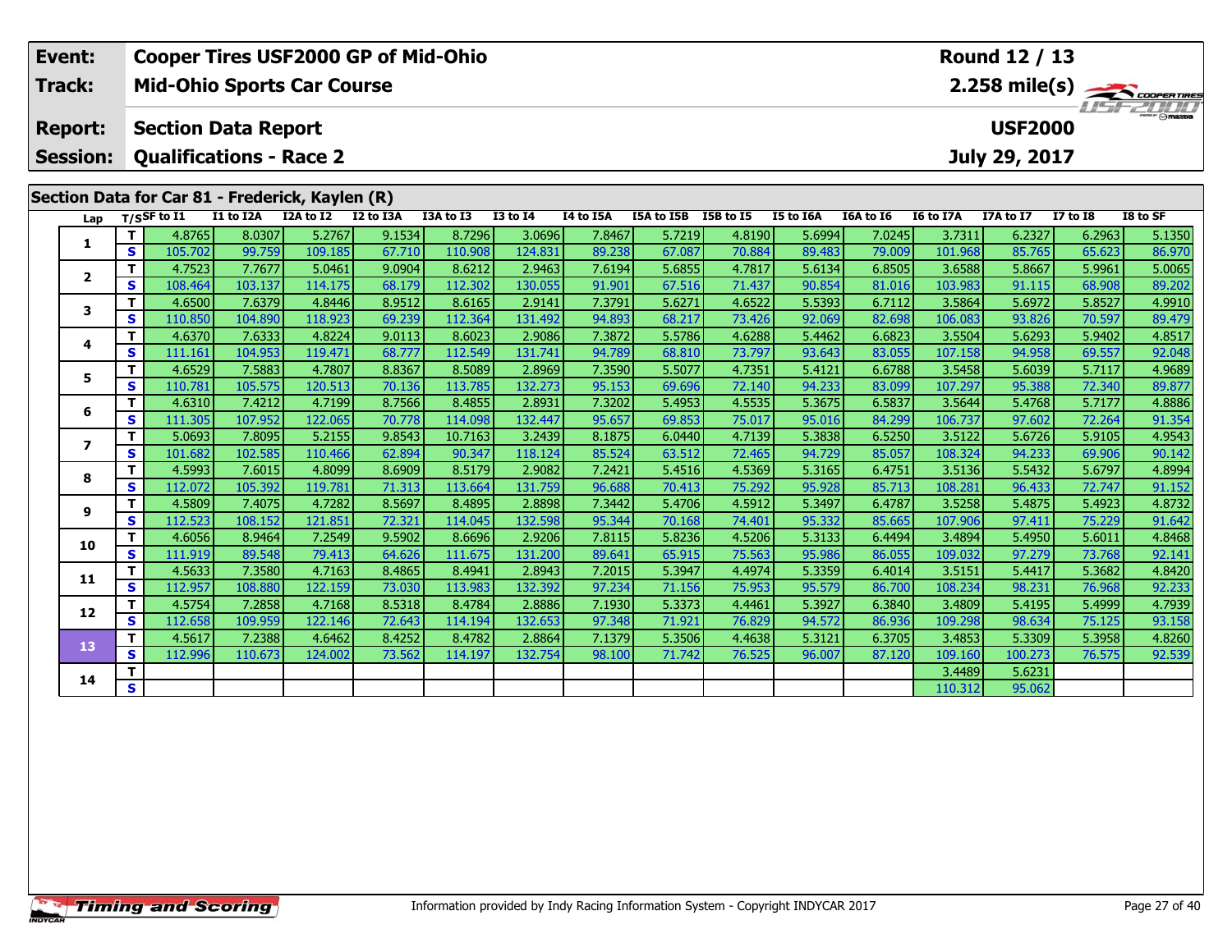| Event: | Cooper Tires USF2000 GP of Mid-Ohio | Round 12 / 13 |
|---|---|---|
| Track: | Mid-Ohio Sports Car Course | 2.258 mile(s) |
| Report: | Section Data Report | USF2000 |
| Session: | Qualifications - Race 2 | July 29, 2017 |

## Section Data for Car 81 - Frederick, Kaylen (R)

| Lap | T/S | SF to I1 | I1 to I2A | I2A to I2 | I2 to I3A | I3A to I3 | I3 to I4 | I4 to I5A | I5A to I5B | I5B to I5 | I5 to I6A | I6A to I6 | I6 to I7A | I7A to I7 | I7 to I8 | I8 to SF |
|---|---|---|---|---|---|---|---|---|---|---|---|---|---|---|---|---|
| 1 | T | 4.8765 | 8.0307 | 5.2767 | 9.1534 | 8.7296 | 3.0696 | 7.8467 | 5.7219 | 4.8190 | 5.6994 | 7.0245 | 3.7311 | 6.2327 | 6.2963 | 5.1350 |
| | S | 105.702 | 99.759 | 109.185 | 67.710 | 110.908 | 124.831 | 89.238 | 67.087 | 70.884 | 89.483 | 79.009 | 101.968 | 85.765 | 65.623 | 86.970 |
| 2 | T | 4.7523 | 7.7677 | 5.0461 | 9.0904 | 8.6212 | 2.9463 | 7.6194 | 5.6855 | 4.7817 | 5.6134 | 6.8505 | 3.6588 | 5.8667 | 5.9961 | 5.0065 |
| | S | 108.464 | 103.137 | 114.175 | 68.179 | 112.302 | 130.055 | 91.901 | 67.516 | 71.437 | 90.854 | 81.016 | 103.983 | 91.115 | 68.908 | 89.202 |
| 3 | T | 4.6500 | 7.6379 | 4.8446 | 8.9512 | 8.6165 | 2.9141 | 7.3791 | 5.6271 | 4.6522 | 5.5393 | 6.7112 | 3.5864 | 5.6972 | 5.8527 | 4.9910 |
| | S | 110.850 | 104.890 | 118.923 | 69.239 | 112.364 | 131.492 | 94.893 | 68.217 | 73.426 | 92.069 | 82.698 | 106.083 | 93.826 | 70.597 | 89.479 |
| 4 | T | 4.6370 | 7.6333 | 4.8224 | 9.0113 | 8.6023 | 2.9086 | 7.3872 | 5.5786 | 4.6288 | 5.4462 | 6.6823 | 3.5504 | 5.6293 | 5.9402 | 4.8517 |
| | S | 111.161 | 104.953 | 119.471 | 68.777 | 112.549 | 131.741 | 94.789 | 68.810 | 73.797 | 93.643 | 83.055 | 107.158 | 94.958 | 69.557 | 92.048 |
| 5 | T | 4.6529 | 7.5883 | 4.7807 | 8.8367 | 8.5089 | 2.8969 | 7.3590 | 5.5077 | 4.7351 | 5.4121 | 6.6788 | 3.5458 | 5.6039 | 5.7117 | 4.9689 |
| | S | 110.781 | 105.575 | 120.513 | 70.136 | 113.785 | 132.273 | 95.153 | 69.696 | 72.140 | 94.233 | 83.099 | 107.297 | 95.388 | 72.340 | 89.877 |
| 6 | T | 4.6310 | 7.4212 | 4.7199 | 8.7566 | 8.4855 | 2.8931 | 7.3202 | 5.4953 | 4.5535 | 5.3675 | 6.5837 | 3.5644 | 5.4768 | 5.7177 | 4.8886 |
| | S | 111.305 | 107.952 | 122.065 | 70.778 | 114.098 | 132.447 | 95.657 | 69.853 | 75.017 | 95.016 | 84.299 | 106.737 | 97.602 | 72.264 | 91.354 |
| 7 | T | 5.0693 | 7.8095 | 5.2155 | 9.8543 | 10.7163 | 3.2439 | 8.1875 | 6.0440 | 4.7139 | 5.3838 | 6.5250 | 3.5122 | 5.6726 | 5.9105 | 4.9543 |
| | S | 101.682 | 102.585 | 110.466 | 62.894 | 90.347 | 118.124 | 85.524 | 63.512 | 72.465 | 94.729 | 85.057 | 108.324 | 94.233 | 69.906 | 90.142 |
| 8 | T | 4.5993 | 7.6015 | 4.8099 | 8.6909 | 8.5179 | 2.9082 | 7.2421 | 5.4516 | 4.5369 | 5.3165 | 6.4751 | 3.5136 | 5.5432 | 5.6797 | 4.8994 |
| | S | 112.072 | 105.392 | 119.781 | 71.313 | 113.664 | 131.759 | 96.688 | 70.413 | 75.292 | 95.928 | 85.713 | 108.281 | 96.433 | 72.747 | 91.152 |
| 9 | T | 4.5809 | 7.4075 | 4.7282 | 8.5697 | 8.4895 | 2.8898 | 7.3442 | 5.4706 | 4.5912 | 5.3497 | 6.4787 | 3.5258 | 5.4875 | 5.4923 | 4.8732 |
| | S | 112.523 | 108.152 | 121.851 | 72.321 | 114.045 | 132.598 | 95.344 | 70.168 | 74.401 | 95.332 | 85.665 | 107.906 | 97.411 | 75.229 | 91.642 |
| 10 | T | 4.6056 | 8.9464 | 7.2549 | 9.5902 | 8.6696 | 2.9206 | 7.8115 | 5.8236 | 4.5206 | 5.3133 | 6.4494 | 3.4894 | 5.4950 | 5.6011 | 4.8468 |
| | S | 111.919 | 89.548 | 79.413 | 64.626 | 111.675 | 131.200 | 89.641 | 65.915 | 75.563 | 95.986 | 86.055 | 109.032 | 97.279 | 73.768 | 92.141 |
| 11 | T | 4.5633 | 7.3580 | 4.7163 | 8.4865 | 8.4941 | 2.8943 | 7.2015 | 5.3947 | 4.4974 | 5.3359 | 6.4014 | 3.5151 | 5.4417 | 5.3682 | 4.8420 |
| | S | 112.957 | 108.880 | 122.159 | 73.030 | 113.983 | 132.392 | 97.234 | 71.156 | 75.953 | 95.579 | 86.700 | 108.234 | 98.231 | 76.968 | 92.233 |
| 12 | T | 4.5754 | 7.2858 | 4.7168 | 8.5318 | 8.4784 | 2.8886 | 7.1930 | 5.3373 | 4.4461 | 5.3927 | 6.3840 | 3.4809 | 5.4195 | 5.4999 | 4.7939 |
| | S | 112.658 | 109.959 | 122.146 | 72.643 | 114.194 | 132.653 | 97.348 | 71.921 | 76.829 | 94.572 | 86.936 | 109.298 | 98.634 | 75.125 | 93.158 |
| 13 | T | 4.5617 | 7.2388 | 4.6462 | 8.4252 | 8.4782 | 2.8864 | 7.1379 | 5.3506 | 4.4638 | 5.3121 | 6.3705 | 3.4853 | 5.3309 | 5.3958 | 4.8260 |
| | S | 112.996 | 110.673 | 124.002 | 73.562 | 114.197 | 132.754 | 98.100 | 71.742 | 76.525 | 96.007 | 87.120 | 109.160 | 100.273 | 76.575 | 92.539 |
| 14 | T | | | | | | | | | | | | 3.4489 | 5.6231 | | |
| | S | | | | | | | | | | | | 110.312 | 95.062 | | |

Information provided by Indy Racing Information System - Copyright INDYCAR 2017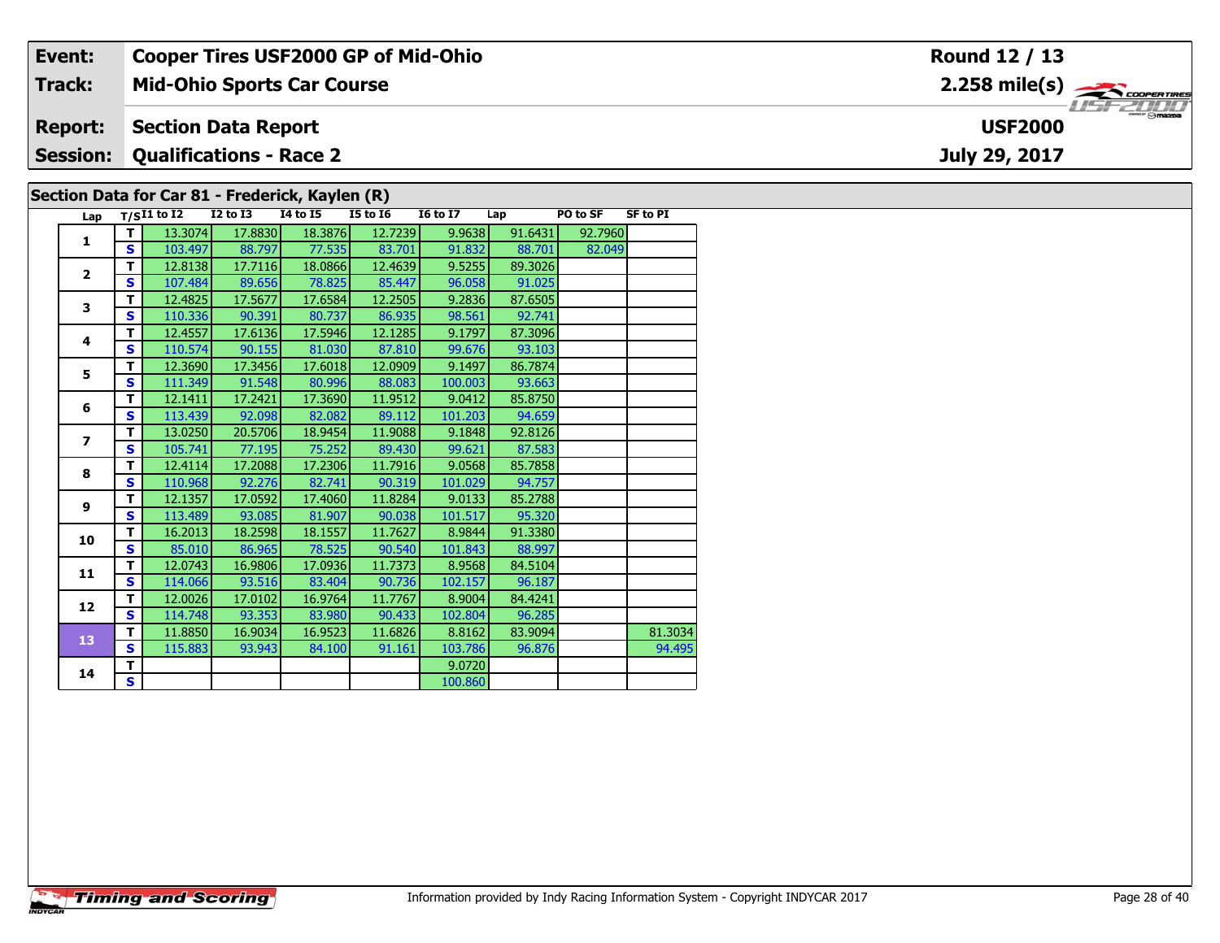| Event: | Cooper Tires USF2000 GP of Mid-Ohio | Round 12 / 13 |
|---|---|---|
| Track: | Mid-Ohio Sports Car Course | 2.258 mile(s) |
| Report: | Section Data Report | USF2000 |
| Session: | Qualifications - Race 2 | July 29, 2017 |

## Section Data for Car 81 - Frederick, Kaylen (R)

| Lap | T/S | I1 to I2 | I2 to I3 | I4 to I5 | I5 to I6 | I6 to I7 | Lap | PO to SF | SF to PI |
|---|---|---|---|---|---|---|---|---|---|
| 1 | T | 13.3074 | 17.8830 | 18.3876 | 12.7239 | 9.9638 | 91.6431 | 92.7960 | |
| | S | 103.497 | 88.797 | 77.535 | 83.701 | 91.832 | 88.701 | 82.049 | |
| 2 | T | 12.8138 | 17.7116 | 18.0866 | 12.4639 | 9.5255 | 89.3026 | | |
| | S | 107.484 | 89.656 | 78.825 | 85.447 | 96.058 | 91.025 | | |
| 3 | T | 12.4825 | 17.5677 | 17.6584 | 12.2505 | 9.2836 | 87.6505 | | |
| | S | 110.336 | 90.391 | 80.737 | 86.935 | 98.561 | 92.741 | | |
| 4 | T | 12.4557 | 17.6136 | 17.5946 | 12.1285 | 9.1797 | 87.3096 | | |
| | S | 110.574 | 90.155 | 81.030 | 87.810 | 99.676 | 93.103 | | |
| 5 | T | 12.3690 | 17.3456 | 17.6018 | 12.0909 | 9.1497 | 86.7874 | | |
| | S | 111.349 | 91.548 | 80.996 | 88.083 | 100.003 | 93.663 | | |
| 6 | T | 12.1411 | 17.2421 | 17.3690 | 11.9512 | 9.0412 | 85.8750 | | |
| | S | 113.439 | 92.098 | 82.082 | 89.112 | 101.203 | 94.659 | | |
| 7 | T | 13.0250 | 20.5706 | 18.9454 | 11.9088 | 9.1848 | 92.8126 | | |
| | S | 105.741 | 77.195 | 75.252 | 89.430 | 99.621 | 87.583 | | |
| 8 | T | 12.4114 | 17.2088 | 17.2306 | 11.7916 | 9.0568 | 85.7858 | | |
| | S | 110.968 | 92.276 | 82.741 | 90.319 | 101.029 | 94.757 | | |
| 9 | T | 12.1357 | 17.0592 | 17.4060 | 11.8284 | 9.0133 | 85.2788 | | |
| | S | 113.489 | 93.085 | 81.907 | 90.038 | 101.517 | 95.320 | | |
| 10 | T | 16.2013 | 18.2598 | 18.1557 | 11.7627 | 8.9844 | 91.3380 | | |
| | S | 85.010 | 86.965 | 78.525 | 90.540 | 101.843 | 88.997 | | |
| 11 | T | 12.0743 | 16.9806 | 17.0936 | 11.7373 | 8.9568 | 84.5104 | | |
| | S | 114.066 | 93.516 | 83.404 | 90.736 | 102.157 | 96.187 | | |
| 12 | T | 12.0026 | 17.0102 | 16.9764 | 11.7767 | 8.9004 | 84.4241 | | |
| | S | 114.748 | 93.353 | 83.980 | 90.433 | 102.804 | 96.285 | | |
| 13 | T | 11.8850 | 16.9034 | 16.9523 | 11.6826 | 8.8162 | 83.9094 | | 81.3034 |
| | S | 115.883 | 93.943 | 84.100 | 91.161 | 103.786 | 96.876 | | 94.495 |
| 14 | T | | | | | 9.0720 | | | |
| | S | | | | | 100.860 | | | |

Information provided by Indy Racing Information System - Copyright INDYCAR 2017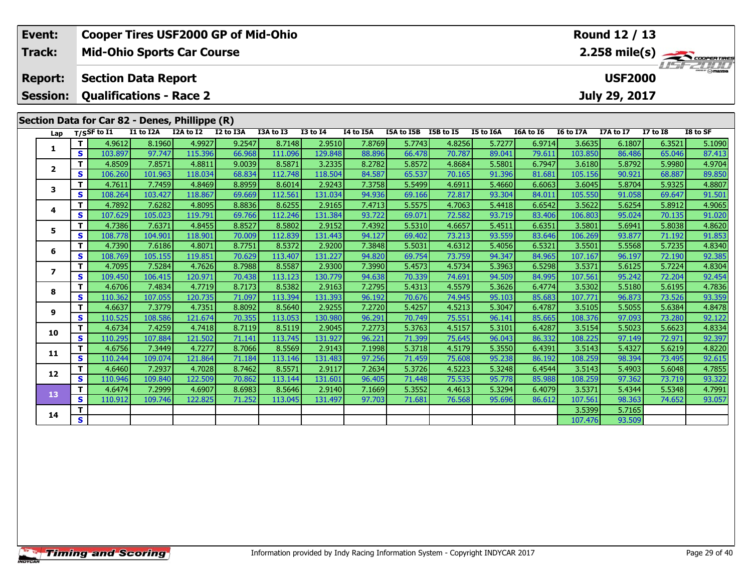| Event: | Cooper Tires USF2000 GP of Mid-Ohio | Round 12 / 13 |
|---|---|---|
| Track: | Mid-Ohio Sports Car Course | 2.258 mile(s) |
| Report: | Section Data Report | USF2000 |
| Session: | Qualifications - Race 2 | July 29, 2017 |

## Section Data for Car 82 - Denes, Phillippe (R)

| Lap | T/S | SF to I1 | I1 to I2A | I2A to I2 | I2 to I3A | I3A to I3 | I3 to I4 | I4 to I5A | I5A to I5B | I5B to I5 | I5 to I6A | I6A to I6 | I6 to I7A | I7A to I7 | I7 to I8 | I8 to SF |
|---|---|---|---|---|---|---|---|---|---|---|---|---|---|---|---|---|
| 1 | T | 4.9612 | 8.1960 | 4.9927 | 9.2547 | 8.7148 | 2.9510 | 7.8769 | 5.7743 | 4.8256 | 5.7277 | 6.9714 | 3.6635 | 6.1807 | 6.3521 | 5.1090 |
| | S | 103.897 | 97.747 | 115.396 | 66.968 | 111.096 | 129.848 | 88.896 | 66.478 | 70.787 | 89.041 | 79.611 | 103.850 | 86.486 | 65.046 | 87.413 |
| 2 | T | 4.8509 | 7.8571 | 4.8811 | 9.0039 | 8.5871 | 3.2335 | 8.2782 | 5.8572 | 4.8684 | 5.5801 | 6.7947 | 3.6180 | 5.8792 | 5.9980 | 4.9704 |
| | S | 106.260 | 101.963 | 118.034 | 68.834 | 112.748 | 118.504 | 84.587 | 65.537 | 70.165 | 91.396 | 81.681 | 105.156 | 90.921 | 68.887 | 89.850 |
| 3 | T | 4.7611 | 7.7459 | 4.8469 | 8.8959 | 8.6014 | 2.9243 | 7.3758 | 5.5499 | 4.6911 | 5.4660 | 6.6063 | 3.6045 | 5.8704 | 5.9325 | 4.8807 |
| | S | 108.264 | 103.427 | 118.867 | 69.669 | 112.561 | 131.034 | 94.936 | 69.166 | 72.817 | 93.304 | 84.011 | 105.550 | 91.058 | 69.647 | 91.501 |
| 4 | T | 4.7892 | 7.6282 | 4.8095 | 8.8836 | 8.6255 | 2.9165 | 7.4713 | 5.5575 | 4.7063 | 5.4418 | 6.6542 | 3.5622 | 5.6254 | 5.8912 | 4.9065 |
| | S | 107.629 | 105.023 | 119.791 | 69.766 | 112.246 | 131.384 | 93.722 | 69.071 | 72.582 | 93.719 | 83.406 | 106.803 | 95.024 | 70.135 | 91.020 |
| 5 | T | 4.7386 | 7.6371 | 4.8455 | 8.8527 | 8.5802 | 2.9152 | 7.4392 | 5.5310 | 4.6657 | 5.4511 | 6.6351 | 3.5801 | 5.6941 | 5.8038 | 4.8620 |
| | S | 108.778 | 104.901 | 118.901 | 70.009 | 112.839 | 131.443 | 94.127 | 69.402 | 73.213 | 93.559 | 83.646 | 106.269 | 93.877 | 71.192 | 91.853 |
| 6 | T | 4.7390 | 7.6186 | 4.8071 | 8.7751 | 8.5372 | 2.9200 | 7.3848 | 5.5031 | 4.6312 | 5.4056 | 6.5321 | 3.5501 | 5.5568 | 5.7235 | 4.8340 |
| | S | 108.769 | 105.155 | 119.851 | 70.629 | 113.407 | 131.227 | 94.820 | 69.754 | 73.759 | 94.347 | 84.965 | 107.167 | 96.197 | 72.190 | 92.385 |
| 7 | T | 4.7095 | 7.5284 | 4.7626 | 8.7988 | 8.5587 | 2.9300 | 7.3990 | 5.4573 | 4.5734 | 5.3963 | 6.5298 | 3.5371 | 5.6125 | 5.7224 | 4.8304 |
| | S | 109.450 | 106.415 | 120.971 | 70.438 | 113.123 | 130.779 | 94.638 | 70.339 | 74.691 | 94.509 | 84.995 | 107.561 | 95.242 | 72.204 | 92.454 |
| 8 | T | 4.6706 | 7.4834 | 4.7719 | 8.7173 | 8.5382 | 2.9163 | 7.2795 | 5.4313 | 4.5579 | 5.3626 | 6.4774 | 3.5302 | 5.5180 | 5.6195 | 4.7836 |
| | S | 110.362 | 107.055 | 120.735 | 71.097 | 113.394 | 131.393 | 96.192 | 70.676 | 74.945 | 95.103 | 85.683 | 107.771 | 96.873 | 73.526 | 93.359 |
| 9 | T | 4.6637 | 7.3779 | 4.7351 | 8.8092 | 8.5640 | 2.9255 | 7.2720 | 5.4257 | 4.5213 | 5.3047 | 6.4787 | 3.5105 | 5.5055 | 5.6384 | 4.8478 |
| | S | 110.525 | 108.586 | 121.674 | 70.355 | 113.053 | 130.980 | 96.291 | 70.749 | 75.551 | 96.141 | 85.665 | 108.376 | 97.093 | 73.280 | 92.122 |
| 10 | T | 4.6734 | 7.4259 | 4.7418 | 8.7119 | 8.5119 | 2.9045 | 7.2773 | 5.3763 | 4.5157 | 5.3101 | 6.4287 | 3.5154 | 5.5023 | 5.6623 | 4.8334 |
| | S | 110.295 | 107.884 | 121.502 | 71.141 | 113.745 | 131.927 | 96.221 | 71.399 | 75.645 | 96.043 | 86.332 | 108.225 | 97.149 | 72.971 | 92.397 |
| 11 | T | 4.6756 | 7.3449 | 4.7277 | 8.7066 | 8.5569 | 2.9143 | 7.1998 | 5.3718 | 4.5179 | 5.3550 | 6.4391 | 3.5143 | 5.4327 | 5.6219 | 4.8220 |
| | S | 110.244 | 109.074 | 121.864 | 71.184 | 113.146 | 131.483 | 97.256 | 71.459 | 75.608 | 95.238 | 86.192 | 108.259 | 98.394 | 73.495 | 92.615 |
| 12 | T | 4.6460 | 7.2937 | 4.7028 | 8.7462 | 8.5571 | 2.9117 | 7.2634 | 5.3726 | 4.5223 | 5.3248 | 6.4544 | 3.5143 | 5.4903 | 5.6048 | 4.7855 |
| | S | 110.946 | 109.840 | 122.509 | 70.862 | 113.144 | 131.601 | 96.405 | 71.448 | 75.535 | 95.778 | 85.988 | 108.259 | 97.362 | 73.719 | 93.322 |
| 13 | T | 4.6474 | 7.2999 | 4.6907 | 8.6983 | 8.5646 | 2.9140 | 7.1669 | 5.3552 | 4.4613 | 5.3294 | 6.4079 | 3.5371 | 5.4344 | 5.5348 | 4.7991 |
| | S | 110.912 | 109.746 | 122.825 | 71.252 | 113.045 | 131.497 | 97.703 | 71.681 | 76.568 | 95.696 | 86.612 | 107.561 | 98.363 | 74.652 | 93.057 |
| 14 | T | | | | | | | | | | | | 3.5399 | 5.7165 | | |
| | S | | | | | | | | | | | | 107.476 | 93.509 | | |

Information provided by Indy Racing Information System - Copyright INDYCAR 2017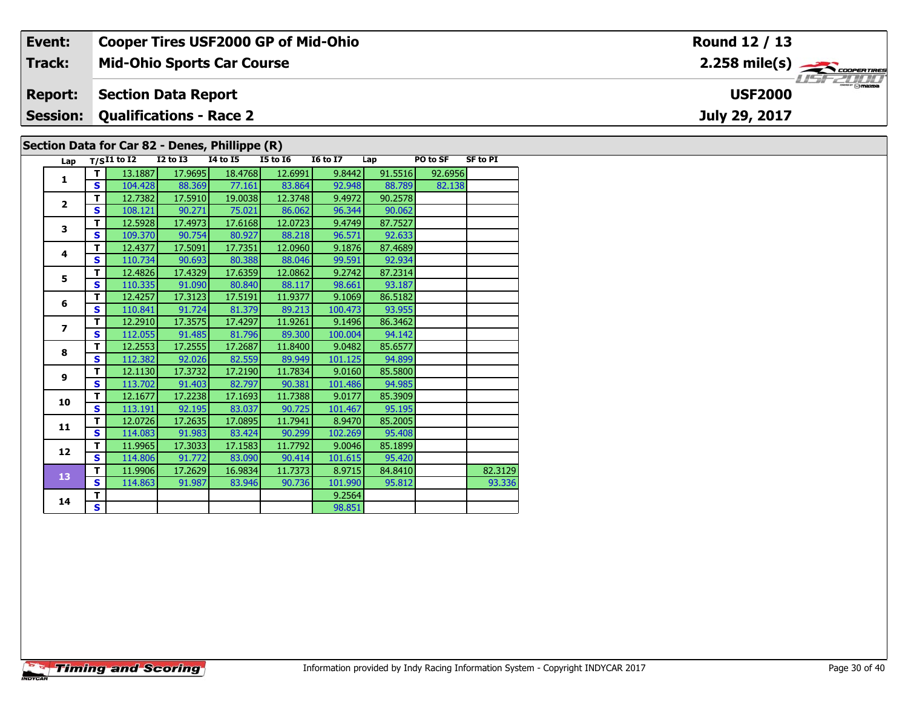| Event: | Cooper Tires USF2000 GP of Mid-Ohio | Round 12 / 13 |
|---|---|---|
| Track: | Mid-Ohio Sports Car Course | 2.258 mile(s) |
| Report: | Section Data Report | USF2000 |
| Session: | Qualifications - Race 2 | July 29, 2017 |

## Section Data for Car 82 - Denes, Phillippe (R)

| Lap | T/S | I1 to I2 | I2 to I3 | I4 to I5 | I5 to I6 | I6 to I7 | Lap | PO to SF | SF to PI |
|---|---|---|---|---|---|---|---|---|---|
| 1 | T | 13.1887 | 17.9695 | 18.4768 | 12.6991 | 9.8442 | 91.5516 | 92.6956 | |
| | S | 104.428 | 88.369 | 77.161 | 83.864 | 92.948 | 88.789 | 82.138 | |
| 2 | T | 12.7382 | 17.5910 | 19.0038 | 12.3748 | 9.4972 | 90.2578 | | |
| | S | 108.121 | 90.271 | 75.021 | 86.062 | 96.344 | 90.062 | | |
| 3 | T | 12.5928 | 17.4973 | 17.6168 | 12.0723 | 9.4749 | 87.7527 | | |
| | S | 109.370 | 90.754 | 80.927 | 88.218 | 96.571 | 92.633 | | |
| 4 | T | 12.4377 | 17.5091 | 17.7351 | 12.0960 | 9.1876 | 87.4689 | | |
| | S | 110.734 | 90.693 | 80.388 | 88.046 | 99.591 | 92.934 | | |
| 5 | T | 12.4826 | 17.4329 | 17.6359 | 12.0862 | 9.2742 | 87.2314 | | |
| | S | 110.335 | 91.090 | 80.840 | 88.117 | 98.661 | 93.187 | | |
| 6 | T | 12.4257 | 17.3123 | 17.5191 | 11.9377 | 9.1069 | 86.5182 | | |
| | S | 110.841 | 91.724 | 81.379 | 89.213 | 100.473 | 93.955 | | |
| 7 | T | 12.2910 | 17.3575 | 17.4297 | 11.9261 | 9.1496 | 86.3462 | | |
| | S | 112.055 | 91.485 | 81.796 | 89.300 | 100.004 | 94.142 | | |
| 8 | T | 12.2553 | 17.2555 | 17.2687 | 11.8400 | 9.0482 | 85.6577 | | |
| | S | 112.382 | 92.026 | 82.559 | 89.949 | 101.125 | 94.899 | | |
| 9 | T | 12.1130 | 17.3732 | 17.2190 | 11.7834 | 9.0160 | 85.5800 | | |
| | S | 113.702 | 91.403 | 82.797 | 90.381 | 101.486 | 94.985 | | |
| 10 | T | 12.1677 | 17.2238 | 17.1693 | 11.7388 | 9.0177 | 85.3909 | | |
| | S | 113.191 | 92.195 | 83.037 | 90.725 | 101.467 | 95.195 | | |
| 11 | T | 12.0726 | 17.2635 | 17.0895 | 11.7941 | 8.9470 | 85.2005 | | |
| | S | 114.083 | 91.983 | 83.424 | 90.299 | 102.269 | 95.408 | | |
| 12 | T | 11.9965 | 17.3033 | 17.1583 | 11.7792 | 9.0046 | 85.1899 | | |
| | S | 114.806 | 91.772 | 83.090 | 90.414 | 101.615 | 95.420 | | |
| 13 | T | 11.9906 | 17.2629 | 16.9834 | 11.7373 | 8.9715 | 84.8410 | | 82.3129 |
| | S | 114.863 | 91.987 | 83.946 | 90.736 | 101.990 | 95.812 | | 93.336 |
| 14 | T | | | | | 9.2564 | | | |
| | S | | | | | 98.851 | | | |

Information provided by Indy Racing Information System - Copyright INDYCAR 2017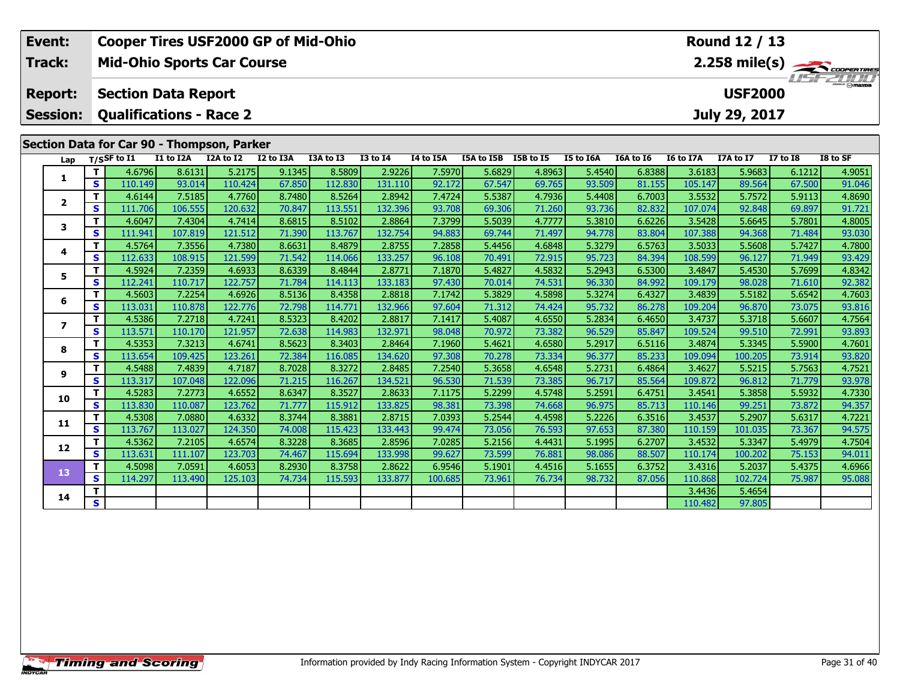| Event: | Cooper Tires USF2000 GP of Mid-Ohio | Round 12 / 13 |
|---|---|---|
| Track: | Mid-Ohio Sports Car Course | 2.258 mile(s) |
| Report: | Section Data Report | USF2000 |
| Session: | Qualifications - Race 2 | July 29, 2017 |

## Section Data for Car 90 - Thompson, Parker

| Lap | T/S | SF to I1 | I1 to I2A | I2A to I2 | I2 to I3A | I3A to I3 | I3 to I4 | I4 to I5A | I5A to I5B | I5B to I5 | I5 to I6A | I6A to I6 | I6 to I7A | I7A to I7 | I7 to I8 | I8 to SF |
|---|---|---|---|---|---|---|---|---|---|---|---|---|---|---|---|---|
| 1 | T | 4.6796 | 8.6131 | 5.2175 | 9.1345 | 8.5809 | 2.9226 | 7.5970 | 5.6829 | 4.8963 | 5.4540 | 6.8388 | 3.6183 | 5.9683 | 6.1212 | 4.9051 |
| | S | 110.149 | 93.014 | 110.424 | 67.850 | 112.830 | 131.110 | 92.172 | 67.547 | 69.765 | 93.509 | 81.155 | 105.147 | 89.564 | 67.500 | 91.046 |
| 2 | T | 4.6144 | 7.5185 | 4.7760 | 8.7480 | 8.5264 | 2.8942 | 7.4724 | 5.5387 | 4.7936 | 5.4408 | 6.7003 | 3.5532 | 5.7572 | 5.9113 | 4.8690 |
| | S | 111.706 | 106.555 | 120.632 | 70.847 | 113.551 | 132.396 | 93.708 | 69.306 | 71.260 | 93.736 | 82.832 | 107.074 | 92.848 | 69.897 | 91.721 |
| 3 | T | 4.6047 | 7.4304 | 4.7414 | 8.6815 | 8.5102 | 2.8864 | 7.3799 | 5.5039 | 4.7777 | 5.3810 | 6.6226 | 3.5428 | 5.6645 | 5.7801 | 4.8005 |
| | S | 111.941 | 107.819 | 121.512 | 71.390 | 113.767 | 132.754 | 94.883 | 69.744 | 71.497 | 94.778 | 83.804 | 107.388 | 94.368 | 71.484 | 93.030 |
| 4 | T | 4.5764 | 7.3556 | 4.7380 | 8.6631 | 8.4879 | 2.8755 | 7.2858 | 5.4456 | 4.6848 | 5.3279 | 6.5763 | 3.5033 | 5.5608 | 5.7427 | 4.7800 |
| | S | 112.633 | 108.915 | 121.599 | 71.542 | 114.066 | 133.257 | 96.108 | 70.491 | 72.915 | 95.723 | 84.394 | 108.599 | 96.127 | 71.949 | 93.429 |
| 5 | T | 4.5924 | 7.2359 | 4.6933 | 8.6339 | 8.4844 | 2.8771 | 7.1870 | 5.4827 | 4.5832 | 5.2943 | 6.5300 | 3.4847 | 5.4530 | 5.7699 | 4.8342 |
| | S | 112.241 | 110.717 | 122.757 | 71.784 | 114.113 | 133.183 | 97.430 | 70.014 | 74.531 | 96.330 | 84.992 | 109.179 | 98.028 | 71.610 | 92.382 |
| 6 | T | 4.5603 | 7.2254 | 4.6926 | 8.5136 | 8.4358 | 2.8818 | 7.1742 | 5.3829 | 4.5898 | 5.3274 | 6.4327 | 3.4839 | 5.5182 | 5.6542 | 4.7603 |
| | S | 113.031 | 110.878 | 122.776 | 72.798 | 114.771 | 132.966 | 97.604 | 71.312 | 74.424 | 95.732 | 86.278 | 109.204 | 96.870 | 73.075 | 93.816 |
| 7 | T | 4.5386 | 7.2718 | 4.7241 | 8.5323 | 8.4202 | 2.8817 | 7.1417 | 5.4087 | 4.6550 | 5.2834 | 6.4650 | 3.4737 | 5.3718 | 5.6607 | 4.7564 |
| | S | 113.571 | 110.170 | 121.957 | 72.638 | 114.983 | 132.971 | 98.048 | 70.972 | 73.382 | 96.529 | 85.847 | 109.524 | 99.510 | 72.991 | 93.893 |
| 8 | T | 4.5353 | 7.3213 | 4.6741 | 8.5623 | 8.3403 | 2.8464 | 7.1960 | 5.4621 | 4.6580 | 5.2917 | 6.5116 | 3.4874 | 5.3345 | 5.5900 | 4.7601 |
| | S | 113.654 | 109.425 | 123.261 | 72.384 | 116.085 | 134.620 | 97.308 | 70.278 | 73.334 | 96.377 | 85.233 | 109.094 | 100.205 | 73.914 | 93.820 |
| 9 | T | 4.5488 | 7.4839 | 4.7187 | 8.7028 | 8.3272 | 2.8485 | 7.2540 | 5.3658 | 4.6548 | 5.2731 | 6.4864 | 3.4627 | 5.5215 | 5.7563 | 4.7521 |
| | S | 113.317 | 107.048 | 122.096 | 71.215 | 116.267 | 134.521 | 96.530 | 71.539 | 73.385 | 96.717 | 85.564 | 109.872 | 96.812 | 71.779 | 93.978 |
| 10 | T | 4.5283 | 7.2773 | 4.6552 | 8.6347 | 8.3527 | 2.8633 | 7.1175 | 5.2299 | 4.5748 | 5.2591 | 6.4751 | 3.4541 | 5.3858 | 5.5932 | 4.7330 |
| | S | 113.830 | 110.087 | 123.762 | 71.777 | 115.912 | 133.825 | 98.381 | 73.398 | 74.668 | 96.975 | 85.713 | 110.146 | 99.251 | 73.872 | 94.357 |
| 11 | T | 4.5308 | 7.0880 | 4.6332 | 8.3744 | 8.3881 | 2.8715 | 7.0393 | 5.2544 | 4.4598 | 5.2226 | 6.3516 | 3.4537 | 5.2907 | 5.6317 | 4.7221 |
| | S | 113.767 | 113.027 | 124.350 | 74.008 | 115.423 | 133.443 | 99.474 | 73.056 | 76.593 | 97.653 | 87.380 | 110.159 | 101.035 | 73.367 | 94.575 |
| 12 | T | 4.5362 | 7.2105 | 4.6574 | 8.3228 | 8.3685 | 2.8596 | 7.0285 | 5.2156 | 4.4431 | 5.1995 | 6.2707 | 3.4532 | 5.3347 | 5.4979 | 4.7504 |
| | S | 113.631 | 111.107 | 123.703 | 74.467 | 115.694 | 133.998 | 99.627 | 73.599 | 76.881 | 98.086 | 88.507 | 110.174 | 100.202 | 75.153 | 94.011 |
| 13 | T | 4.5098 | 7.0591 | 4.6053 | 8.2930 | 8.3758 | 2.8622 | 6.9546 | 5.1901 | 4.4516 | 5.1655 | 6.3752 | 3.4316 | 5.2037 | 5.4375 | 4.6966 |
| | S | 114.297 | 113.490 | 125.103 | 74.734 | 115.593 | 133.877 | 100.685 | 73.961 | 76.734 | 98.732 | 87.056 | 110.868 | 102.724 | 75.987 | 95.088 |
| 14 | T | | | | | | | | | | | | 3.4436 | 5.4654 | | |
| | S | | | | | | | | | | | | 110.482 | 97.805 | | |

Information provided by Indy Racing Information System - Copyright INDYCAR 2017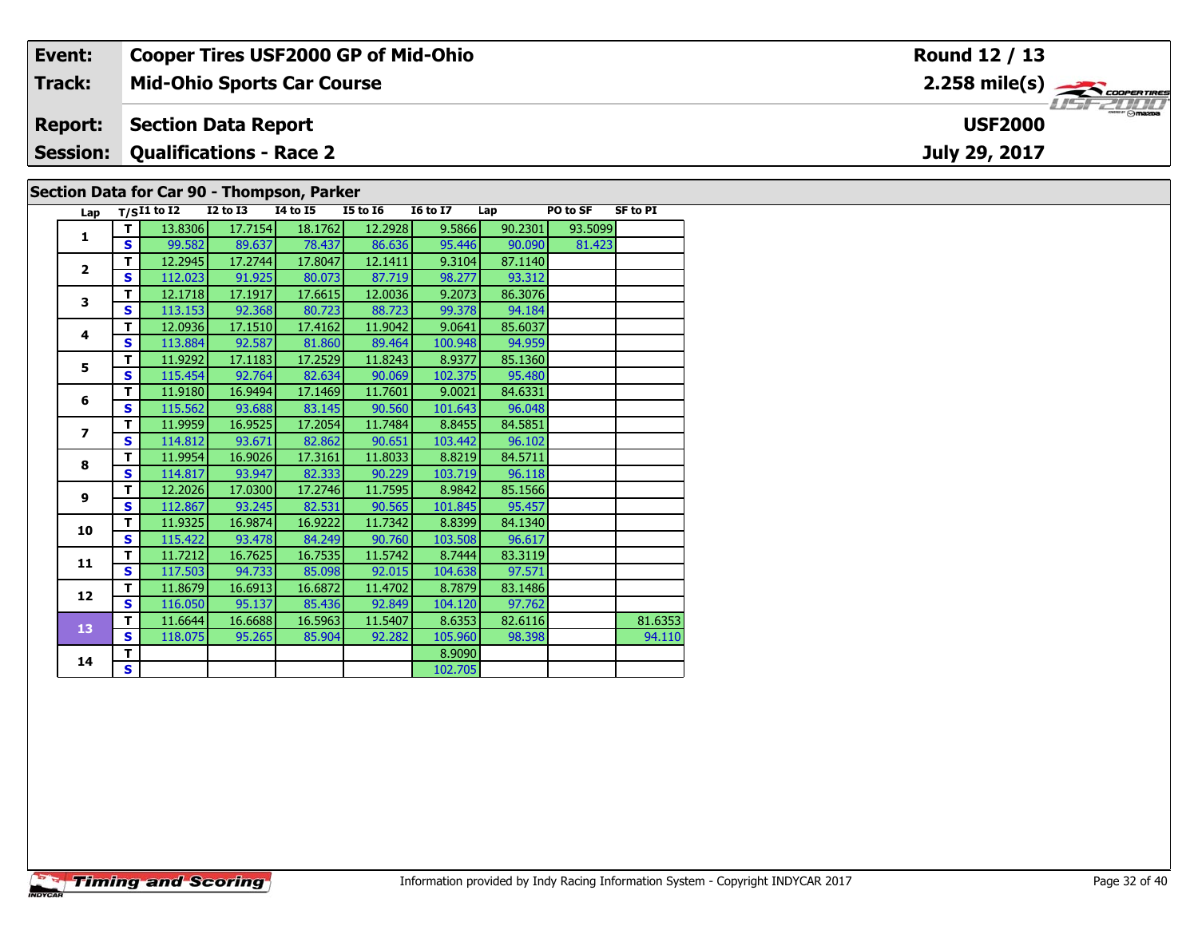| Event: | Cooper Tires USF2000 GP of Mid-Ohio | Round 12 / 13 |
|---|---|---|
| Track: | Mid-Ohio Sports Car Course | 2.258 mile(s) |
| Report: | Section Data Report | USF2000 |
| Session: | Qualifications - Race 2 | July 29, 2017 |

## Section Data for Car 90 - Thompson, Parker

| Lap | T/S | I1 to I2 | I2 to I3 | I4 to I5 | I5 to I6 | I6 to I7 | Lap | PO to SF | SF to PI |
|---|---|---|---|---|---|---|---|---|---|
| 1 | T | 13.8306 | 17.7154 | 18.1762 | 12.2928 | 9.5866 | 90.2301 | 93.5099 | |
| | S | 99.582 | 89.637 | 78.437 | 86.636 | 95.446 | 90.090 | 81.423 | |
| 2 | T | 12.2945 | 17.2744 | 17.8047 | 12.1411 | 9.3104 | 87.1140 | | |
| | S | 112.023 | 91.925 | 80.073 | 87.719 | 98.277 | 93.312 | | |
| 3 | T | 12.1718 | 17.1917 | 17.6615 | 12.0036 | 9.2073 | 86.3076 | | |
| | S | 113.153 | 92.368 | 80.723 | 88.723 | 99.378 | 94.184 | | |
| 4 | T | 12.0936 | 17.1510 | 17.4162 | 11.9042 | 9.0641 | 85.6037 | | |
| | S | 113.884 | 92.587 | 81.860 | 89.464 | 100.948 | 94.959 | | |
| 5 | T | 11.9292 | 17.1183 | 17.2529 | 11.8243 | 8.9377 | 85.1360 | | |
| | S | 115.454 | 92.764 | 82.634 | 90.069 | 102.375 | 95.480 | | |
| 6 | T | 11.9180 | 16.9494 | 17.1469 | 11.7601 | 9.0021 | 84.6331 | | |
| | S | 115.562 | 93.688 | 83.145 | 90.560 | 101.643 | 96.048 | | |
| 7 | T | 11.9959 | 16.9525 | 17.2054 | 11.7484 | 8.8455 | 84.5851 | | |
| | S | 114.812 | 93.671 | 82.862 | 90.651 | 103.442 | 96.102 | | |
| 8 | T | 11.9954 | 16.9026 | 17.3161 | 11.8033 | 8.8219 | 84.5711 | | |
| | S | 114.817 | 93.947 | 82.333 | 90.229 | 103.719 | 96.118 | | |
| 9 | T | 12.2026 | 17.0300 | 17.2746 | 11.7595 | 8.9842 | 85.1566 | | |
| | S | 112.867 | 93.245 | 82.531 | 90.565 | 101.845 | 95.457 | | |
| 10 | T | 11.9325 | 16.9874 | 16.9222 | 11.7342 | 8.8399 | 84.1340 | | |
| | S | 115.422 | 93.478 | 84.249 | 90.760 | 103.508 | 96.617 | | |
| 11 | T | 11.7212 | 16.7625 | 16.7535 | 11.5742 | 8.7444 | 83.3119 | | |
| | S | 117.503 | 94.733 | 85.098 | 92.015 | 104.638 | 97.571 | | |
| 12 | T | 11.8679 | 16.6913 | 16.6872 | 11.4702 | 8.7879 | 83.1486 | | |
| | S | 116.050 | 95.137 | 85.436 | 92.849 | 104.120 | 97.762 | | |
| 13 | T | 11.6644 | 16.6688 | 16.5963 | 11.5407 | 8.6353 | 82.6116 | | 81.6353 |
| | S | 118.075 | 95.265 | 85.904 | 92.282 | 105.960 | 98.398 | | 94.110 |
| 14 | T | | | | | 8.9090 | | | |
| | S | | | | | 102.705 | | | |

Information provided by Indy Racing Information System - Copyright INDYCAR 2017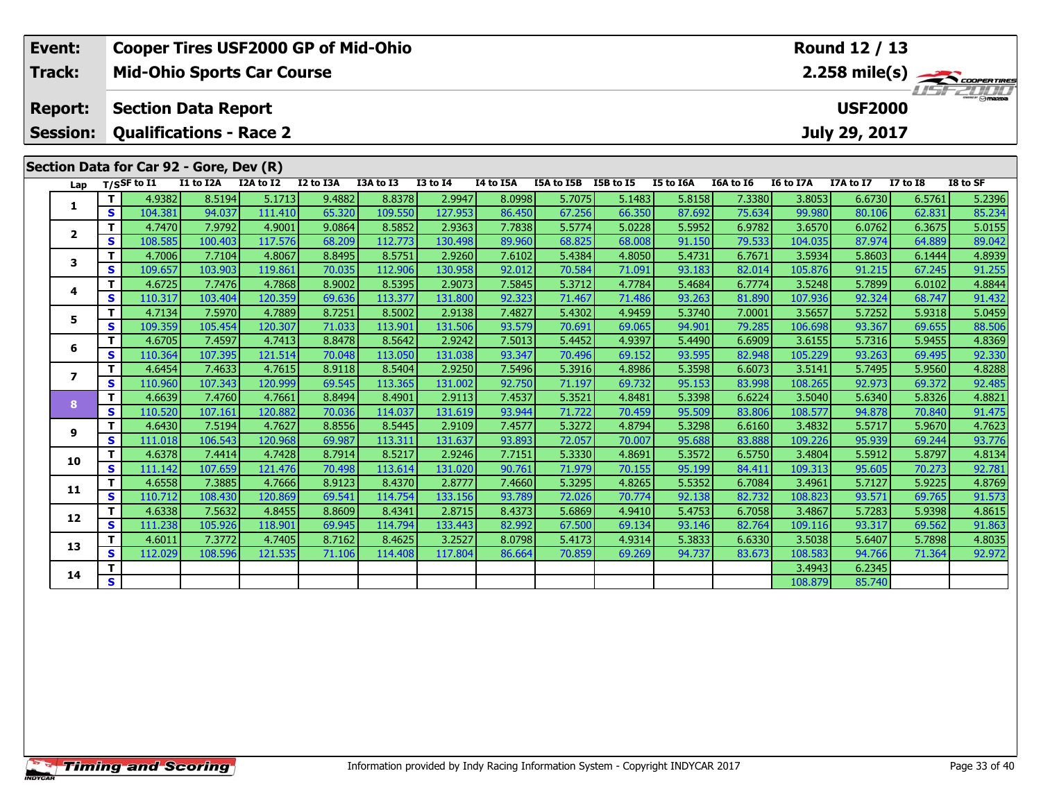| Event: | Cooper Tires USF2000 GP of Mid-Ohio | Round 12 / 13 |
|---|---|---|
| Track: | Mid-Ohio Sports Car Course | 2.258 mile(s) |
| Report: | Section Data Report | USF2000 |
| Session: | Qualifications - Race 2 | July 29, 2017 |

## Section Data for Car 92 - Gore, Dev (R)

| Lap | T/S | SF to I1 | I1 to I2A | I2A to I2 | I2 to I3A | I3A to I3 | I3 to I4 | I4 to I5A | I5A to I5B | I5B to I5 | I5 to I6A | I6A to I6 | I6 to I7A | I7A to I7 | I7 to I8 | I8 to SF |
|---|---|---|---|---|---|---|---|---|---|---|---|---|---|---|---|---|
| 1 | T | 4.9382 | 8.5194 | 5.1713 | 9.4882 | 8.8378 | 2.9947 | 8.0998 | 5.7075 | 5.1483 | 5.8158 | 7.3380 | 3.8053 | 6.6730 | 6.5761 | 5.2396 |
| | S | 104.381 | 94.037 | 111.410 | 65.320 | 109.550 | 127.953 | 86.450 | 67.256 | 66.350 | 87.692 | 75.634 | 99.980 | 80.106 | 62.831 | 85.234 |
| 2 | T | 4.7470 | 7.9792 | 4.9001 | 9.0864 | 8.5852 | 2.9363 | 7.7838 | 5.5774 | 5.0228 | 5.5952 | 6.9782 | 3.6570 | 6.0762 | 6.3675 | 5.0155 |
| | S | 108.585 | 100.403 | 117.576 | 68.209 | 112.773 | 130.498 | 89.960 | 68.825 | 68.008 | 91.150 | 79.533 | 104.035 | 87.974 | 64.889 | 89.042 |
| 3 | T | 4.7006 | 7.7104 | 4.8067 | 8.8495 | 8.5751 | 2.9260 | 7.6102 | 5.4384 | 4.8050 | 5.4731 | 6.7671 | 3.5934 | 5.8603 | 6.1444 | 4.8939 |
| | S | 109.657 | 103.903 | 119.861 | 70.035 | 112.906 | 130.958 | 92.012 | 70.584 | 71.091 | 93.183 | 82.014 | 105.876 | 91.215 | 67.245 | 91.255 |
| 4 | T | 4.6725 | 7.7476 | 4.7868 | 8.9002 | 8.5395 | 2.9073 | 7.5845 | 5.3712 | 4.7784 | 5.4684 | 6.7774 | 3.5248 | 5.7899 | 6.0102 | 4.8844 |
| | S | 110.317 | 103.404 | 120.359 | 69.636 | 113.377 | 131.800 | 92.323 | 71.467 | 71.486 | 93.263 | 81.890 | 107.936 | 92.324 | 68.747 | 91.432 |
| 5 | T | 4.7134 | 7.5970 | 4.7889 | 8.7251 | 8.5002 | 2.9138 | 7.4827 | 5.4302 | 4.9459 | 5.3740 | 7.0001 | 3.5657 | 5.7252 | 5.9318 | 5.0459 |
| | S | 109.359 | 105.454 | 120.307 | 71.033 | 113.901 | 131.506 | 93.579 | 70.691 | 69.065 | 94.901 | 79.285 | 106.698 | 93.367 | 69.655 | 88.506 |
| 6 | T | 4.6705 | 7.4597 | 4.7413 | 8.8478 | 8.5642 | 2.9242 | 7.5013 | 5.4452 | 4.9397 | 5.4490 | 6.6909 | 3.6155 | 5.7316 | 5.9455 | 4.8369 |
| | S | 110.364 | 107.395 | 121.514 | 70.048 | 113.050 | 131.038 | 93.347 | 70.496 | 69.152 | 93.595 | 82.948 | 105.229 | 93.263 | 69.495 | 92.330 |
| 7 | T | 4.6454 | 7.4633 | 4.7615 | 8.9118 | 8.5404 | 2.9250 | 7.5496 | 5.3916 | 4.8986 | 5.3598 | 6.6073 | 3.5141 | 5.7495 | 5.9560 | 4.8288 |
| | S | 110.960 | 107.343 | 120.999 | 69.545 | 113.365 | 131.002 | 92.750 | 71.197 | 69.732 | 95.153 | 83.998 | 108.265 | 92.973 | 69.372 | 92.485 |
| 8 | T | 4.6639 | 7.4760 | 4.7661 | 8.8494 | 8.4901 | 2.9113 | 7.4537 | 5.3521 | 4.8481 | 5.3398 | 6.6224 | 3.5040 | 5.6340 | 5.8326 | 4.8821 |
| | S | 110.520 | 107.161 | 120.882 | 70.036 | 114.037 | 131.619 | 93.944 | 71.722 | 70.459 | 95.509 | 83.806 | 108.577 | 94.878 | 70.840 | 91.475 |
| 9 | T | 4.6430 | 7.5194 | 4.7627 | 8.8556 | 8.5445 | 2.9109 | 7.4577 | 5.3272 | 4.8794 | 5.3298 | 6.6160 | 3.4832 | 5.5717 | 5.9670 | 4.7623 |
| | S | 111.018 | 106.543 | 120.968 | 69.987 | 113.311 | 131.637 | 93.893 | 72.057 | 70.007 | 95.688 | 83.888 | 109.226 | 95.939 | 69.244 | 93.776 |
| 10 | T | 4.6378 | 7.4414 | 4.7428 | 8.7914 | 8.5217 | 2.9246 | 7.7151 | 5.3330 | 4.8691 | 5.3572 | 6.5750 | 3.4804 | 5.5912 | 5.8797 | 4.8134 |
| | S | 111.142 | 107.659 | 121.476 | 70.498 | 113.614 | 131.020 | 90.761 | 71.979 | 70.155 | 95.199 | 84.411 | 109.313 | 95.605 | 70.273 | 92.781 |
| 11 | T | 4.6558 | 7.3885 | 4.7666 | 8.9123 | 8.4370 | 2.8777 | 7.4660 | 5.3295 | 4.8265 | 5.5352 | 6.7084 | 3.4961 | 5.7127 | 5.9225 | 4.8769 |
| | S | 110.712 | 108.430 | 120.869 | 69.541 | 114.754 | 133.156 | 93.789 | 72.026 | 70.774 | 92.138 | 82.732 | 108.823 | 93.571 | 69.765 | 91.573 |
| 12 | T | 4.6338 | 7.5632 | 4.8455 | 8.8609 | 8.4341 | 2.8715 | 8.4373 | 5.6869 | 4.9410 | 5.4753 | 6.7058 | 3.4867 | 5.7283 | 5.9398 | 4.8615 |
| | S | 111.238 | 105.926 | 118.901 | 69.945 | 114.794 | 133.443 | 82.992 | 67.500 | 69.134 | 93.146 | 82.764 | 109.116 | 93.317 | 69.562 | 91.863 |
| 13 | T | 4.6011 | 7.3772 | 4.7405 | 8.7162 | 8.4625 | 3.2527 | 8.0798 | 5.4173 | 4.9314 | 5.3833 | 6.6330 | 3.5038 | 5.6407 | 5.7898 | 4.8035 |
| | S | 112.029 | 108.596 | 121.535 | 71.106 | 114.408 | 117.804 | 86.664 | 70.859 | 69.269 | 94.737 | 83.673 | 108.583 | 94.766 | 71.364 | 92.972 |
| 14 | T | | | | | | | | | | | | 3.4943 | 6.2345 | | |
| | S | | | | | | | | | | | | 108.879 | 85.740 | | |

Information provided by Indy Racing Information System - Copyright INDYCAR 2017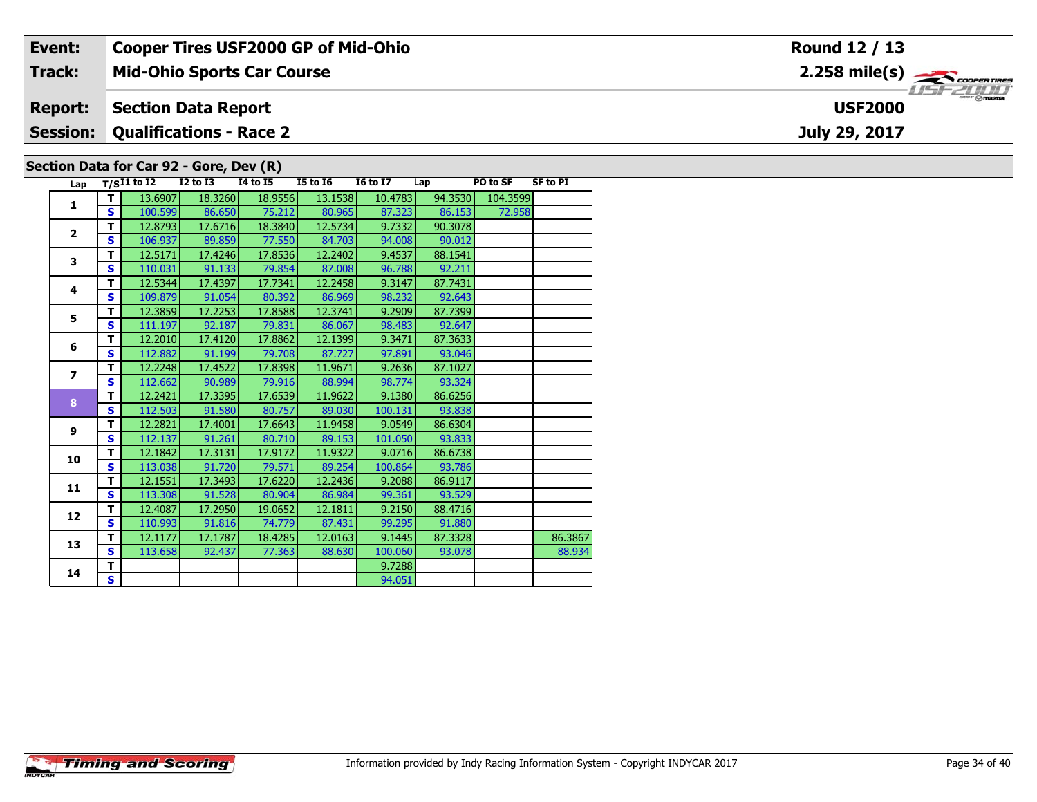| Event: | Cooper Tires USF2000 GP of Mid-Ohio | Round 12 / 13 |
|---|---|---|
| Track: | Mid-Ohio Sports Car Course | 2.258 mile(s) |
| Report: | Section Data Report | USF2000 |
| Session: | Qualifications - Race 2 | July 29, 2017 |

## Section Data for Car 92 - Gore, Dev (R)

| Lap | T/S | I1 to I2 | I2 to I3 | I4 to I5 | I5 to I6 | I6 to I7 | Lap | PO to SF | SF to PI |
|---|---|---|---|---|---|---|---|---|---|
| 1 | T | 13.6907 | 18.3260 | 18.9556 | 13.1538 | 10.4783 | 94.3530 | 104.3599 | |
| | S | 100.599 | 86.650 | 75.212 | 80.965 | 87.323 | 86.153 | 72.958 | |
| 2 | T | 12.8793 | 17.6716 | 18.3840 | 12.5734 | 9.7332 | 90.3078 | | |
| | S | 106.937 | 89.859 | 77.550 | 84.703 | 94.008 | 90.012 | | |
| 3 | T | 12.5171 | 17.4246 | 17.8536 | 12.2402 | 9.4537 | 88.1541 | | |
| | S | 110.031 | 91.133 | 79.854 | 87.008 | 96.788 | 92.211 | | |
| 4 | T | 12.5344 | 17.4397 | 17.7341 | 12.2458 | 9.3147 | 87.7431 | | |
| | S | 109.879 | 91.054 | 80.392 | 86.969 | 98.232 | 92.643 | | |
| 5 | T | 12.3859 | 17.2253 | 17.8588 | 12.3741 | 9.2909 | 87.7399 | | |
| | S | 111.197 | 92.187 | 79.831 | 86.067 | 98.483 | 92.647 | | |
| 6 | T | 12.2010 | 17.4120 | 17.8862 | 12.1399 | 9.3471 | 87.3633 | | |
| | S | 112.882 | 91.199 | 79.708 | 87.727 | 97.891 | 93.046 | | |
| 7 | T | 12.2248 | 17.4522 | 17.8398 | 11.9671 | 9.2636 | 87.1027 | | |
| | S | 112.662 | 90.989 | 79.916 | 88.994 | 98.774 | 93.324 | | |
| 8 | T | 12.2421 | 17.3395 | 17.6539 | 11.9622 | 9.1380 | 86.6256 | | |
| | S | 112.503 | 91.580 | 80.757 | 89.030 | 100.131 | 93.838 | | |
| 9 | T | 12.2821 | 17.4001 | 17.6643 | 11.9458 | 9.0549 | 86.6304 | | |
| | S | 112.137 | 91.261 | 80.710 | 89.153 | 101.050 | 93.833 | | |
| 10 | T | 12.1842 | 17.3131 | 17.9172 | 11.9322 | 9.0716 | 86.6738 | | |
| | S | 113.038 | 91.720 | 79.571 | 89.254 | 100.864 | 93.786 | | |
| 11 | T | 12.1551 | 17.3493 | 17.6220 | 12.2436 | 9.2088 | 86.9117 | | |
| | S | 113.308 | 91.528 | 80.904 | 86.984 | 99.361 | 93.529 | | |
| 12 | T | 12.4087 | 17.2950 | 19.0652 | 12.1811 | 9.2150 | 88.4716 | | |
| | S | 110.993 | 91.816 | 74.779 | 87.431 | 99.295 | 91.880 | | |
| 13 | T | 12.1177 | 17.1787 | 18.4285 | 12.0163 | 9.1445 | 87.3328 | | 86.3867 |
| | S | 113.658 | 92.437 | 77.363 | 88.630 | 100.060 | 93.078 | | 88.934 |
| 14 | T | | | | | 9.7288 | | | |
| | S | | | | | 94.051 | | | |

Information provided by Indy Racing Information System - Copyright INDYCAR 2017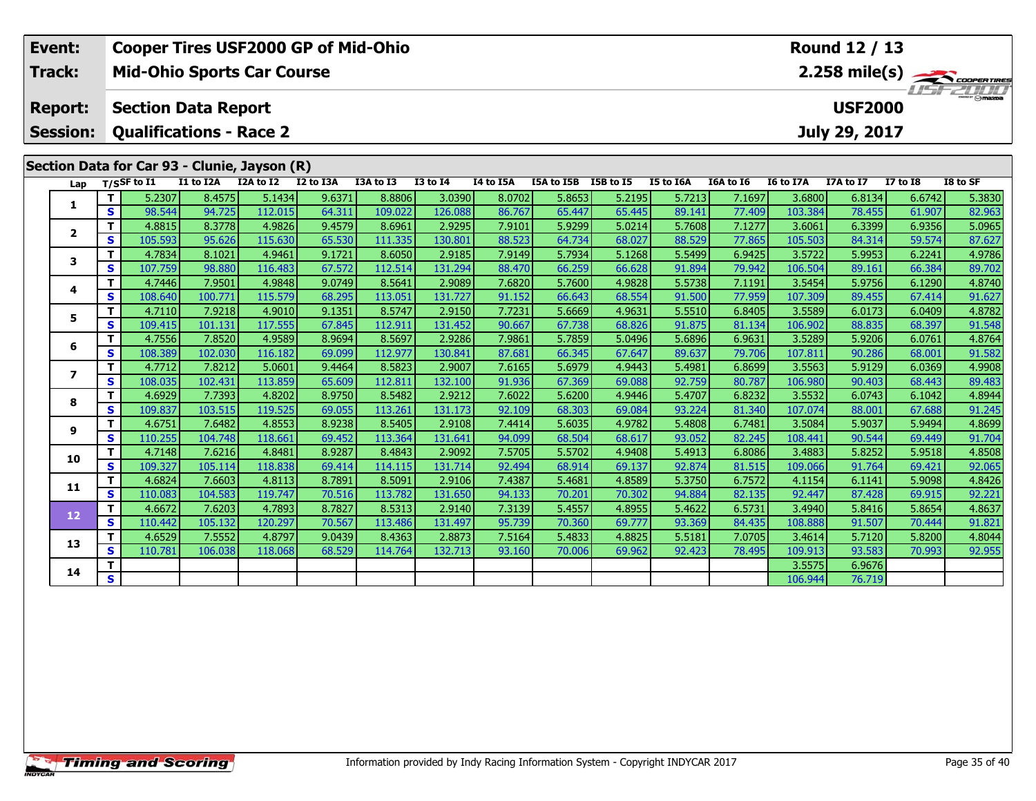| Event: | Cooper Tires USF2000 GP of Mid-Ohio | Round 12 / 13 |
|---|---|---|
| Track: | Mid-Ohio Sports Car Course | 2.258 mile(s) |
| Report: | Section Data Report | USF2000 |
| Session: | Qualifications - Race 2 | July 29, 2017 |

## Section Data for Car 93 - Clunie, Jayson (R)

| Lap | T/S | SF to I1 | I1 to I2A | I2A to I2 | I2 to I3A | I3A to I3 | I3 to I4 | I4 to I5A | I5A to I5B | I5B to I5 | I5 to I6A | I6A to I6 | I6 to I7A | I7A to I7 | I7 to I8 | I8 to SF |
|---|---|---|---|---|---|---|---|---|---|---|---|---|---|---|---|---|
| 1 | T | 5.2307 | 8.4575 | 5.1434 | 9.6371 | 8.8806 | 3.0390 | 8.0702 | 5.8653 | 5.2195 | 5.7213 | 7.1697 | 3.6800 | 6.8134 | 6.6742 | 5.3830 |
| | S | 98.544 | 94.725 | 112.015 | 64.311 | 109.022 | 126.088 | 86.767 | 65.447 | 65.445 | 89.141 | 77.409 | 103.384 | 78.455 | 61.907 | 82.963 |
| 2 | T | 4.8815 | 8.3778 | 4.9826 | 9.4579 | 8.6961 | 2.9295 | 7.9101 | 5.9299 | 5.0214 | 5.7608 | 7.1277 | 3.6061 | 6.3399 | 6.9356 | 5.0965 |
| | S | 105.593 | 95.626 | 115.630 | 65.530 | 111.335 | 130.801 | 88.523 | 64.734 | 68.027 | 88.529 | 77.865 | 105.503 | 84.314 | 59.574 | 87.627 |
| 3 | T | 4.7834 | 8.1021 | 4.9461 | 9.1721 | 8.6050 | 2.9185 | 7.9149 | 5.7934 | 5.1268 | 5.5499 | 6.9425 | 3.5722 | 5.9953 | 6.2241 | 4.9786 |
| | S | 107.759 | 98.880 | 116.483 | 67.572 | 112.514 | 131.294 | 88.470 | 66.259 | 66.628 | 91.894 | 79.942 | 106.504 | 89.161 | 66.384 | 89.702 |
| 4 | T | 4.7446 | 7.9501 | 4.9848 | 9.0749 | 8.5641 | 2.9089 | 7.6820 | 5.7600 | 4.9828 | 5.5738 | 7.1191 | 3.5454 | 5.9756 | 6.1290 | 4.8740 |
| | S | 108.640 | 100.771 | 115.579 | 68.295 | 113.051 | 131.727 | 91.152 | 66.643 | 68.554 | 91.500 | 77.959 | 107.309 | 89.455 | 67.414 | 91.627 |
| 5 | T | 4.7110 | 7.9218 | 4.9010 | 9.1351 | 8.5747 | 2.9150 | 7.7231 | 5.6669 | 4.9631 | 5.5510 | 6.8405 | 3.5589 | 6.0173 | 6.0409 | 4.8782 |
| | S | 109.415 | 101.131 | 117.555 | 67.845 | 112.911 | 131.452 | 90.667 | 67.738 | 68.826 | 91.875 | 81.134 | 106.902 | 88.835 | 68.397 | 91.548 |
| 6 | T | 4.7556 | 7.8520 | 4.9589 | 8.9694 | 8.5697 | 2.9286 | 7.9861 | 5.7859 | 5.0496 | 5.6896 | 6.9631 | 3.5289 | 5.9206 | 6.0761 | 4.8764 |
| | S | 108.389 | 102.030 | 116.182 | 69.099 | 112.977 | 130.841 | 87.681 | 66.345 | 67.647 | 89.637 | 79.706 | 107.811 | 90.286 | 68.001 | 91.582 |
| 7 | T | 4.7712 | 7.8212 | 5.0601 | 9.4464 | 8.5823 | 2.9007 | 7.6165 | 5.6979 | 4.9443 | 5.4981 | 6.8699 | 3.5563 | 5.9129 | 6.0369 | 4.9908 |
| | S | 108.035 | 102.431 | 113.859 | 65.609 | 112.811 | 132.100 | 91.936 | 67.369 | 69.088 | 92.759 | 80.787 | 106.980 | 90.403 | 68.443 | 89.483 |
| 8 | T | 4.6929 | 7.7393 | 4.8202 | 8.9750 | 8.5482 | 2.9212 | 7.6022 | 5.6200 | 4.9446 | 5.4707 | 6.8232 | 3.5532 | 6.0743 | 6.1042 | 4.8944 |
| | S | 109.837 | 103.515 | 119.525 | 69.055 | 113.261 | 131.173 | 92.109 | 68.303 | 69.084 | 93.224 | 81.340 | 107.074 | 88.001 | 67.688 | 91.245 |
| 9 | T | 4.6751 | 7.6482 | 4.8553 | 8.9238 | 8.5405 | 2.9108 | 7.4414 | 5.6035 | 4.9782 | 5.4808 | 6.7481 | 3.5084 | 5.9037 | 5.9494 | 4.8699 |
| | S | 110.255 | 104.748 | 118.661 | 69.452 | 113.364 | 131.641 | 94.099 | 68.504 | 68.617 | 93.052 | 82.245 | 108.441 | 90.544 | 69.449 | 91.704 |
| 10 | T | 4.7148 | 7.6216 | 4.8481 | 8.9287 | 8.4843 | 2.9092 | 7.5705 | 5.5702 | 4.9408 | 5.4913 | 6.8086 | 3.4883 | 5.8252 | 5.9518 | 4.8508 |
| | S | 109.327 | 105.114 | 118.838 | 69.414 | 114.115 | 131.714 | 92.494 | 68.914 | 69.137 | 92.874 | 81.515 | 109.066 | 91.764 | 69.421 | 92.065 |
| 11 | T | 4.6824 | 7.6603 | 4.8113 | 8.7891 | 8.5091 | 2.9106 | 7.4387 | 5.4681 | 4.8589 | 5.3750 | 6.7572 | 4.1154 | 6.1141 | 5.9098 | 4.8426 |
| | S | 110.083 | 104.583 | 119.747 | 70.516 | 113.782 | 131.650 | 94.133 | 70.201 | 70.302 | 94.884 | 82.135 | 92.447 | 87.428 | 69.915 | 92.221 |
| 12 | T | 4.6672 | 7.6203 | 4.7893 | 8.7827 | 8.5313 | 2.9140 | 7.3139 | 5.4557 | 4.8955 | 5.4622 | 6.5731 | 3.4940 | 5.8416 | 5.8654 | 4.8637 |
| | S | 110.442 | 105.132 | 120.297 | 70.567 | 113.486 | 131.497 | 95.739 | 70.360 | 69.777 | 93.369 | 84.435 | 108.888 | 91.507 | 70.444 | 91.821 |
| 13 | T | 4.6529 | 7.5552 | 4.8797 | 9.0439 | 8.4363 | 2.8873 | 7.5164 | 5.4833 | 4.8825 | 5.5181 | 7.0705 | 3.4614 | 5.7120 | 5.8200 | 4.8044 |
| | S | 110.781 | 106.038 | 118.068 | 68.529 | 114.764 | 132.713 | 93.160 | 70.006 | 69.962 | 92.423 | 78.495 | 109.913 | 93.583 | 70.993 | 92.955 |
| 14 | T | | | | | | | | | | | | 3.5575 | 6.9676 | | |
| | S | | | | | | | | | | | | 106.944 | 76.719 | | |

Information provided by Indy Racing Information System - Copyright INDYCAR 2017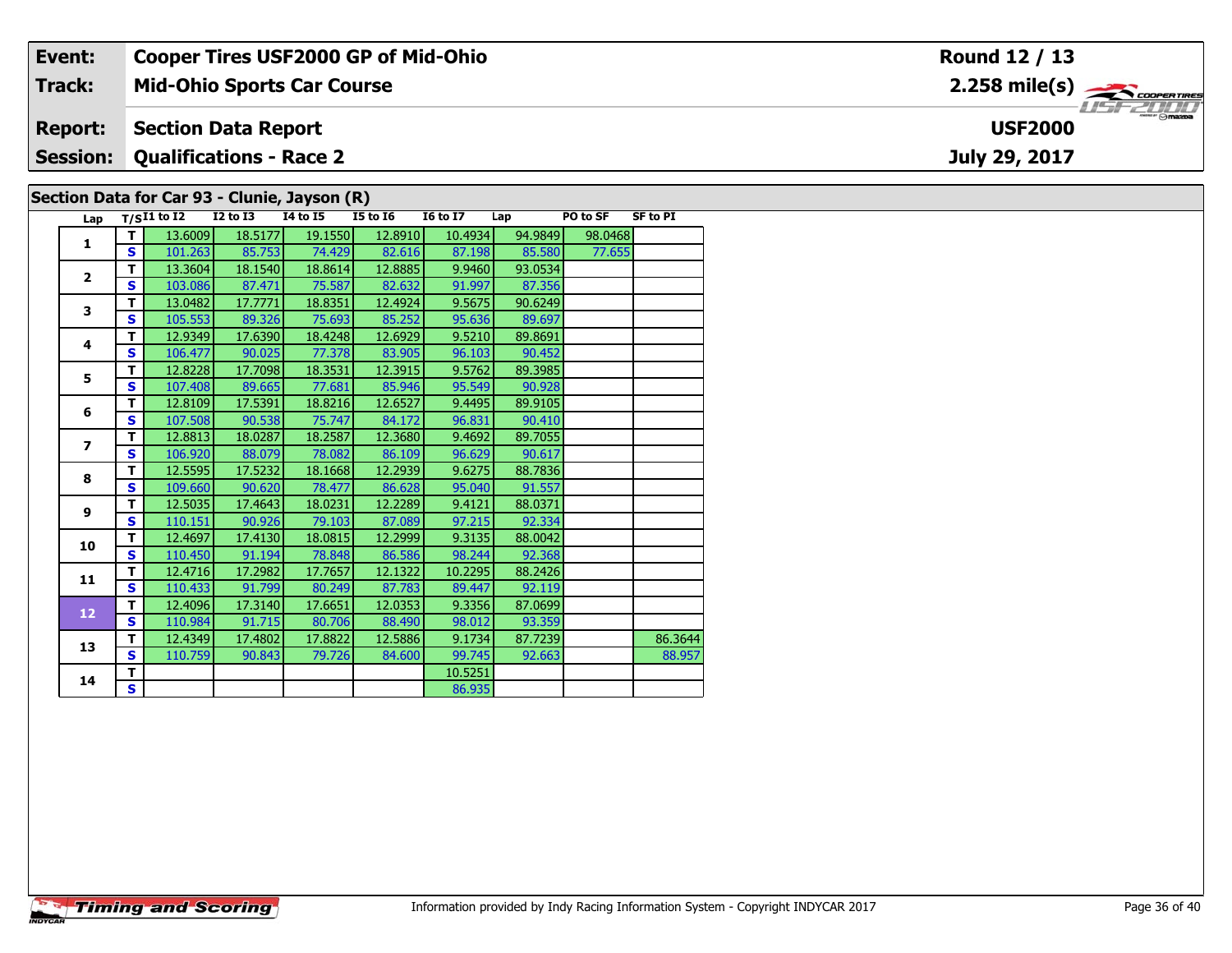| Event: | Cooper Tires USF2000 GP of Mid-Ohio | Round 12 / 13 |
|---|---|---|
| Track: | Mid-Ohio Sports Car Course | 2.258 mile(s) |
| Report: | Section Data Report | USF2000 |
| Session: | Qualifications - Race 2 | July 29, 2017 |

## Section Data for Car 93 - Clunie, Jayson (R)

| Lap | T/S | I1 to I2 | I2 to I3 | I4 to I5 | I5 to I6 | I6 to I7 | Lap | PO to SF | SF to PI |
|---|---|---|---|---|---|---|---|---|---|
| 1 | T | 13.6009 | 18.5177 | 19.1550 | 12.8910 | 10.4934 | 94.9849 | 98.0468 | |
| | S | 101.263 | 85.753 | 74.429 | 82.616 | 87.198 | 85.580 | 77.655 | |
| 2 | T | 13.3604 | 18.1540 | 18.8614 | 12.8885 | 9.9460 | 93.0534 | | |
| | S | 103.086 | 87.471 | 75.587 | 82.632 | 91.997 | 87.356 | | |
| 3 | T | 13.0482 | 17.7771 | 18.8351 | 12.4924 | 9.5675 | 90.6249 | | |
| | S | 105.553 | 89.326 | 75.693 | 85.252 | 95.636 | 89.697 | | |
| 4 | T | 12.9349 | 17.6390 | 18.4248 | 12.6929 | 9.5210 | 89.8691 | | |
| | S | 106.477 | 90.025 | 77.378 | 83.905 | 96.103 | 90.452 | | |
| 5 | T | 12.8228 | 17.7098 | 18.3531 | 12.3915 | 9.5762 | 89.3985 | | |
| | S | 107.408 | 89.665 | 77.681 | 85.946 | 95.549 | 90.928 | | |
| 6 | T | 12.8109 | 17.5391 | 18.8216 | 12.6527 | 9.4495 | 89.9105 | | |
| | S | 107.508 | 90.538 | 75.747 | 84.172 | 96.831 | 90.410 | | |
| 7 | T | 12.8813 | 18.0287 | 18.2587 | 12.3680 | 9.4692 | 89.7055 | | |
| | S | 106.920 | 88.079 | 78.082 | 86.109 | 96.629 | 90.617 | | |
| 8 | T | 12.5595 | 17.5232 | 18.1668 | 12.2939 | 9.6275 | 88.7836 | | |
| | S | 109.660 | 90.620 | 78.477 | 86.628 | 95.040 | 91.557 | | |
| 9 | T | 12.5035 | 17.4643 | 18.0231 | 12.2289 | 9.4121 | 88.0371 | | |
| | S | 110.151 | 90.926 | 79.103 | 87.089 | 97.215 | 92.334 | | |
| 10 | T | 12.4697 | 17.4130 | 18.0815 | 12.2999 | 9.3135 | 88.0042 | | |
| | S | 110.450 | 91.194 | 78.848 | 86.586 | 98.244 | 92.368 | | |
| 11 | T | 12.4716 | 17.2982 | 17.7657 | 12.1322 | 10.2295 | 88.2426 | | |
| | S | 110.433 | 91.799 | 80.249 | 87.783 | 89.447 | 92.119 | | |
| 12 | T | 12.4096 | 17.3140 | 17.6651 | 12.0353 | 9.3356 | 87.0699 | | |
| | S | 110.984 | 91.715 | 80.706 | 88.490 | 98.012 | 93.359 | | |
| 13 | T | 12.4349 | 17.4802 | 17.8822 | 12.5886 | 9.1734 | 87.7239 | | 86.3644 |
| | S | 110.759 | 90.843 | 79.726 | 84.600 | 99.745 | 92.663 | | 88.957 |
| 14 | T | | | | | 10.5251 | | | |
| | S | | | | | 86.935 | | | |

Information provided by Indy Racing Information System - Copyright INDYCAR 2017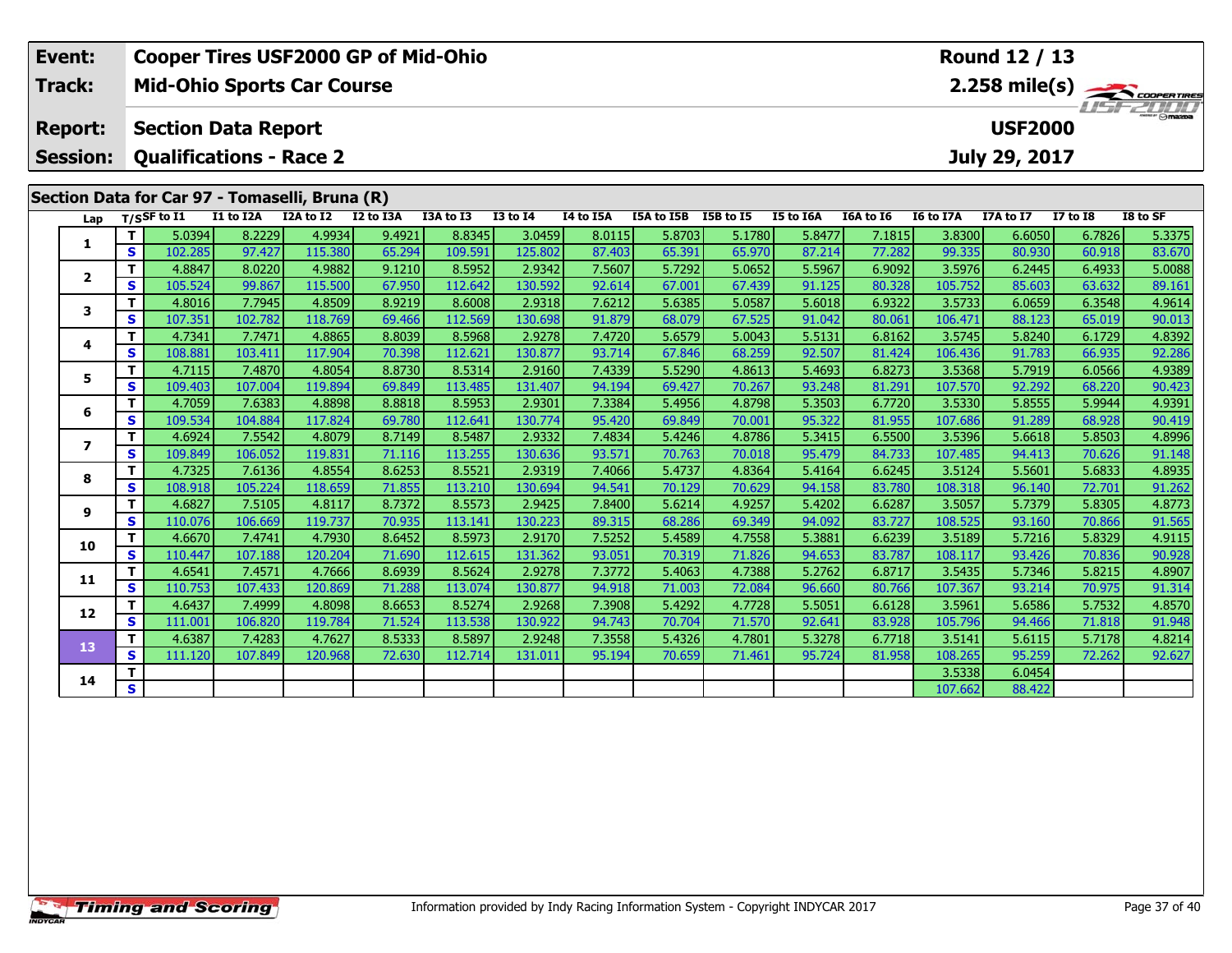| Event: | Cooper Tires USF2000 GP of Mid-Ohio | Round 12 / 13 |
|---|---|---|
| Track: | Mid-Ohio Sports Car Course | 2.258 mile(s) |
| Report: | Section Data Report | USF2000 |
| Session: | Qualifications - Race 2 | July 29, 2017 |

## Section Data for Car 97 - Tomaselli, Bruna (R)

| Lap | T/S | SF to I1 | I1 to I2A | I2A to I2 | I2 to I3A | I3A to I3 | I3 to I4 | I4 to I5A | I5A to I5B | I5B to I5 | I5 to I6A | I6A to I6 | I6 to I7A | I7A to I7 | I7 to I8 | I8 to SF |
|---|---|---|---|---|---|---|---|---|---|---|---|---|---|---|---|---|
| 1 | T | 5.0394 | 8.2229 | 4.9934 | 9.4921 | 8.8345 | 3.0459 | 8.0115 | 5.8703 | 5.1780 | 5.8477 | 7.1815 | 3.8300 | 6.6050 | 6.7826 | 5.3375 |
| | S | 102.285 | 97.427 | 115.380 | 65.294 | 109.591 | 125.802 | 87.403 | 65.391 | 65.970 | 87.214 | 77.282 | 99.335 | 80.930 | 60.918 | 83.670 |
| 2 | T | 4.8847 | 8.0220 | 4.9882 | 9.1210 | 8.5952 | 2.9342 | 7.5607 | 5.7292 | 5.0652 | 5.5967 | 6.9092 | 3.5976 | 6.2445 | 6.4933 | 5.0088 |
| | S | 105.524 | 99.867 | 115.500 | 67.950 | 112.642 | 130.592 | 92.614 | 67.001 | 67.439 | 91.125 | 80.328 | 105.752 | 85.603 | 63.632 | 89.161 |
| 3 | T | 4.8016 | 7.7945 | 4.8509 | 8.9219 | 8.6008 | 2.9318 | 7.6212 | 5.6385 | 5.0587 | 5.6018 | 6.9322 | 3.5733 | 6.0659 | 6.3548 | 4.9614 |
| | S | 107.351 | 102.782 | 118.769 | 69.466 | 112.569 | 130.698 | 91.879 | 68.079 | 67.525 | 91.042 | 80.061 | 106.471 | 88.123 | 65.019 | 90.013 |
| 4 | T | 4.7341 | 7.7471 | 4.8865 | 8.8039 | 8.5968 | 2.9278 | 7.4720 | 5.6579 | 5.0043 | 5.5131 | 6.8162 | 3.5745 | 5.8240 | 6.1729 | 4.8392 |
| | S | 108.881 | 103.411 | 117.904 | 70.398 | 112.621 | 130.877 | 93.714 | 67.846 | 68.259 | 92.507 | 81.424 | 106.436 | 91.783 | 66.935 | 92.286 |
| 5 | T | 4.7115 | 7.4870 | 4.8054 | 8.8730 | 8.5314 | 2.9160 | 7.4339 | 5.5290 | 4.8613 | 5.4693 | 6.8273 | 3.5368 | 5.7919 | 6.0566 | 4.9389 |
| | S | 109.403 | 107.004 | 119.894 | 69.849 | 113.485 | 131.407 | 94.194 | 69.427 | 70.267 | 93.248 | 81.291 | 107.570 | 92.292 | 68.220 | 90.423 |
| 6 | T | 4.7059 | 7.6383 | 4.8898 | 8.8818 | 8.5953 | 2.9301 | 7.3384 | 5.4956 | 4.8798 | 5.3503 | 6.7720 | 3.5330 | 5.8555 | 5.9944 | 4.9391 |
| | S | 109.534 | 104.884 | 117.824 | 69.780 | 112.641 | 130.774 | 95.420 | 69.849 | 70.001 | 95.322 | 81.955 | 107.686 | 91.289 | 68.928 | 90.419 |
| 7 | T | 4.6924 | 7.5542 | 4.8079 | 8.7149 | 8.5487 | 2.9332 | 7.4834 | 5.4246 | 4.8786 | 5.3415 | 6.5500 | 3.5396 | 5.6618 | 5.8503 | 4.8996 |
| | S | 109.849 | 106.052 | 119.831 | 71.116 | 113.255 | 130.636 | 93.571 | 70.763 | 70.018 | 95.479 | 84.733 | 107.485 | 94.413 | 70.626 | 91.148 |
| 8 | T | 4.7325 | 7.6136 | 4.8554 | 8.6253 | 8.5521 | 2.9319 | 7.4066 | 5.4737 | 4.8364 | 5.4164 | 6.6245 | 3.5124 | 5.5601 | 5.6833 | 4.8935 |
| | S | 108.918 | 105.224 | 118.659 | 71.855 | 113.210 | 130.694 | 94.541 | 70.129 | 70.629 | 94.158 | 83.780 | 108.318 | 96.140 | 72.701 | 91.262 |
| 9 | T | 4.6827 | 7.5105 | 4.8117 | 8.7372 | 8.5573 | 2.9425 | 7.8400 | 5.6214 | 4.9257 | 5.4202 | 6.6287 | 3.5057 | 5.7379 | 5.8305 | 4.8773 |
| | S | 110.076 | 106.669 | 119.737 | 70.935 | 113.141 | 130.223 | 89.315 | 68.286 | 69.349 | 94.092 | 83.727 | 108.525 | 93.160 | 70.866 | 91.565 |
| 10 | T | 4.6670 | 7.4741 | 4.7930 | 8.6452 | 8.5973 | 2.9170 | 7.5252 | 5.4589 | 4.7558 | 5.3881 | 6.6239 | 3.5189 | 5.7216 | 5.8329 | 4.9115 |
| | S | 110.447 | 107.188 | 120.204 | 71.690 | 112.615 | 131.362 | 93.051 | 70.319 | 71.826 | 94.653 | 83.787 | 108.117 | 93.426 | 70.836 | 90.928 |
| 11 | T | 4.6541 | 7.4571 | 4.7666 | 8.6939 | 8.5624 | 2.9278 | 7.3772 | 5.4063 | 4.7388 | 5.2762 | 6.8717 | 3.5435 | 5.7346 | 5.8215 | 4.8907 |
| | S | 110.753 | 107.433 | 120.869 | 71.288 | 113.074 | 130.877 | 94.918 | 71.003 | 72.084 | 96.660 | 80.766 | 107.367 | 93.214 | 70.975 | 91.314 |
| 12 | T | 4.6437 | 7.4999 | 4.8098 | 8.6653 | 8.5274 | 2.9268 | 7.3908 | 5.4292 | 4.7728 | 5.5051 | 6.6128 | 3.5961 | 5.6586 | 5.7532 | 4.8570 |
| | S | 111.001 | 106.820 | 119.784 | 71.524 | 113.538 | 130.922 | 94.743 | 70.704 | 71.570 | 92.641 | 83.928 | 105.796 | 94.466 | 71.818 | 91.948 |
| 13 | T | 4.6387 | 7.4283 | 4.7627 | 8.5333 | 8.5897 | 2.9248 | 7.3558 | 5.4326 | 4.7801 | 5.3278 | 6.7718 | 3.5141 | 5.6115 | 5.7178 | 4.8214 |
| | S | 111.120 | 107.849 | 120.968 | 72.630 | 112.714 | 131.011 | 95.194 | 70.659 | 71.461 | 95.724 | 81.958 | 108.265 | 95.259 | 72.262 | 92.627 |
| 14 | T | | | | | | | | | | | | 3.5338 | 6.0454 | | |
| | S | | | | | | | | | | | | 107.662 | 88.422 | | |

Information provided by Indy Racing Information System - Copyright INDYCAR 2017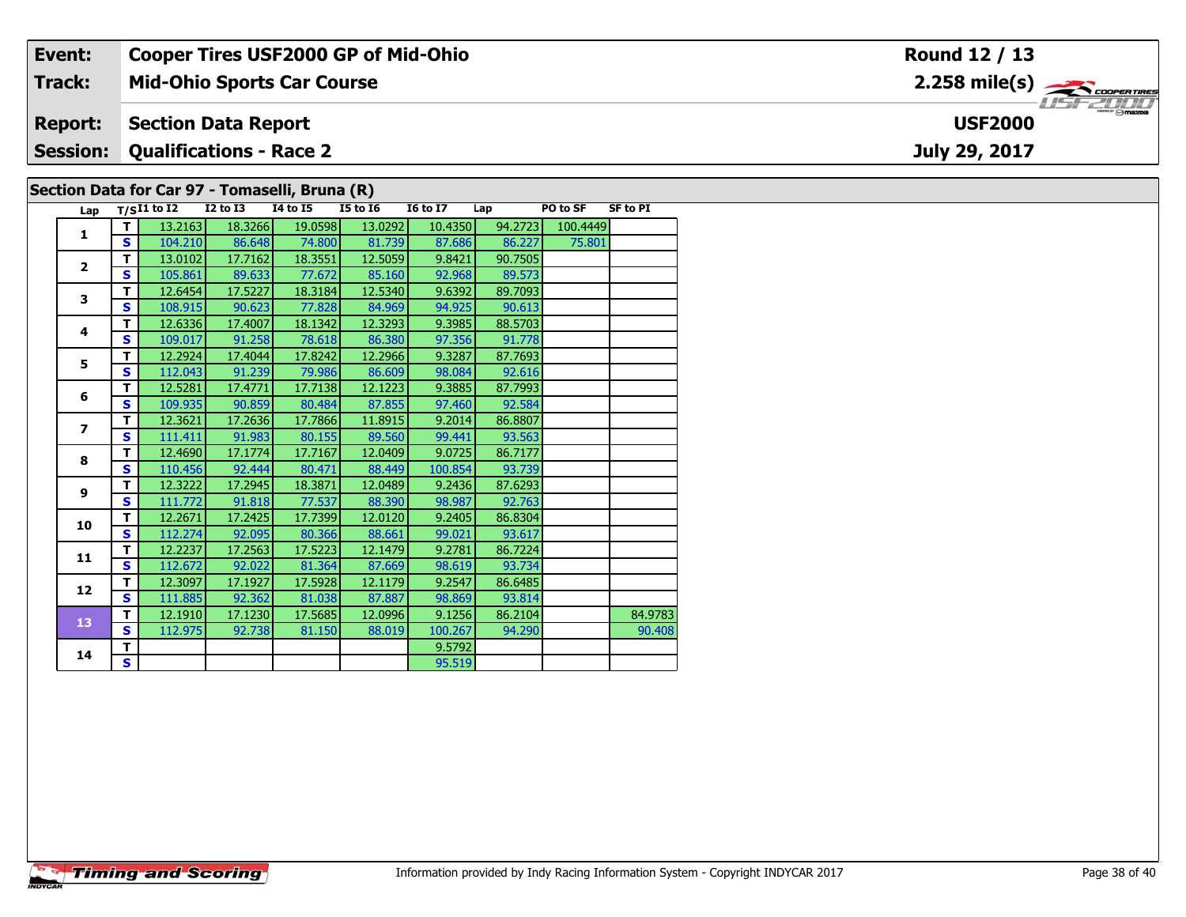| Event: | Cooper Tires USF2000 GP of Mid-Ohio | Round 12 / 13 |
|---|---|---|
| Track: | Mid-Ohio Sports Car Course | 2.258 mile(s) |
| Report: | Section Data Report | USF2000 |
| Session: | Qualifications - Race 2 | July 29, 2017 |

## Section Data for Car 97 - Tomaselli, Bruna (R)

| Lap | T/S | I1 to I2 | I2 to I3 | I4 to I5 | I5 to I6 | I6 to I7 | Lap | PO to SF | SF to PI |
|---|---|---|---|---|---|---|---|---|---|
| 1 | T | 13.2163 | 18.3266 | 19.0598 | 13.0292 | 10.4350 | 94.2723 | 100.4449 | |
| | S | 104.210 | 86.648 | 74.800 | 81.739 | 87.686 | 86.227 | 75.801 | |
| 2 | T | 13.0102 | 17.7162 | 18.3551 | 12.5059 | 9.8421 | 90.7505 | | |
| | S | 105.861 | 89.633 | 77.672 | 85.160 | 92.968 | 89.573 | | |
| 3 | T | 12.6454 | 17.5227 | 18.3184 | 12.5340 | 9.6392 | 89.7093 | | |
| | S | 108.915 | 90.623 | 77.828 | 84.969 | 94.925 | 90.613 | | |
| 4 | T | 12.6336 | 17.4007 | 18.1342 | 12.3293 | 9.3985 | 88.5703 | | |
| | S | 109.017 | 91.258 | 78.618 | 86.380 | 97.356 | 91.778 | | |
| 5 | T | 12.2924 | 17.4044 | 17.8242 | 12.2966 | 9.3287 | 87.7693 | | |
| | S | 112.043 | 91.239 | 79.986 | 86.609 | 98.084 | 92.616 | | |
| 6 | T | 12.5281 | 17.4771 | 17.7138 | 12.1223 | 9.3885 | 87.7993 | | |
| | S | 109.935 | 90.859 | 80.484 | 87.855 | 97.460 | 92.584 | | |
| 7 | T | 12.3621 | 17.2636 | 17.7866 | 11.8915 | 9.2014 | 86.8807 | | |
| | S | 111.411 | 91.983 | 80.155 | 89.560 | 99.441 | 93.563 | | |
| 8 | T | 12.4690 | 17.1774 | 17.7167 | 12.0409 | 9.0725 | 86.7177 | | |
| | S | 110.456 | 92.444 | 80.471 | 88.449 | 100.854 | 93.739 | | |
| 9 | T | 12.3222 | 17.2945 | 18.3871 | 12.0489 | 9.2436 | 87.6293 | | |
| | S | 111.772 | 91.818 | 77.537 | 88.390 | 98.987 | 92.763 | | |
| 10 | T | 12.2671 | 17.2425 | 17.7399 | 12.0120 | 9.2405 | 86.8304 | | |
| | S | 112.274 | 92.095 | 80.366 | 88.661 | 99.021 | 93.617 | | |
| 11 | T | 12.2237 | 17.2563 | 17.5223 | 12.1479 | 9.2781 | 86.7224 | | |
| | S | 112.672 | 92.022 | 81.364 | 87.669 | 98.619 | 93.734 | | |
| 12 | T | 12.3097 | 17.1927 | 17.5928 | 12.1179 | 9.2547 | 86.6485 | | |
| | S | 111.885 | 92.362 | 81.038 | 87.887 | 98.869 | 93.814 | | |
| 13 | T | 12.1910 | 17.1230 | 17.5685 | 12.0996 | 9.1256 | 86.2104 | | 84.9783 |
| | S | 112.975 | 92.738 | 81.150 | 88.019 | 100.267 | 94.290 | | 90.408 |
| 14 | T | | | | | 9.5792 | | | |
| | S | | | | | 95.519 | | | |

Information provided by Indy Racing Information System - Copyright INDYCAR 2017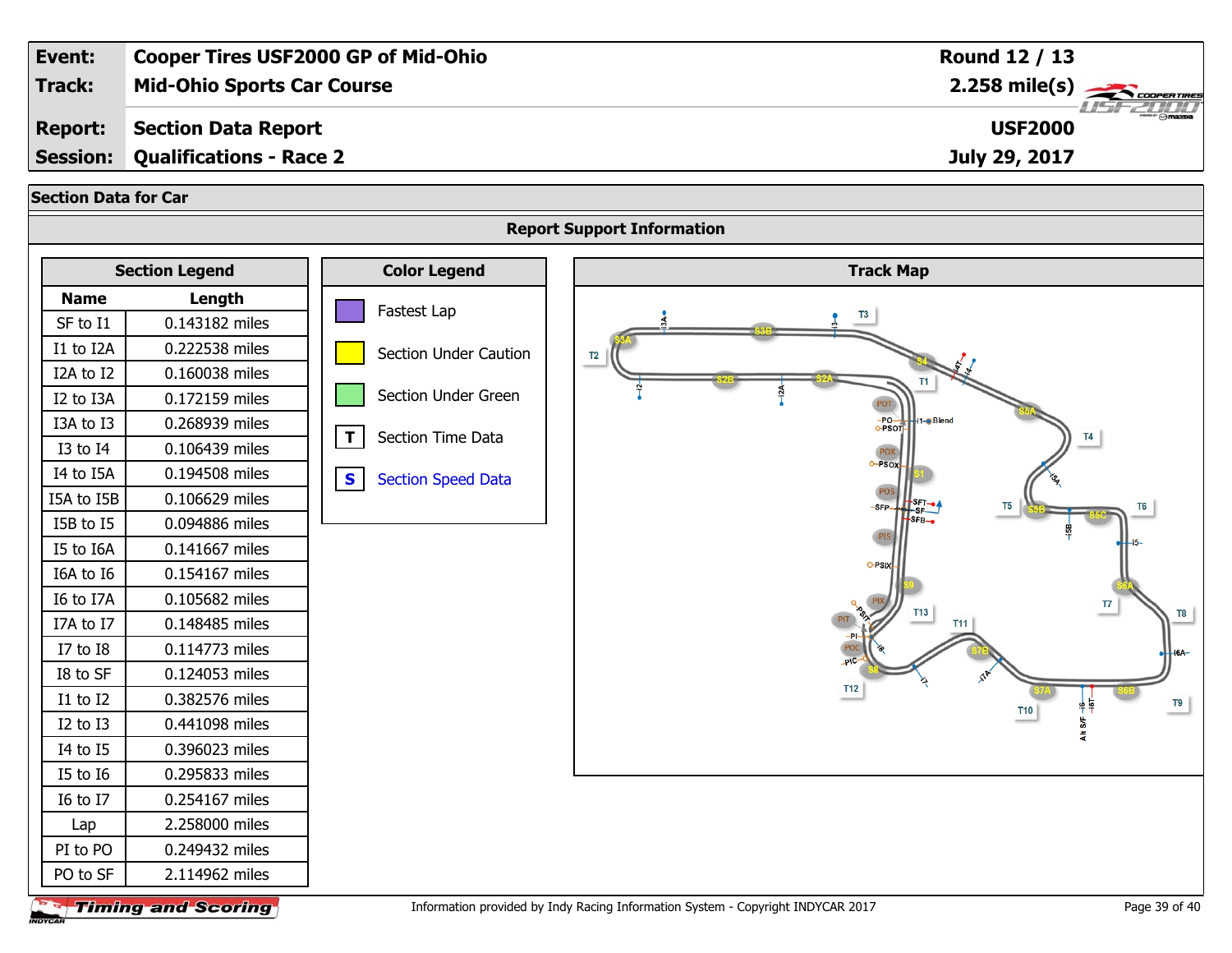| Event: | Cooper Tires USF2000 GP of Mid-Ohio | Round 12 / 13 |
|---|---|---|
| Track: | Mid-Ohio Sports Car Course | 2.258 mile(s) |
| Report: | Section Data Report | USF2000 |
| Session: | Qualifications - Race 2 | July 29, 2017 |

## Section Data for Car

### Report Support Information

**Section Legend**

| Name | Length |
|---|---|
| SF to I1 | 0.143182 miles |
| I1 to I2A | 0.222538 miles |
| I2A to I2 | 0.160038 miles |
| I2 to I3A | 0.172159 miles |
| I3A to I3 | 0.268939 miles |
| I3 to I4 | 0.106439 miles |
| I4 to I5A | 0.194508 miles |
| I5A to I5B | 0.106629 miles |
| I5B to I5 | 0.094886 miles |
| I5 to I6A | 0.141667 miles |
| I6A to I6 | 0.154167 miles |
| I6 to I7A | 0.105682 miles |
| I7A to I7 | 0.148485 miles |
| I7 to I8 | 0.114773 miles |
| I8 to SF | 0.124053 miles |
| I1 to I2 | 0.382576 miles |
| I2 to I3 | 0.441098 miles |
| I4 to I5 | 0.396023 miles |
| I5 to I6 | 0.295833 miles |
| I6 to I7 | 0.254167 miles |
| Lap | 2.258000 miles |
| PI to PO | 0.249432 miles |
| PO to SF | 2.114962 miles |

**Color Legend**

- Fastest Lap
- Section Under Caution
- Section Under Green
- **T** Section Time Data
- **S** Section Speed Data

**Track Map**

Information provided by Indy Racing Information System - Copyright INDYCAR 2017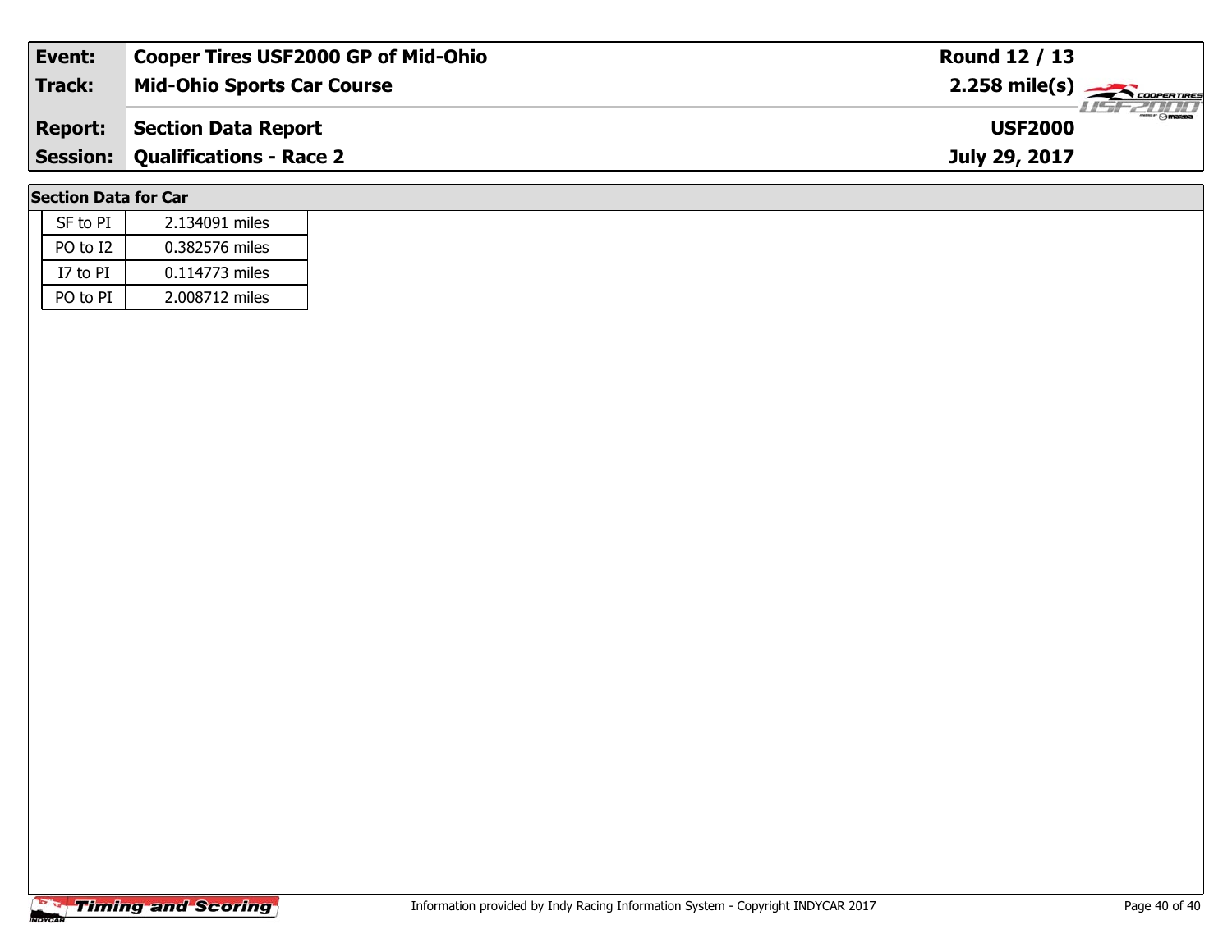| | |
|---|---|
| **Event:** | **Cooper Tires USF2000 GP of Mid-Ohio** |
| **Track:** | **Mid-Ohio Sports Car Course** |
| **Report:** | **Section Data Report** |
| **Session:** | **Qualifications - Race 2** |

**Round 12 / 13**
**2.258 mile(s)**
**USF2000**
**July 29, 2017**

## Section Data for Car

| | |
|---|---|
| SF to PI | 2.134091 miles |
| PO to I2 | 0.382576 miles |
| I7 to PI | 0.114773 miles |
| PO to PI | 2.008712 miles |

Information provided by Indy Racing Information System - Copyright INDYCAR 2017